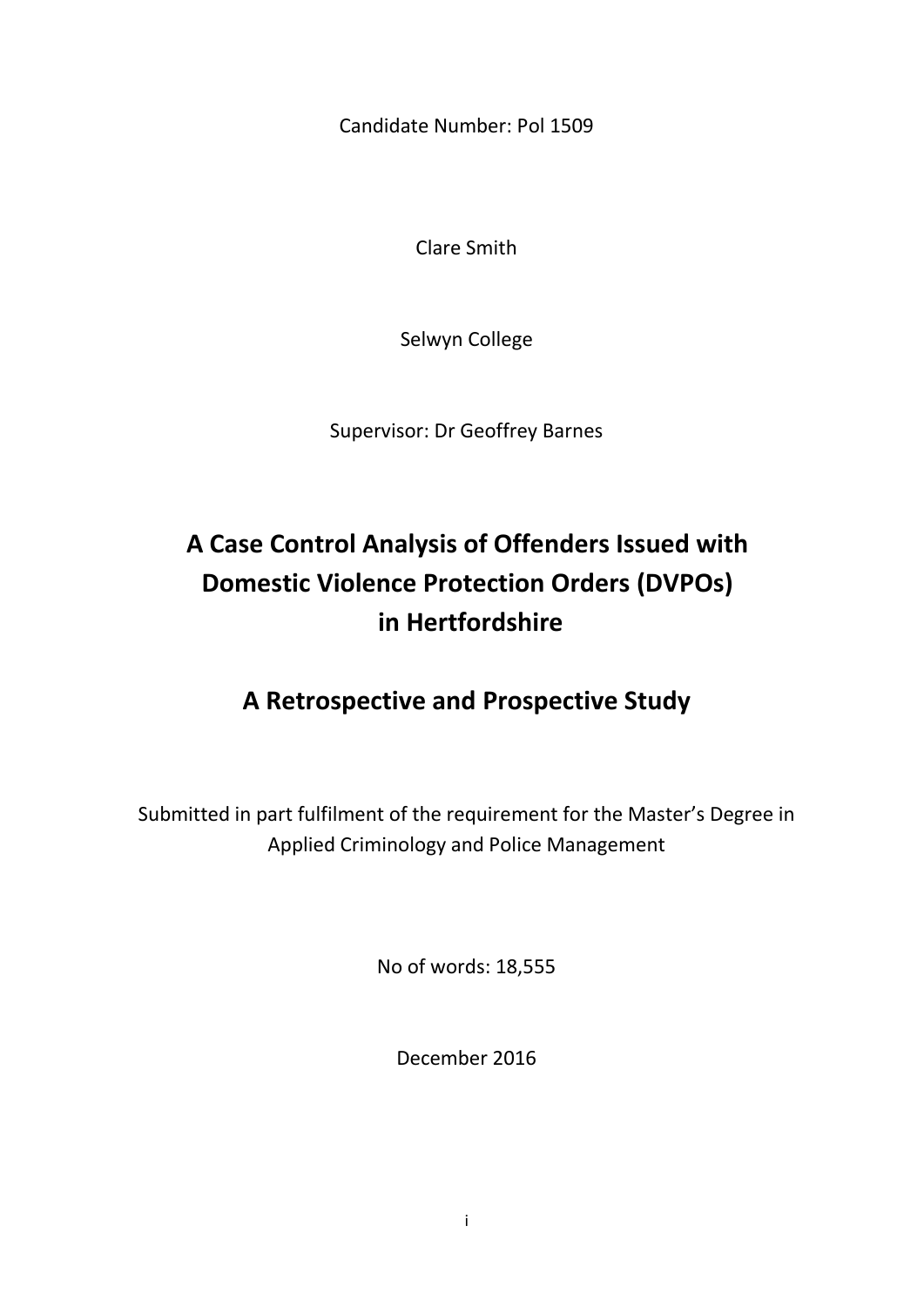Candidate Number: Pol 1509

Clare Smith

Selwyn College

Supervisor: Dr Geoffrey Barnes

# A Case Control Analysis of Offenders Issued with Domestic Violence Protection Orders (DVPOs) in Hertfordshire

# A Retrospective and Prospective Study

Submitted in part fulfilment of the requirement for the Master's Degree in Applied Criminology and Police Management

No of words: 18,555

December 2016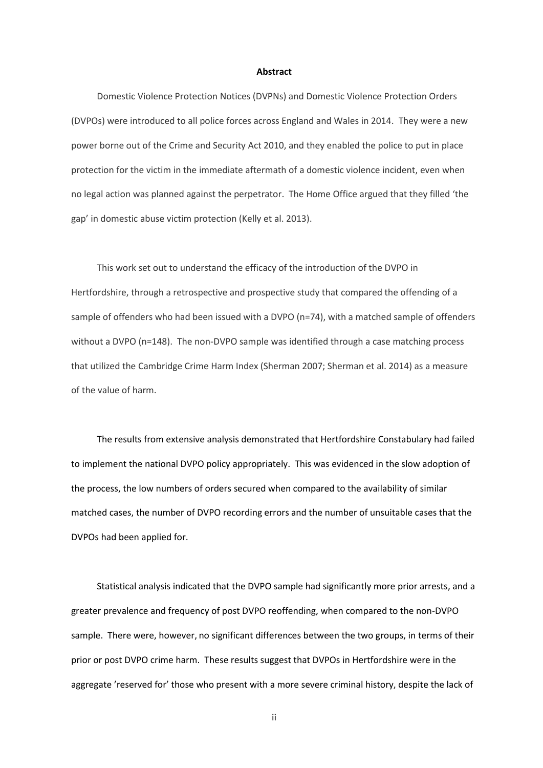## Abstract

Domestic Violence Protection Notices (DVPNs) and Domestic Violence Protection Orders (DVPOs) were introduced to all police forces across England and Wales in 2014. They were a new power borne out of the Crime and Security Act 2010, and they enabled the police to put in place protection for the victim in the immediate aftermath of a domestic violence incident, even when no legal action was planned against the perpetrator. The Home Office argued that they filled 'the gap' in domestic abuse victim protection (Kelly et al. 2013).

This work set out to understand the efficacy of the introduction of the DVPO in Hertfordshire, through a retrospective and prospective study that compared the offending of a sample of offenders who had been issued with a DVPO (n=74), with a matched sample of offenders without a DVPO (n=148). The non-DVPO sample was identified through a case matching process that utilized the Cambridge Crime Harm Index (Sherman 2007; Sherman et al. 2014) as a measure of the value of harm.

The results from extensive analysis demonstrated that Hertfordshire Constabulary had failed to implement the national DVPO policy appropriately. This was evidenced in the slow adoption of the process, the low numbers of orders secured when compared to the availability of similar matched cases, the number of DVPO recording errors and the number of unsuitable cases that the DVPOs had been applied for.

Statistical analysis indicated that the DVPO sample had significantly more prior arrests, and a greater prevalence and frequency of post DVPO reoffending, when compared to the non-DVPO sample. There were, however, no significant differences between the two groups, in terms of their prior or post DVPO crime harm. These results suggest that DVPOs in Hertfordshire were in the aggregate 'reserved for' those who present with a more severe criminal history, despite the lack of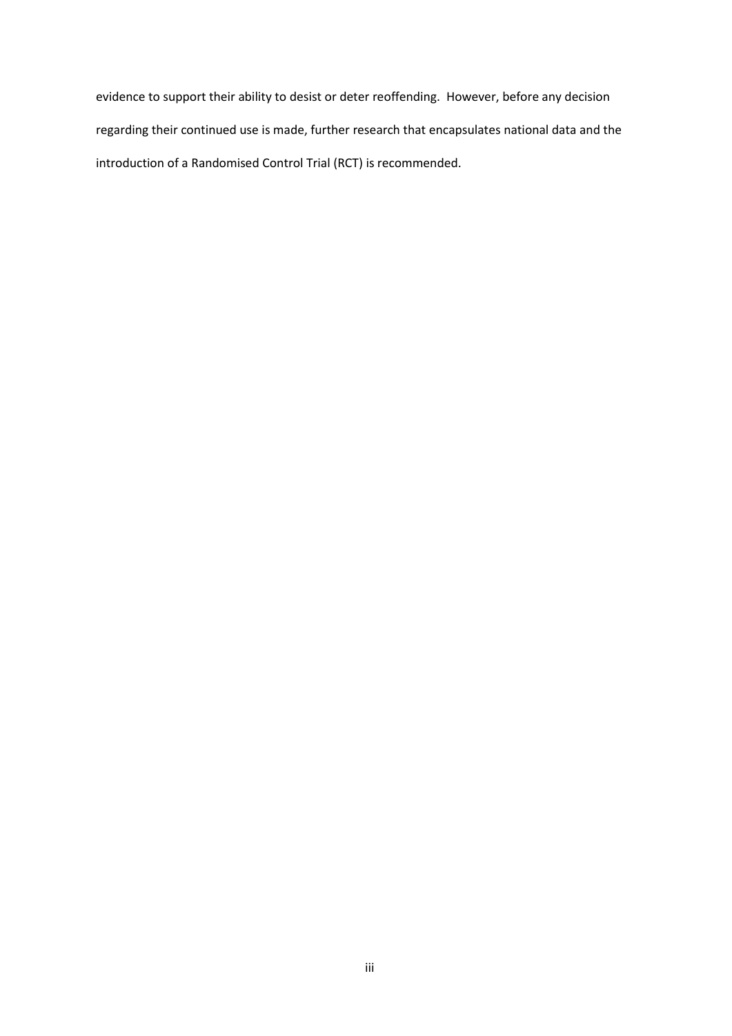evidence to support their ability to desist or deter reoffending. However, before any decision regarding their continued use is made, further research that encapsulates national data and the introduction of a Randomised Control Trial (RCT) is recommended.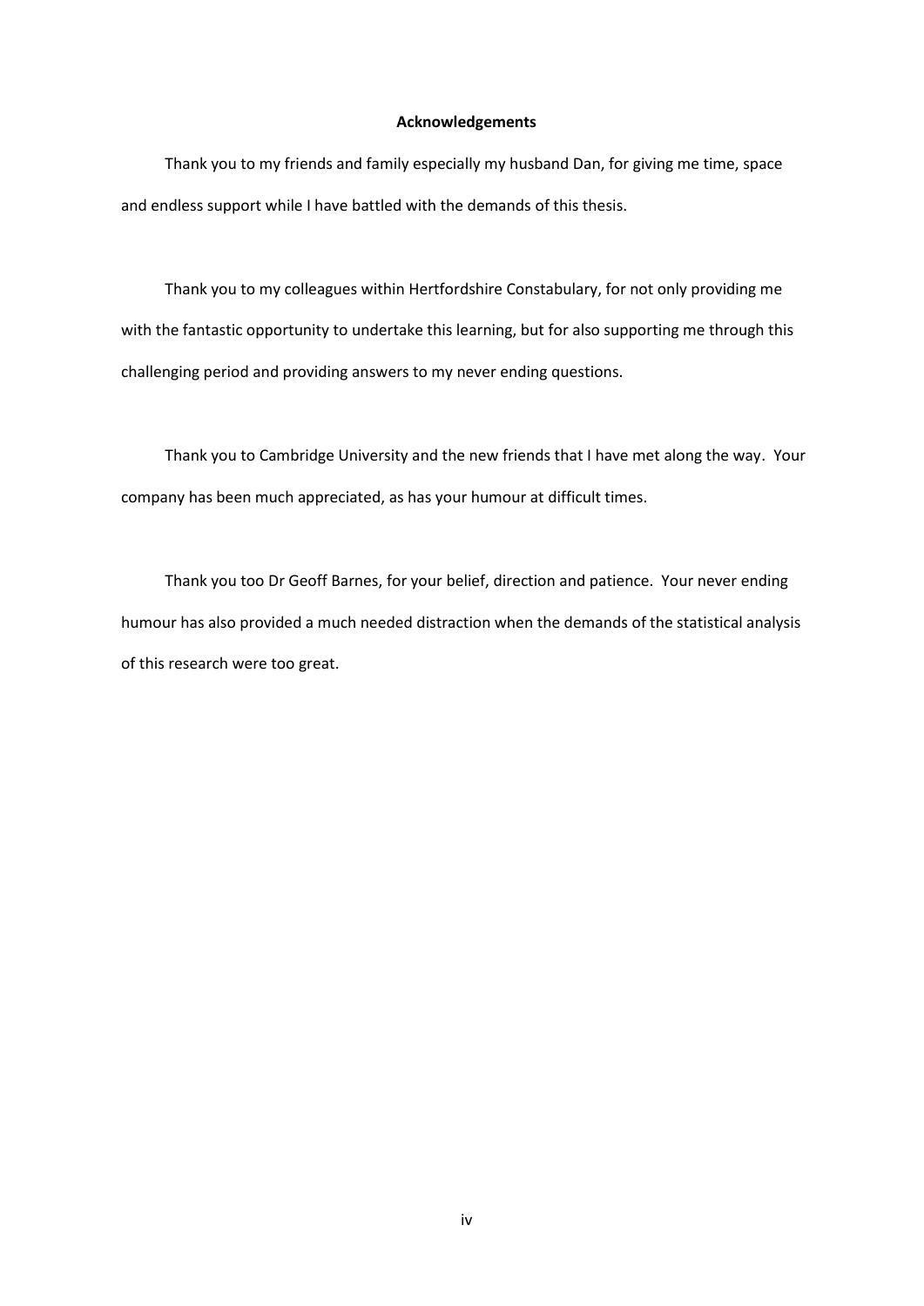## Acknowledgements

Thank you to my friends and family especially my husband Dan, for giving me time, space and endless support while I have battled with the demands of this thesis.

Thank you to my colleagues within Hertfordshire Constabulary, for not only providing me with the fantastic opportunity to undertake this learning, but for also supporting me through this challenging period and providing answers to my never ending questions.

Thank you to Cambridge University and the new friends that I have met along the way. Your company has been much appreciated, as has your humour at difficult times.

Thank you too Dr Geoff Barnes, for your belief, direction and patience. Your never ending humour has also provided a much needed distraction when the demands of the statistical analysis of this research were too great.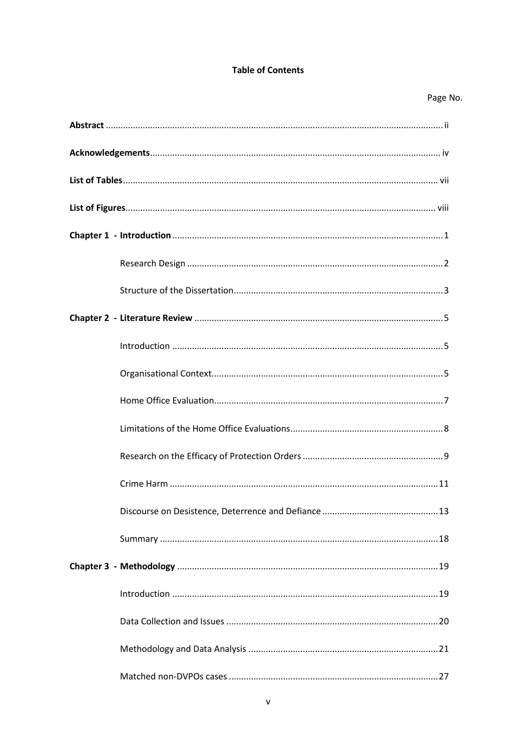# Table of Contents

Page No.

**Abstract** ..... ii

**Acknowledgements** ..... iv

**List of Tables** ..... vii

**List of Figures** ..... viii

**Chapter 1 - Introduction** ..... 1

- Research Design ..... 2
- Structure of the Dissertation ..... 3

**Chapter 2 - Literature Review** ..... 5

- Introduction ..... 5
- Organisational Context ..... 5
- Home Office Evaluation ..... 7
- Limitations of the Home Office Evaluations ..... 8
- Research on the Efficacy of Protection Orders ..... 9
- Crime Harm ..... 11
- Discourse on Desistence, Deterrence and Defiance ..... 13
- Summary ..... 18

**Chapter 3 - Methodology** ..... 19

- Introduction ..... 19
- Data Collection and Issues ..... 20
- Methodology and Data Analysis ..... 21
- Matched non-DVPOs cases ..... 27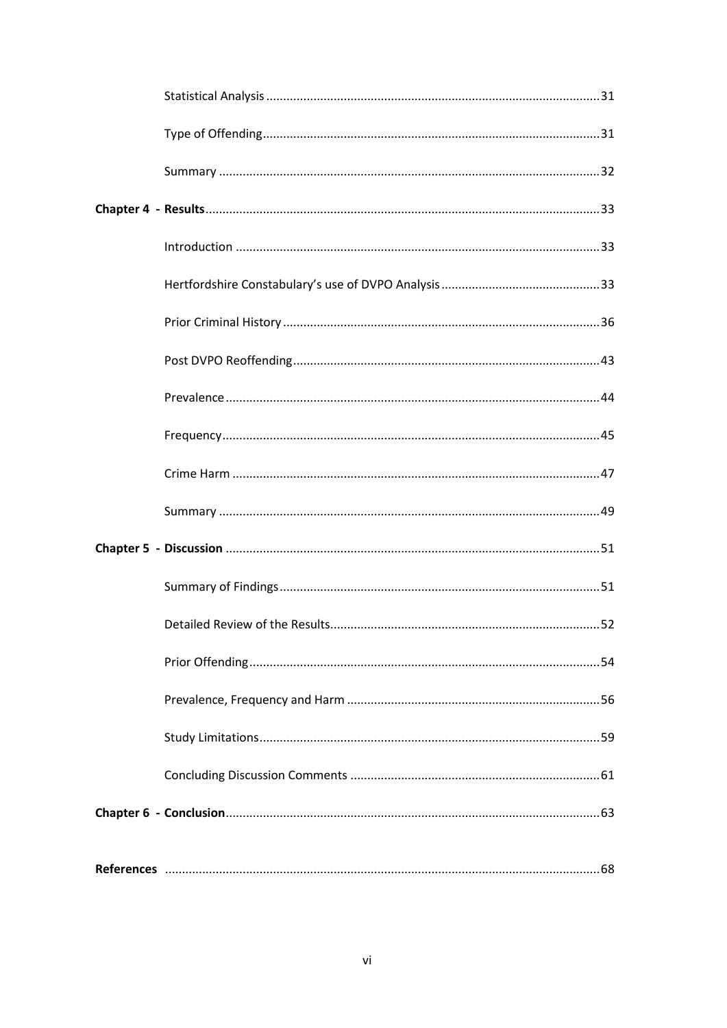Statistical Analysis ........................................................................................ 31

Type of Offending ........................................................................................ 31

Summary ........................................................................................ 32

**Chapter 4 - Results** ........................................................................................ 33

Introduction ........................................................................................ 33

Hertfordshire Constabulary's use of DVPO Analysis ........................................................................................ 33

Prior Criminal History ........................................................................................ 36

Post DVPO Reoffending ........................................................................................ 43

Prevalence ........................................................................................ 44

Frequency ........................................................................................ 45

Crime Harm ........................................................................................ 47

Summary ........................................................................................ 49

**Chapter 5 - Discussion** ........................................................................................ 51

Summary of Findings ........................................................................................ 51

Detailed Review of the Results ........................................................................................ 52

Prior Offending ........................................................................................ 54

Prevalence, Frequency and Harm ........................................................................................ 56

Study Limitations ........................................................................................ 59

Concluding Discussion Comments ........................................................................................ 61

**Chapter 6 - Conclusion** ........................................................................................ 63

**References** ........................................................................................ 68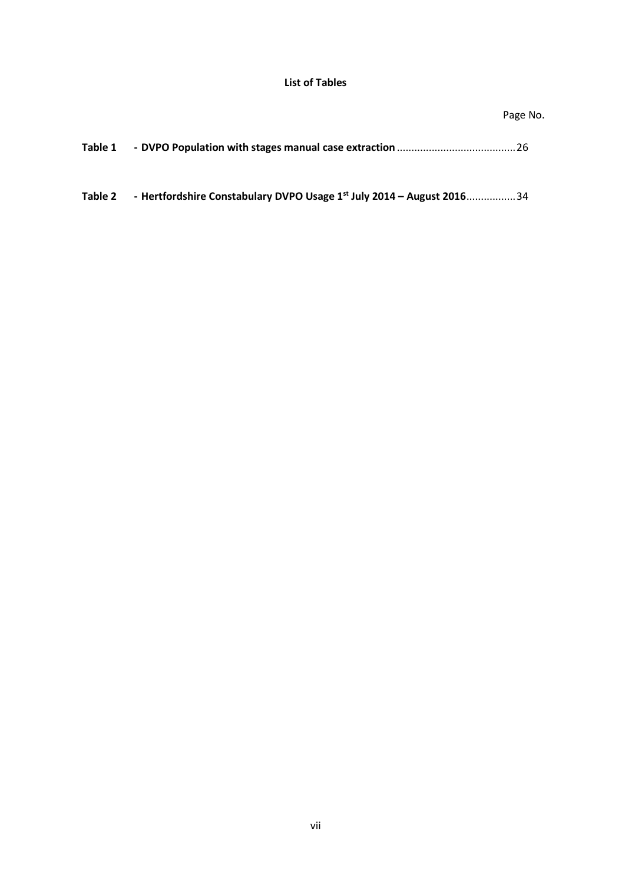## List of Tables

Page No.

**Table 1 - DVPO Population with stages manual case extraction** ........................................ 26

**Table 2 - Hertfordshire Constabulary DVPO Usage 1st July 2014 – August 2016** ................ 34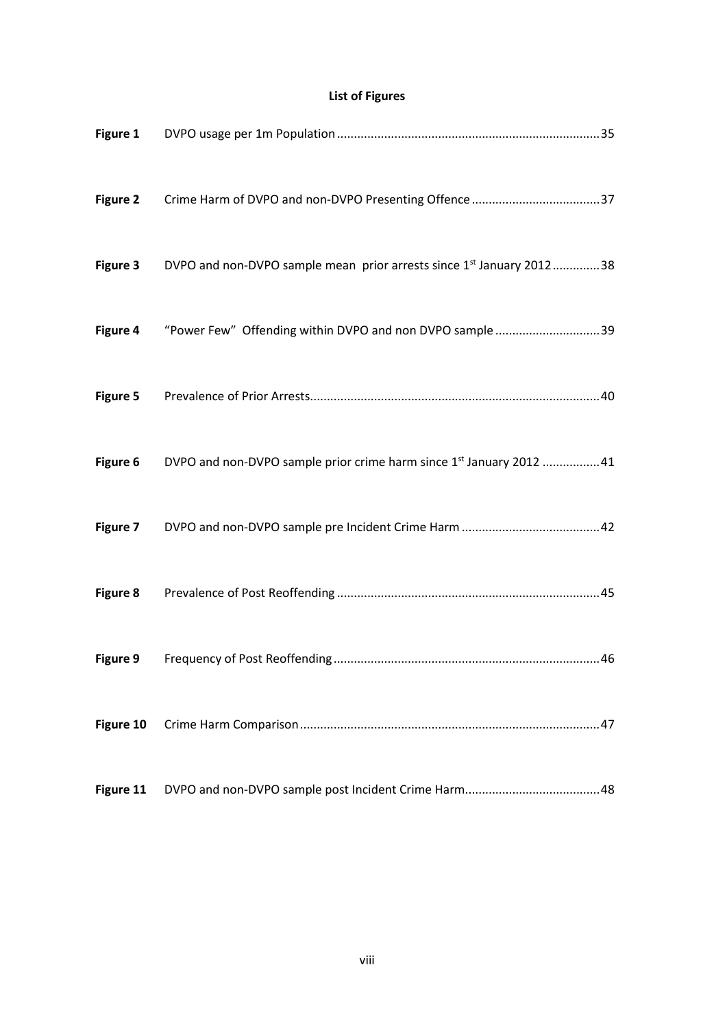# List of Figures

| | | |
|---|---|---|
| **Figure 1** | DVPO usage per 1m Population | 35 |
| **Figure 2** | Crime Harm of DVPO and non-DVPO Presenting Offence | 37 |
| **Figure 3** | DVPO and non-DVPO sample mean prior arrests since 1st January 2012 | 38 |
| **Figure 4** | "Power Few" Offending within DVPO and non DVPO sample | 39 |
| **Figure 5** | Prevalence of Prior Arrests | 40 |
| **Figure 6** | DVPO and non-DVPO sample prior crime harm since 1st January 2012 | 41 |
| **Figure 7** | DVPO and non-DVPO sample pre Incident Crime Harm | 42 |
| **Figure 8** | Prevalence of Post Reoffending | 45 |
| **Figure 9** | Frequency of Post Reoffending | 46 |
| **Figure 10** | Crime Harm Comparison | 47 |
| **Figure 11** | DVPO and non-DVPO sample post Incident Crime Harm | 48 |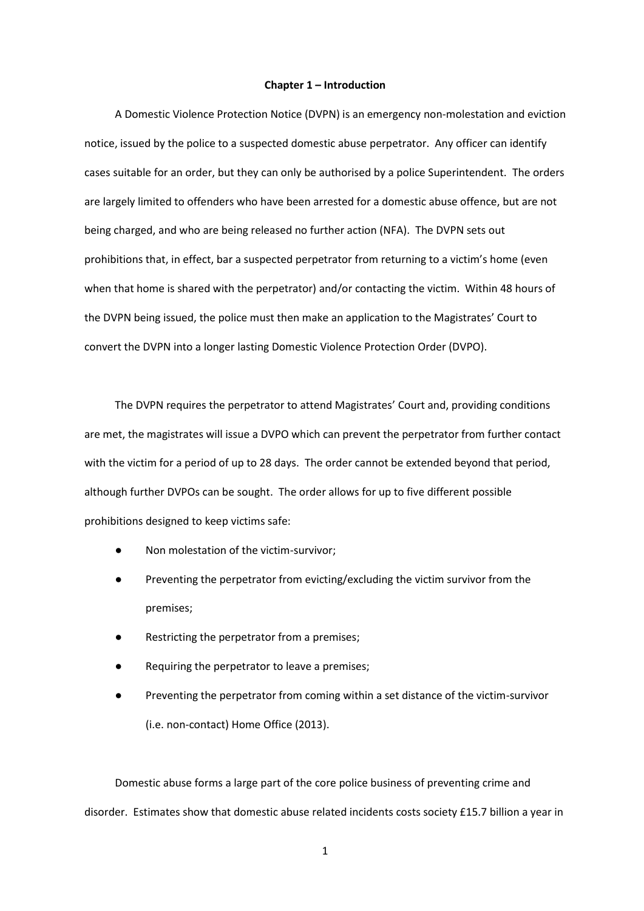# Chapter 1 – Introduction

A Domestic Violence Protection Notice (DVPN) is an emergency non-molestation and eviction notice, issued by the police to a suspected domestic abuse perpetrator. Any officer can identify cases suitable for an order, but they can only be authorised by a police Superintendent. The orders are largely limited to offenders who have been arrested for a domestic abuse offence, but are not being charged, and who are being released no further action (NFA). The DVPN sets out prohibitions that, in effect, bar a suspected perpetrator from returning to a victim's home (even when that home is shared with the perpetrator) and/or contacting the victim. Within 48 hours of the DVPN being issued, the police must then make an application to the Magistrates' Court to convert the DVPN into a longer lasting Domestic Violence Protection Order (DVPO).

The DVPN requires the perpetrator to attend Magistrates' Court and, providing conditions are met, the magistrates will issue a DVPO which can prevent the perpetrator from further contact with the victim for a period of up to 28 days. The order cannot be extended beyond that period, although further DVPOs can be sought. The order allows for up to five different possible prohibitions designed to keep victims safe:

- Non molestation of the victim-survivor;
- Preventing the perpetrator from evicting/excluding the victim survivor from the premises;
- Restricting the perpetrator from a premises;
- Requiring the perpetrator to leave a premises;
- Preventing the perpetrator from coming within a set distance of the victim-survivor (i.e. non-contact) Home Office (2013).

Domestic abuse forms a large part of the core police business of preventing crime and disorder. Estimates show that domestic abuse related incidents costs society £15.7 billion a year in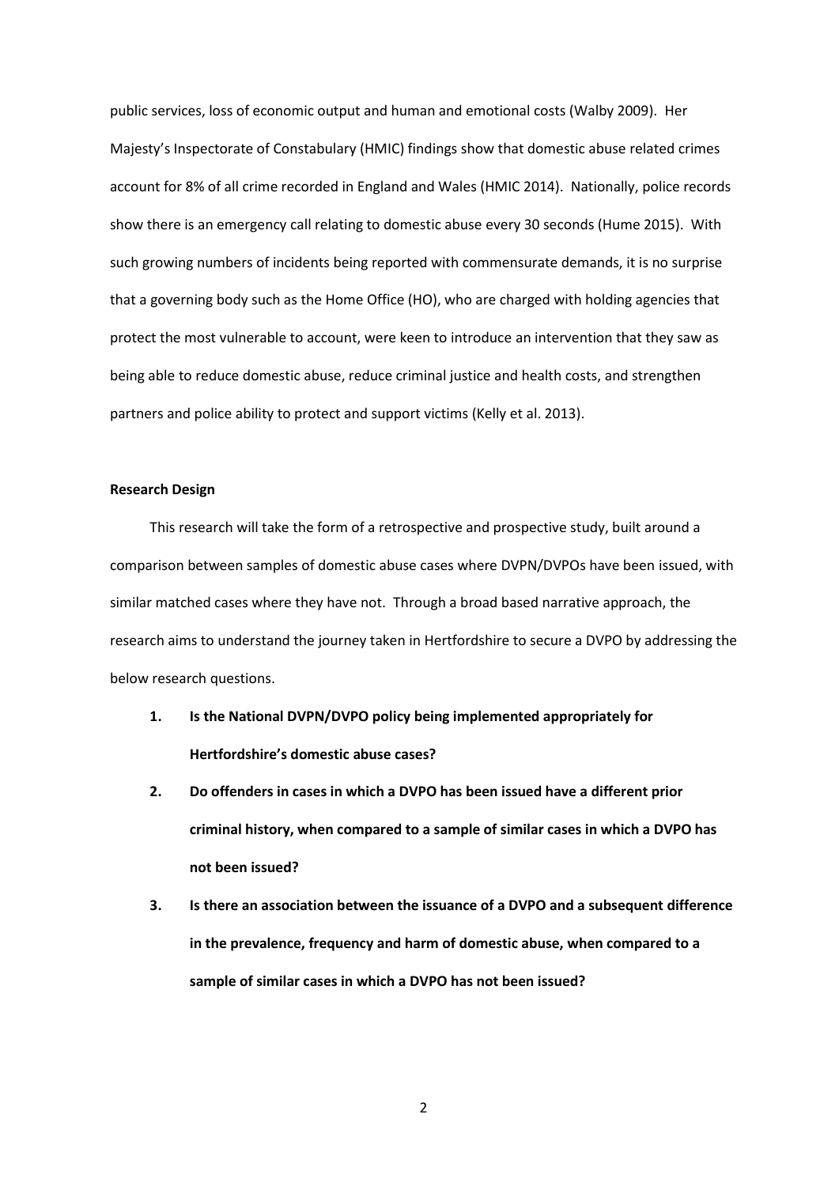public services, loss of economic output and human and emotional costs (Walby 2009). Her Majesty's Inspectorate of Constabulary (HMIC) findings show that domestic abuse related crimes account for 8% of all crime recorded in England and Wales (HMIC 2014). Nationally, police records show there is an emergency call relating to domestic abuse every 30 seconds (Hume 2015). With such growing numbers of incidents being reported with commensurate demands, it is no surprise that a governing body such as the Home Office (HO), who are charged with holding agencies that protect the most vulnerable to account, were keen to introduce an intervention that they saw as being able to reduce domestic abuse, reduce criminal justice and health costs, and strengthen partners and police ability to protect and support victims (Kelly et al. 2013).

**Research Design**

This research will take the form of a retrospective and prospective study, built around a comparison between samples of domestic abuse cases where DVPN/DVPOs have been issued, with similar matched cases where they have not. Through a broad based narrative approach, the research aims to understand the journey taken in Hertfordshire to secure a DVPO by addressing the below research questions.

1. **Is the National DVPN/DVPO policy being implemented appropriately for Hertfordshire's domestic abuse cases?**
2. **Do offenders in cases in which a DVPO has been issued have a different prior criminal history, when compared to a sample of similar cases in which a DVPO has not been issued?**
3. **Is there an association between the issuance of a DVPO and a subsequent difference in the prevalence, frequency and harm of domestic abuse, when compared to a sample of similar cases in which a DVPO has not been issued?**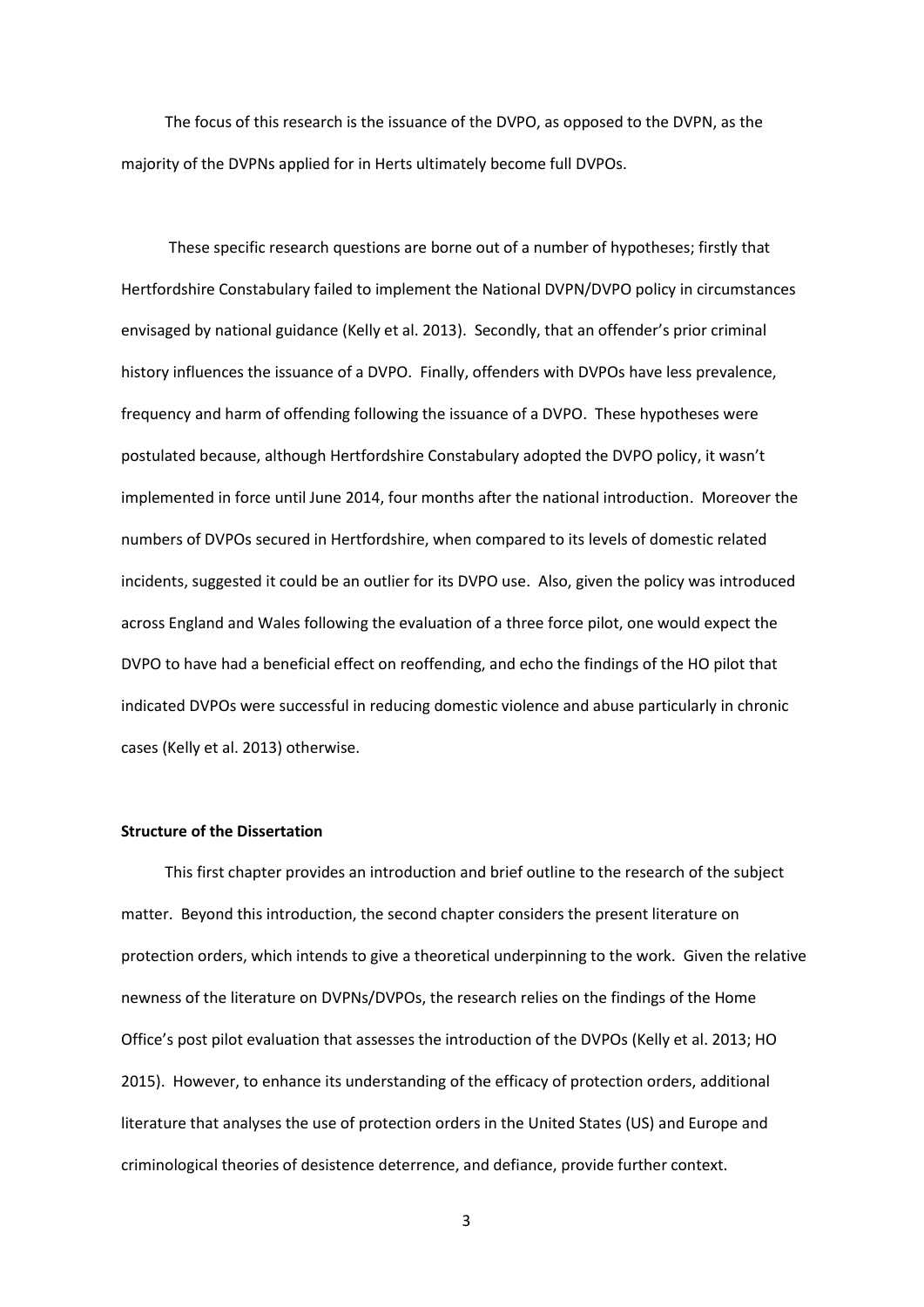The focus of this research is the issuance of the DVPO, as opposed to the DVPN, as the majority of the DVPNs applied for in Herts ultimately become full DVPOs.

These specific research questions are borne out of a number of hypotheses; firstly that Hertfordshire Constabulary failed to implement the National DVPN/DVPO policy in circumstances envisaged by national guidance (Kelly et al. 2013). Secondly, that an offender's prior criminal history influences the issuance of a DVPO. Finally, offenders with DVPOs have less prevalence, frequency and harm of offending following the issuance of a DVPO. These hypotheses were postulated because, although Hertfordshire Constabulary adopted the DVPO policy, it wasn't implemented in force until June 2014, four months after the national introduction. Moreover the numbers of DVPOs secured in Hertfordshire, when compared to its levels of domestic related incidents, suggested it could be an outlier for its DVPO use. Also, given the policy was introduced across England and Wales following the evaluation of a three force pilot, one would expect the DVPO to have had a beneficial effect on reoffending, and echo the findings of the HO pilot that indicated DVPOs were successful in reducing domestic violence and abuse particularly in chronic cases (Kelly et al. 2013) otherwise.

**Structure of the Dissertation**

This first chapter provides an introduction and brief outline to the research of the subject matter. Beyond this introduction, the second chapter considers the present literature on protection orders, which intends to give a theoretical underpinning to the work. Given the relative newness of the literature on DVPNs/DVPOs, the research relies on the findings of the Home Office's post pilot evaluation that assesses the introduction of the DVPOs (Kelly et al. 2013; HO 2015). However, to enhance its understanding of the efficacy of protection orders, additional literature that analyses the use of protection orders in the United States (US) and Europe and criminological theories of desistence deterrence, and defiance, provide further context.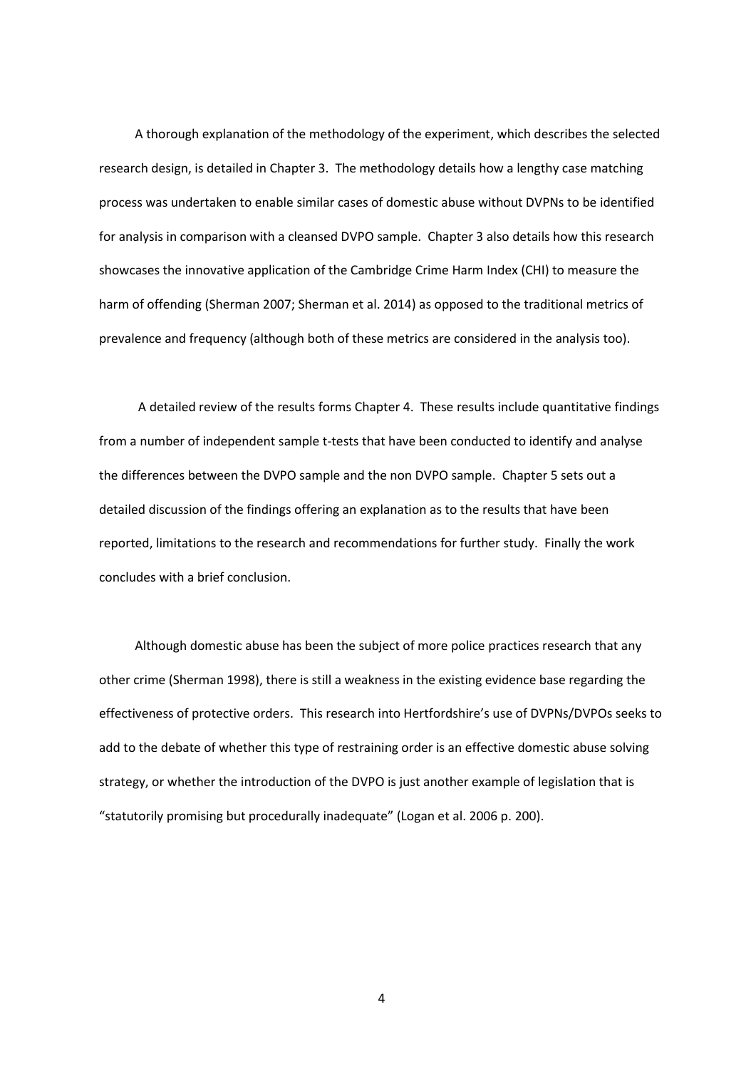A thorough explanation of the methodology of the experiment, which describes the selected research design, is detailed in Chapter 3. The methodology details how a lengthy case matching process was undertaken to enable similar cases of domestic abuse without DVPNs to be identified for analysis in comparison with a cleansed DVPO sample. Chapter 3 also details how this research showcases the innovative application of the Cambridge Crime Harm Index (CHI) to measure the harm of offending (Sherman 2007; Sherman et al. 2014) as opposed to the traditional metrics of prevalence and frequency (although both of these metrics are considered in the analysis too).

A detailed review of the results forms Chapter 4. These results include quantitative findings from a number of independent sample t-tests that have been conducted to identify and analyse the differences between the DVPO sample and the non DVPO sample. Chapter 5 sets out a detailed discussion of the findings offering an explanation as to the results that have been reported, limitations to the research and recommendations for further study. Finally the work concludes with a brief conclusion.

Although domestic abuse has been the subject of more police practices research that any other crime (Sherman 1998), there is still a weakness in the existing evidence base regarding the effectiveness of protective orders. This research into Hertfordshire's use of DVPNs/DVPOs seeks to add to the debate of whether this type of restraining order is an effective domestic abuse solving strategy, or whether the introduction of the DVPO is just another example of legislation that is "statutorily promising but procedurally inadequate" (Logan et al. 2006 p. 200).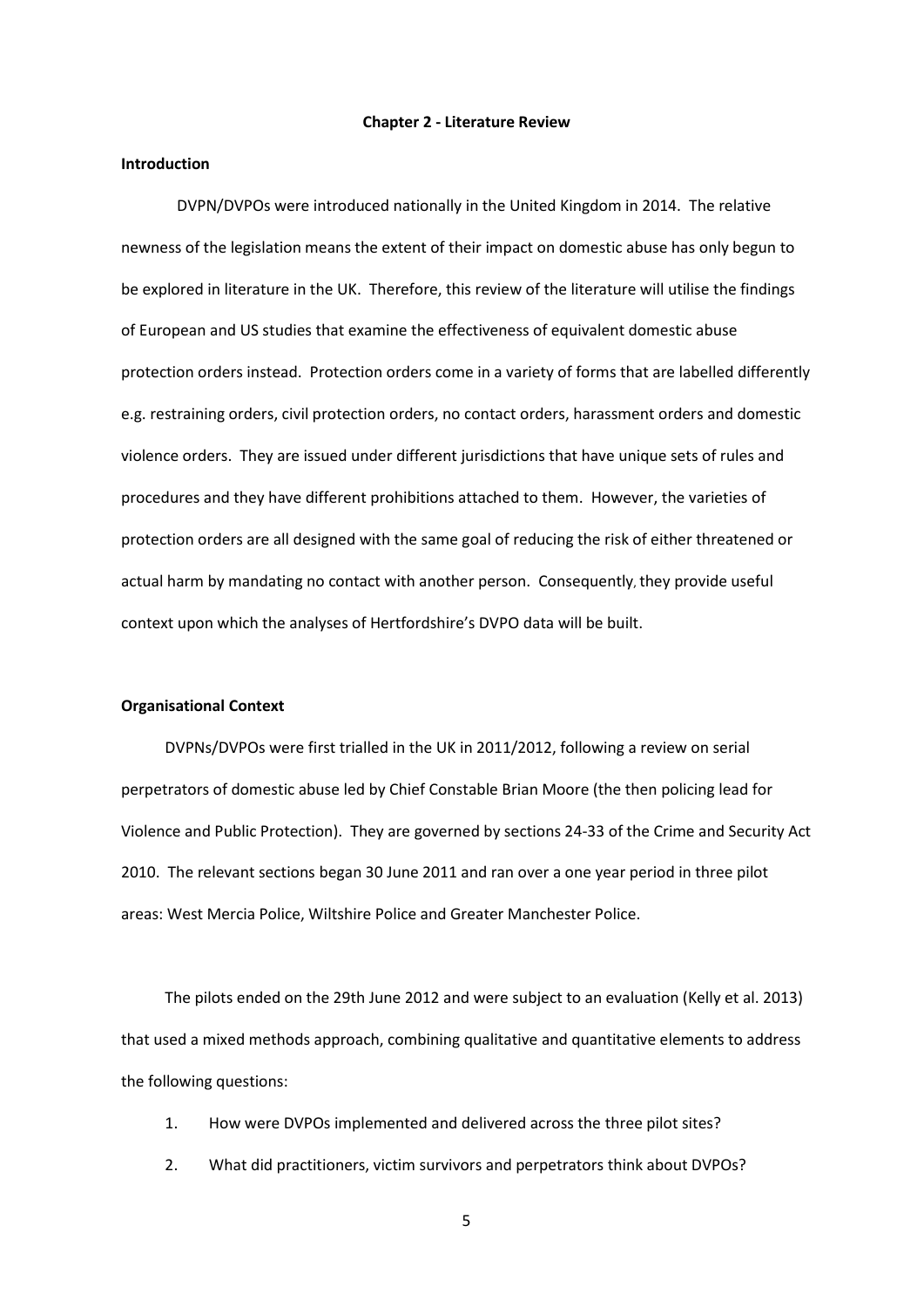# Chapter 2 - Literature Review

## Introduction

DVPN/DVPOs were introduced nationally in the United Kingdom in 2014. The relative newness of the legislation means the extent of their impact on domestic abuse has only begun to be explored in literature in the UK. Therefore, this review of the literature will utilise the findings of European and US studies that examine the effectiveness of equivalent domestic abuse protection orders instead. Protection orders come in a variety of forms that are labelled differently e.g. restraining orders, civil protection orders, no contact orders, harassment orders and domestic violence orders. They are issued under different jurisdictions that have unique sets of rules and procedures and they have different prohibitions attached to them. However, the varieties of protection orders are all designed with the same goal of reducing the risk of either threatened or actual harm by mandating no contact with another person. Consequently, they provide useful context upon which the analyses of Hertfordshire's DVPO data will be built.

## Organisational Context

DVPNs/DVPOs were first trialled in the UK in 2011/2012, following a review on serial perpetrators of domestic abuse led by Chief Constable Brian Moore (the then policing lead for Violence and Public Protection). They are governed by sections 24-33 of the Crime and Security Act 2010. The relevant sections began 30 June 2011 and ran over a one year period in three pilot areas: West Mercia Police, Wiltshire Police and Greater Manchester Police.

The pilots ended on the 29th June 2012 and were subject to an evaluation (Kelly et al. 2013) that used a mixed methods approach, combining qualitative and quantitative elements to address the following questions:

1. How were DVPOs implemented and delivered across the three pilot sites?
2. What did practitioners, victim survivors and perpetrators think about DVPOs?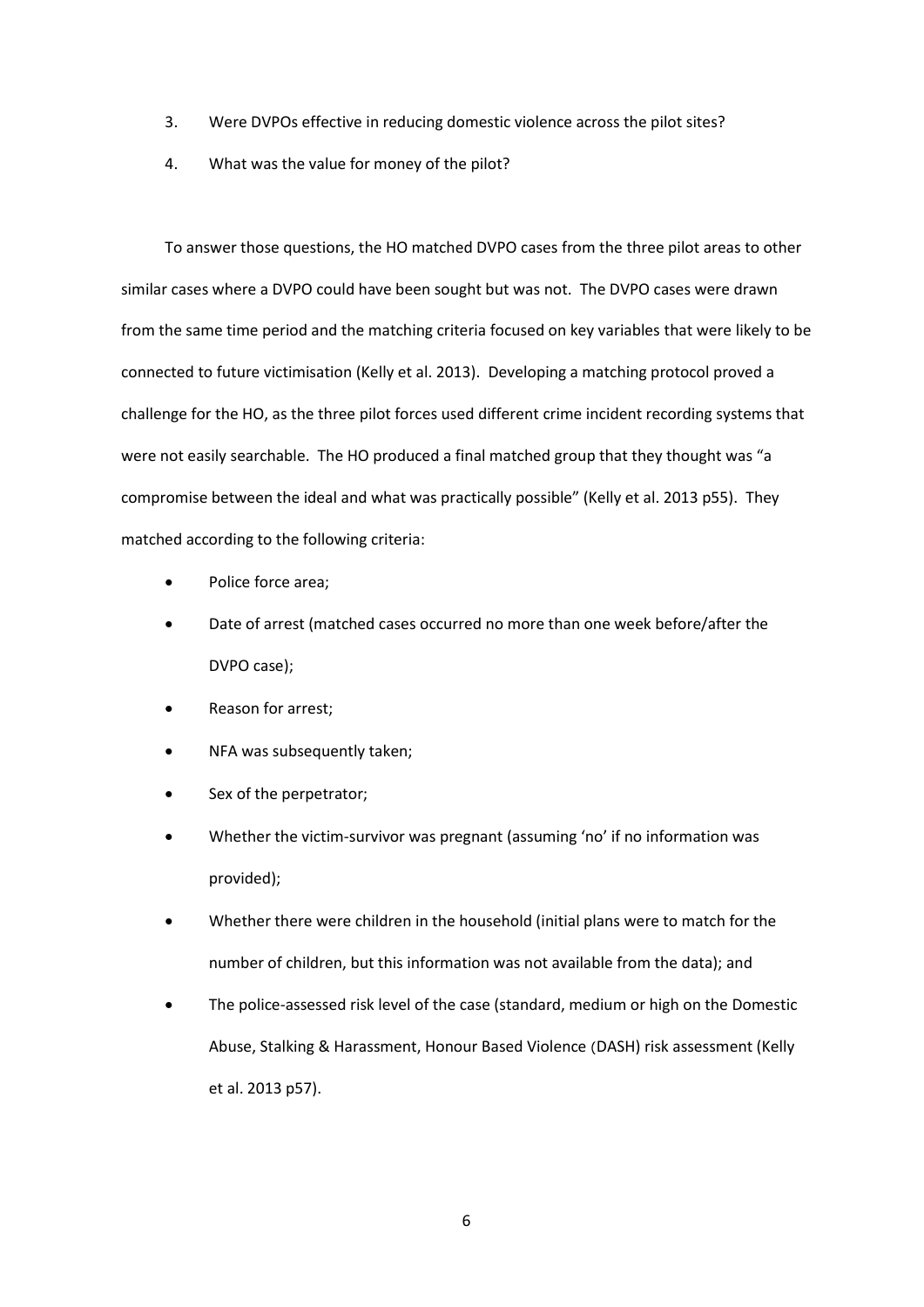3. Were DVPOs effective in reducing domestic violence across the pilot sites?
4. What was the value for money of the pilot?

To answer those questions, the HO matched DVPO cases from the three pilot areas to other similar cases where a DVPO could have been sought but was not. The DVPO cases were drawn from the same time period and the matching criteria focused on key variables that were likely to be connected to future victimisation (Kelly et al. 2013). Developing a matching protocol proved a challenge for the HO, as the three pilot forces used different crime incident recording systems that were not easily searchable. The HO produced a final matched group that they thought was "a compromise between the ideal and what was practically possible" (Kelly et al. 2013 p55). They matched according to the following criteria:

- Police force area;
- Date of arrest (matched cases occurred no more than one week before/after the DVPO case);
- Reason for arrest;
- NFA was subsequently taken;
- Sex of the perpetrator;
- Whether the victim-survivor was pregnant (assuming 'no' if no information was provided);
- Whether there were children in the household (initial plans were to match for the number of children, but this information was not available from the data); and
- The police-assessed risk level of the case (standard, medium or high on the Domestic Abuse, Stalking & Harassment, Honour Based Violence (DASH) risk assessment (Kelly et al. 2013 p57).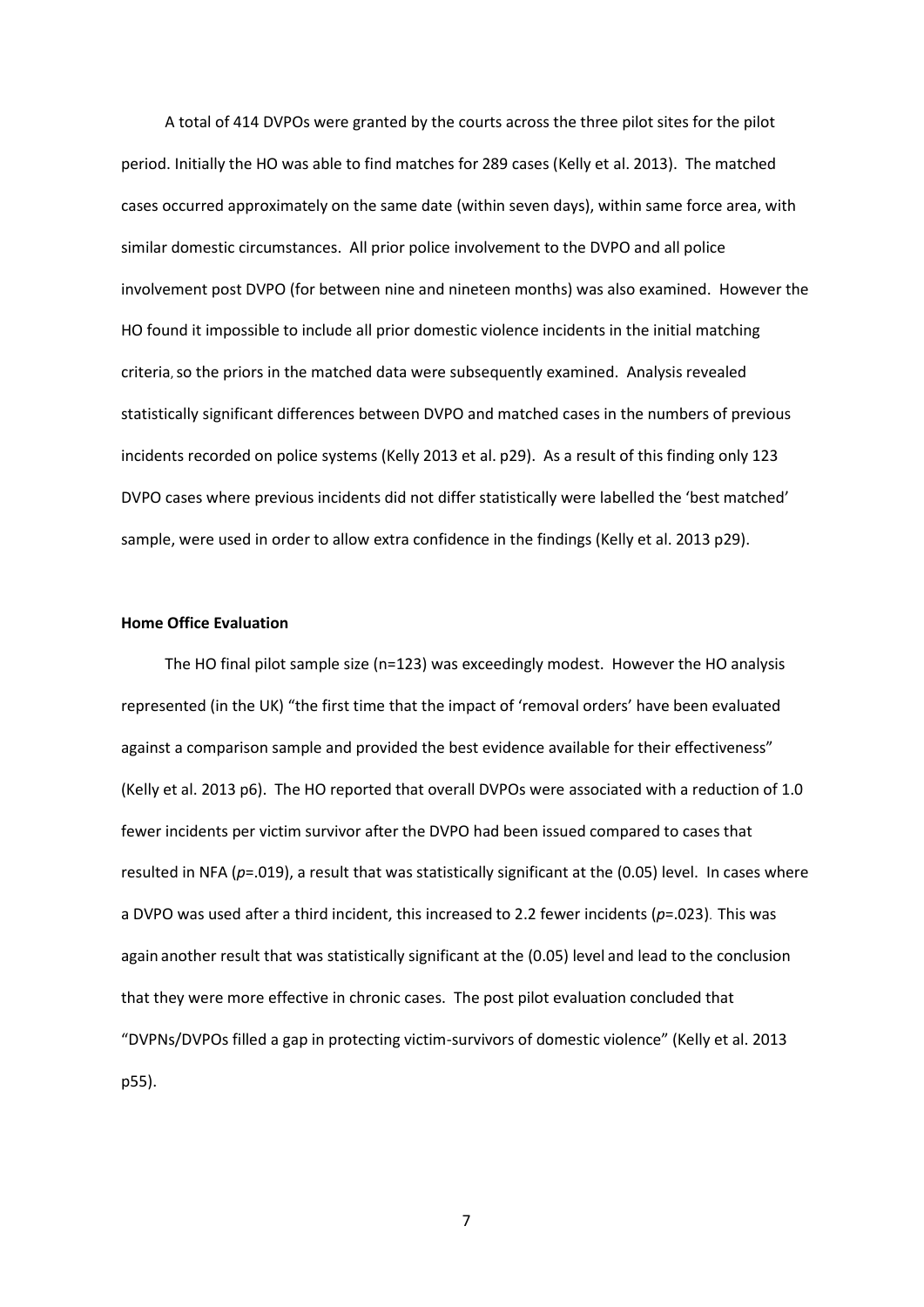A total of 414 DVPOs were granted by the courts across the three pilot sites for the pilot period. Initially the HO was able to find matches for 289 cases (Kelly et al. 2013). The matched cases occurred approximately on the same date (within seven days), within same force area, with similar domestic circumstances. All prior police involvement to the DVPO and all police involvement post DVPO (for between nine and nineteen months) was also examined. However the HO found it impossible to include all prior domestic violence incidents in the initial matching criteria, so the priors in the matched data were subsequently examined. Analysis revealed statistically significant differences between DVPO and matched cases in the numbers of previous incidents recorded on police systems (Kelly 2013 et al. p29). As a result of this finding only 123 DVPO cases where previous incidents did not differ statistically were labelled the 'best matched' sample, were used in order to allow extra confidence in the findings (Kelly et al. 2013 p29).

**Home Office Evaluation**

The HO final pilot sample size (n=123) was exceedingly modest. However the HO analysis represented (in the UK) "the first time that the impact of 'removal orders' have been evaluated against a comparison sample and provided the best evidence available for their effectiveness" (Kelly et al. 2013 p6). The HO reported that overall DVPOs were associated with a reduction of 1.0 fewer incidents per victim survivor after the DVPO had been issued compared to cases that resulted in NFA ($p$=.019), a result that was statistically significant at the (0.05) level. In cases where a DVPO was used after a third incident, this increased to 2.2 fewer incidents ($p$=.023). This was again another result that was statistically significant at the (0.05) level and lead to the conclusion that they were more effective in chronic cases. The post pilot evaluation concluded that "DVPNs/DVPOs filled a gap in protecting victim-survivors of domestic violence" (Kelly et al. 2013 p55).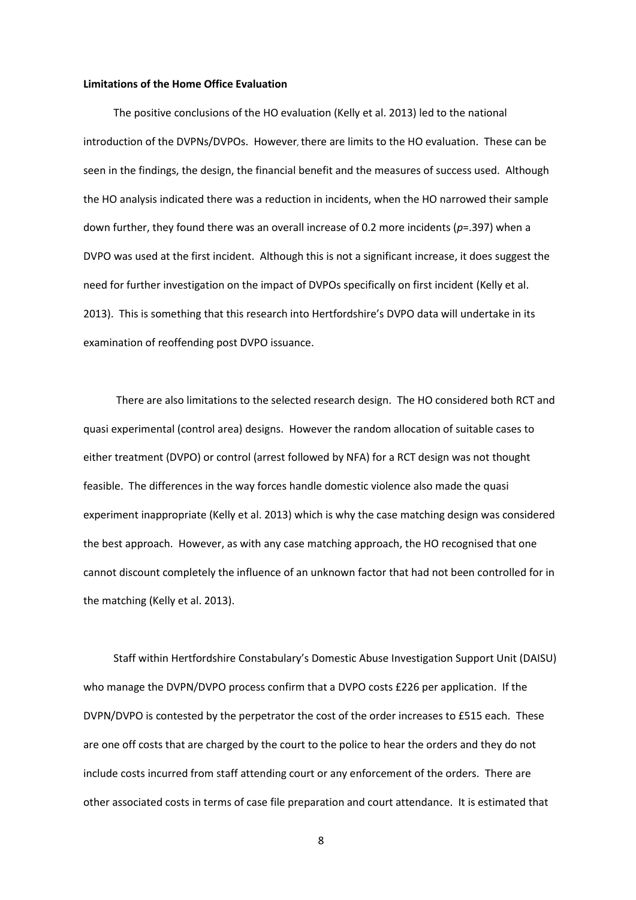**Limitations of the Home Office Evaluation**

The positive conclusions of the HO evaluation (Kelly et al. 2013) led to the national introduction of the DVPNs/DVPOs. However, there are limits to the HO evaluation. These can be seen in the findings, the design, the financial benefit and the measures of success used. Although the HO analysis indicated there was a reduction in incidents, when the HO narrowed their sample down further, they found there was an overall increase of 0.2 more incidents ($p$=.397) when a DVPO was used at the first incident. Although this is not a significant increase, it does suggest the need for further investigation on the impact of DVPOs specifically on first incident (Kelly et al. 2013). This is something that this research into Hertfordshire's DVPO data will undertake in its examination of reoffending post DVPO issuance.

There are also limitations to the selected research design. The HO considered both RCT and quasi experimental (control area) designs. However the random allocation of suitable cases to either treatment (DVPO) or control (arrest followed by NFA) for a RCT design was not thought feasible. The differences in the way forces handle domestic violence also made the quasi experiment inappropriate (Kelly et al. 2013) which is why the case matching design was considered the best approach. However, as with any case matching approach, the HO recognised that one cannot discount completely the influence of an unknown factor that had not been controlled for in the matching (Kelly et al. 2013).

Staff within Hertfordshire Constabulary's Domestic Abuse Investigation Support Unit (DAISU) who manage the DVPN/DVPO process confirm that a DVPO costs £226 per application. If the DVPN/DVPO is contested by the perpetrator the cost of the order increases to £515 each. These are one off costs that are charged by the court to the police to hear the orders and they do not include costs incurred from staff attending court or any enforcement of the orders. There are other associated costs in terms of case file preparation and court attendance. It is estimated that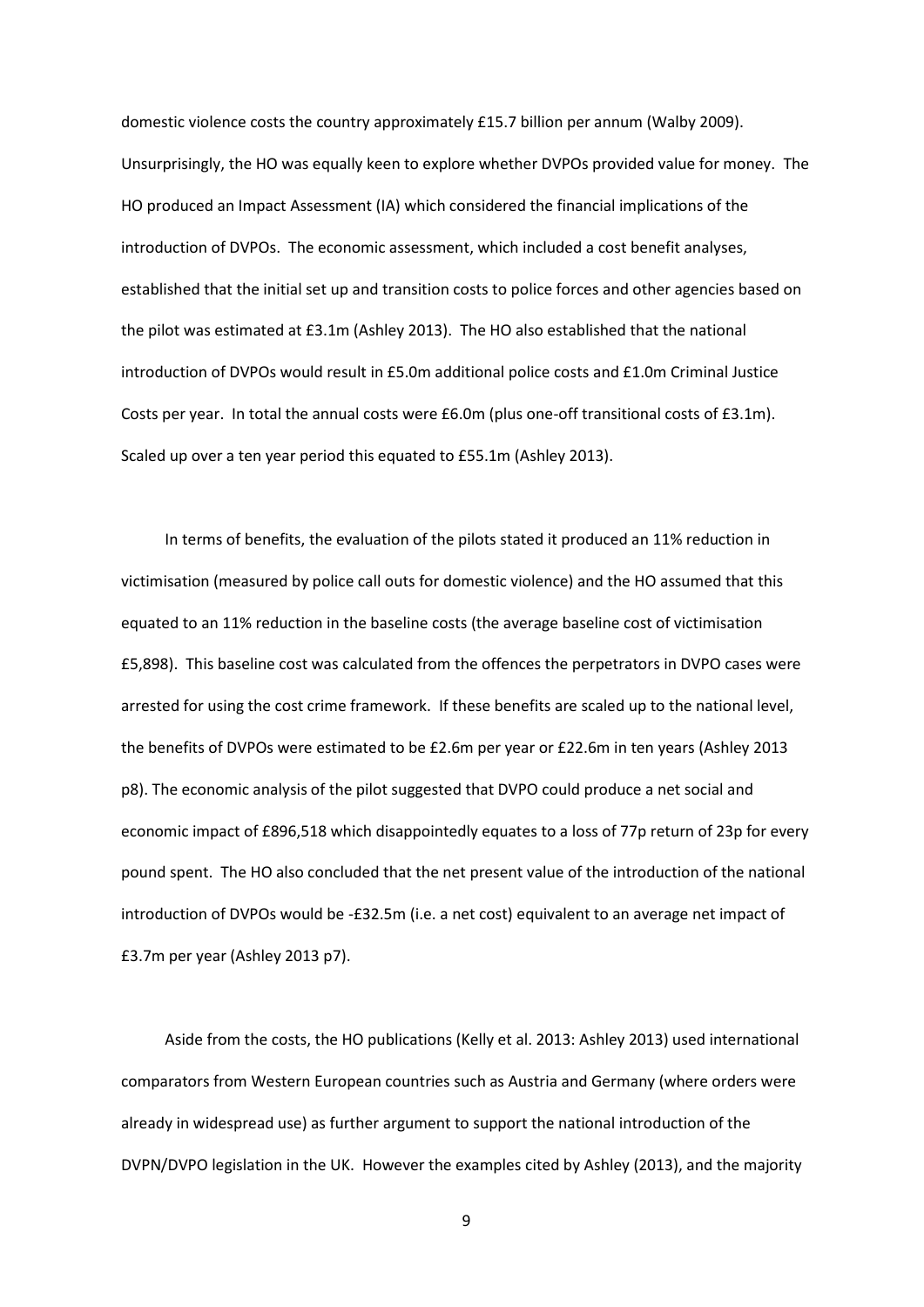domestic violence costs the country approximately £15.7 billion per annum (Walby 2009). Unsurprisingly, the HO was equally keen to explore whether DVPOs provided value for money. The HO produced an Impact Assessment (IA) which considered the financial implications of the introduction of DVPOs. The economic assessment, which included a cost benefit analyses, established that the initial set up and transition costs to police forces and other agencies based on the pilot was estimated at £3.1m (Ashley 2013). The HO also established that the national introduction of DVPOs would result in £5.0m additional police costs and £1.0m Criminal Justice Costs per year. In total the annual costs were £6.0m (plus one-off transitional costs of £3.1m). Scaled up over a ten year period this equated to £55.1m (Ashley 2013).

In terms of benefits, the evaluation of the pilots stated it produced an 11% reduction in victimisation (measured by police call outs for domestic violence) and the HO assumed that this equated to an 11% reduction in the baseline costs (the average baseline cost of victimisation £5,898). This baseline cost was calculated from the offences the perpetrators in DVPO cases were arrested for using the cost crime framework. If these benefits are scaled up to the national level, the benefits of DVPOs were estimated to be £2.6m per year or £22.6m in ten years (Ashley 2013 p8). The economic analysis of the pilot suggested that DVPO could produce a net social and economic impact of £896,518 which disappointedly equates to a loss of 77p return of 23p for every pound spent. The HO also concluded that the net present value of the introduction of the national introduction of DVPOs would be -£32.5m (i.e. a net cost) equivalent to an average net impact of £3.7m per year (Ashley 2013 p7).

Aside from the costs, the HO publications (Kelly et al. 2013: Ashley 2013) used international comparators from Western European countries such as Austria and Germany (where orders were already in widespread use) as further argument to support the national introduction of the DVPN/DVPO legislation in the UK. However the examples cited by Ashley (2013), and the majority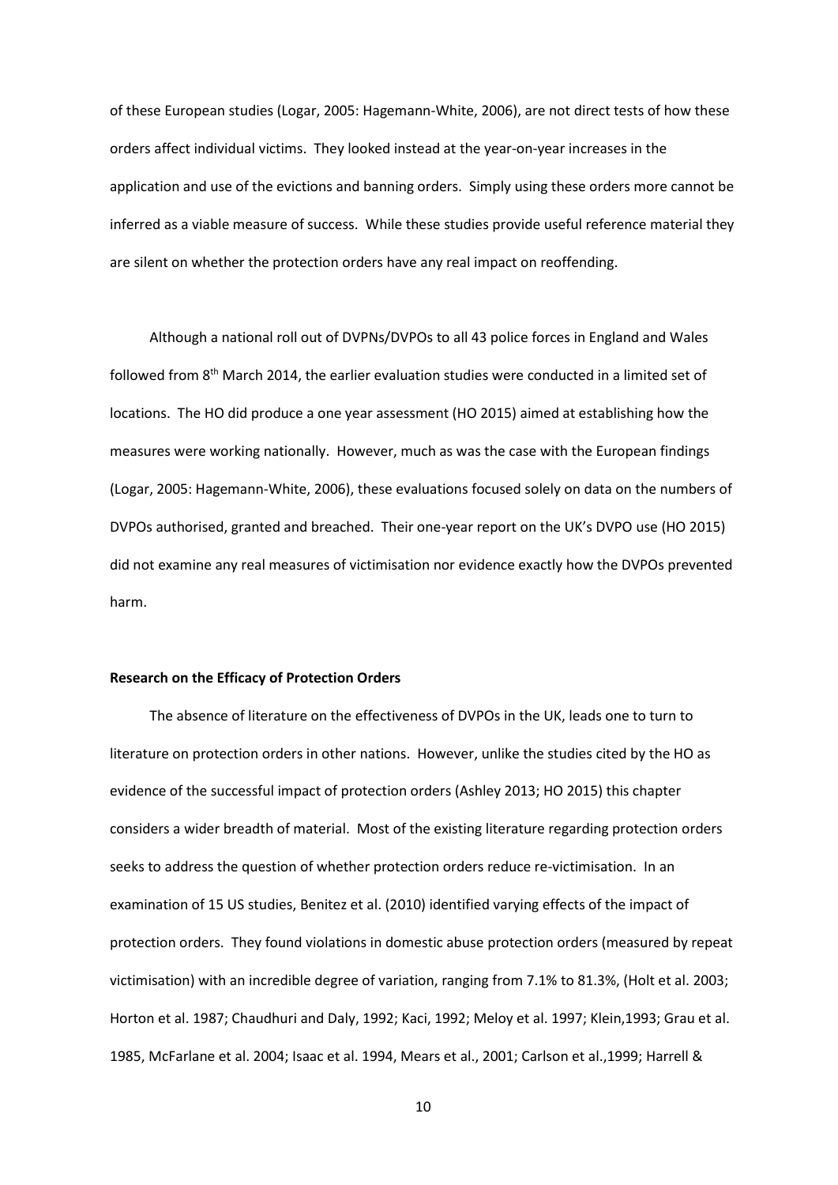of these European studies (Logar, 2005: Hagemann-White, 2006), are not direct tests of how these orders affect individual victims. They looked instead at the year-on-year increases in the application and use of the evictions and banning orders. Simply using these orders more cannot be inferred as a viable measure of success. While these studies provide useful reference material they are silent on whether the protection orders have any real impact on reoffending.

Although a national roll out of DVPNs/DVPOs to all 43 police forces in England and Wales followed from 8th March 2014, the earlier evaluation studies were conducted in a limited set of locations. The HO did produce a one year assessment (HO 2015) aimed at establishing how the measures were working nationally. However, much as was the case with the European findings (Logar, 2005: Hagemann-White, 2006), these evaluations focused solely on data on the numbers of DVPOs authorised, granted and breached. Their one-year report on the UK's DVPO use (HO 2015) did not examine any real measures of victimisation nor evidence exactly how the DVPOs prevented harm.

**Research on the Efficacy of Protection Orders**

The absence of literature on the effectiveness of DVPOs in the UK, leads one to turn to literature on protection orders in other nations. However, unlike the studies cited by the HO as evidence of the successful impact of protection orders (Ashley 2013; HO 2015) this chapter considers a wider breadth of material. Most of the existing literature regarding protection orders seeks to address the question of whether protection orders reduce re-victimisation. In an examination of 15 US studies, Benitez et al. (2010) identified varying effects of the impact of protection orders. They found violations in domestic abuse protection orders (measured by repeat victimisation) with an incredible degree of variation, ranging from 7.1% to 81.3%, (Holt et al. 2003; Horton et al. 1987; Chaudhuri and Daly, 1992; Kaci, 1992; Meloy et al. 1997; Klein,1993; Grau et al. 1985, McFarlane et al. 2004; Isaac et al. 1994, Mears et al., 2001; Carlson et al.,1999; Harrell &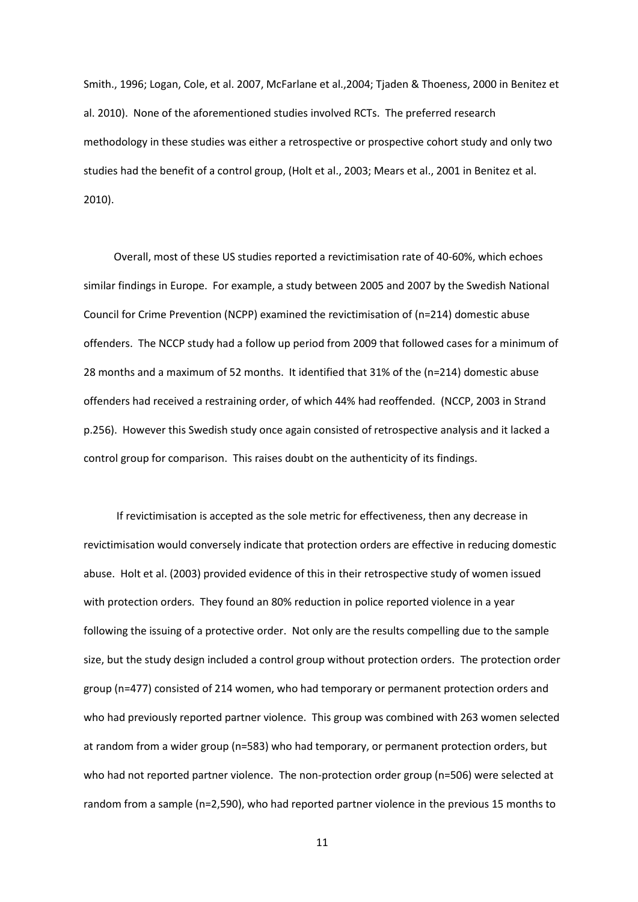Smith., 1996; Logan, Cole, et al. 2007, McFarlane et al.,2004; Tjaden & Thoeness, 2000 in Benitez et al. 2010). None of the aforementioned studies involved RCTs. The preferred research methodology in these studies was either a retrospective or prospective cohort study and only two studies had the benefit of a control group, (Holt et al., 2003; Mears et al., 2001 in Benitez et al. 2010).

Overall, most of these US studies reported a revictimisation rate of 40-60%, which echoes similar findings in Europe. For example, a study between 2005 and 2007 by the Swedish National Council for Crime Prevention (NCPP) examined the revictimisation of (n=214) domestic abuse offenders. The NCCP study had a follow up period from 2009 that followed cases for a minimum of 28 months and a maximum of 52 months. It identified that 31% of the (n=214) domestic abuse offenders had received a restraining order, of which 44% had reoffended. (NCCP, 2003 in Strand p.256). However this Swedish study once again consisted of retrospective analysis and it lacked a control group for comparison. This raises doubt on the authenticity of its findings.

If revictimisation is accepted as the sole metric for effectiveness, then any decrease in revictimisation would conversely indicate that protection orders are effective in reducing domestic abuse. Holt et al. (2003) provided evidence of this in their retrospective study of women issued with protection orders. They found an 80% reduction in police reported violence in a year following the issuing of a protective order. Not only are the results compelling due to the sample size, but the study design included a control group without protection orders. The protection order group (n=477) consisted of 214 women, who had temporary or permanent protection orders and who had previously reported partner violence. This group was combined with 263 women selected at random from a wider group (n=583) who had temporary, or permanent protection orders, but who had not reported partner violence. The non-protection order group (n=506) were selected at random from a sample (n=2,590), who had reported partner violence in the previous 15 months to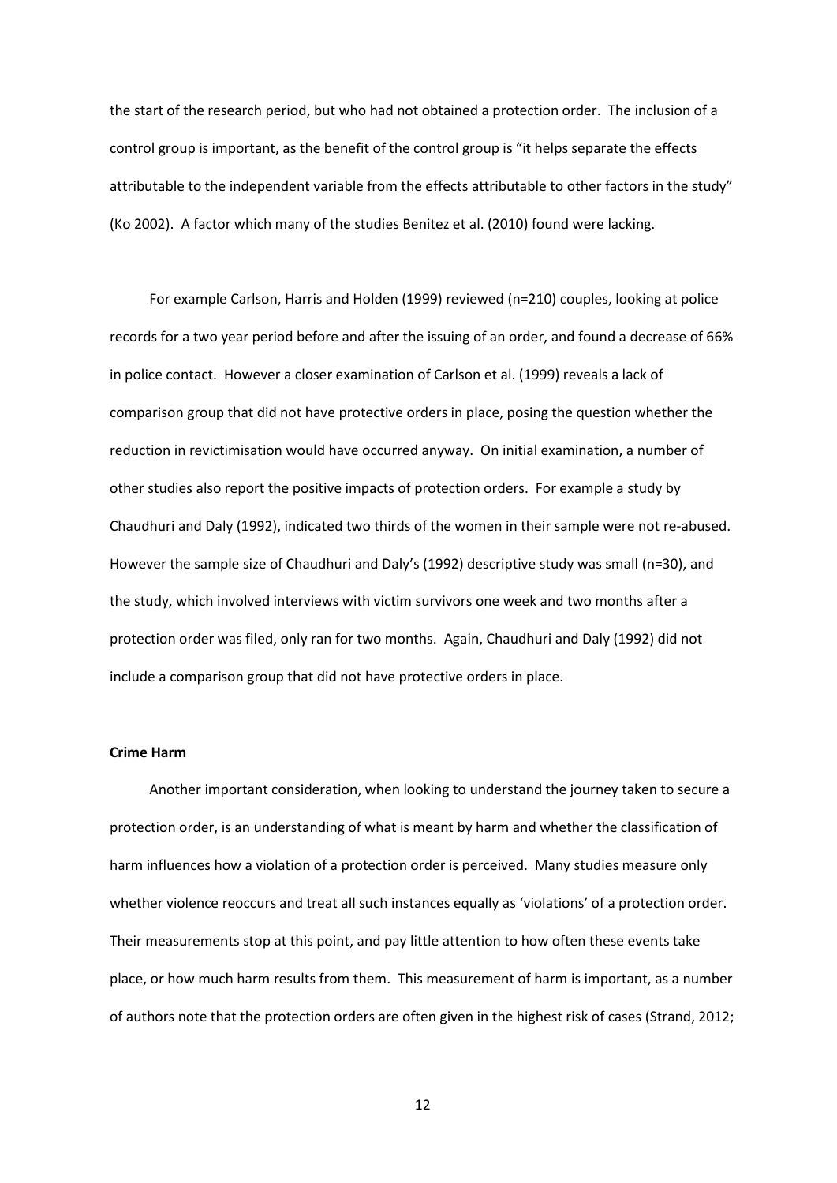the start of the research period, but who had not obtained a protection order. The inclusion of a control group is important, as the benefit of the control group is "it helps separate the effects attributable to the independent variable from the effects attributable to other factors in the study" (Ko 2002). A factor which many of the studies Benitez et al. (2010) found were lacking.

For example Carlson, Harris and Holden (1999) reviewed (n=210) couples, looking at police records for a two year period before and after the issuing of an order, and found a decrease of 66% in police contact. However a closer examination of Carlson et al. (1999) reveals a lack of comparison group that did not have protective orders in place, posing the question whether the reduction in revictimisation would have occurred anyway. On initial examination, a number of other studies also report the positive impacts of protection orders. For example a study by Chaudhuri and Daly (1992), indicated two thirds of the women in their sample were not re-abused. However the sample size of Chaudhuri and Daly's (1992) descriptive study was small (n=30), and the study, which involved interviews with victim survivors one week and two months after a protection order was filed, only ran for two months. Again, Chaudhuri and Daly (1992) did not include a comparison group that did not have protective orders in place.

**Crime Harm**

Another important consideration, when looking to understand the journey taken to secure a protection order, is an understanding of what is meant by harm and whether the classification of harm influences how a violation of a protection order is perceived. Many studies measure only whether violence reoccurs and treat all such instances equally as 'violations' of a protection order. Their measurements stop at this point, and pay little attention to how often these events take place, or how much harm results from them. This measurement of harm is important, as a number of authors note that the protection orders are often given in the highest risk of cases (Strand, 2012;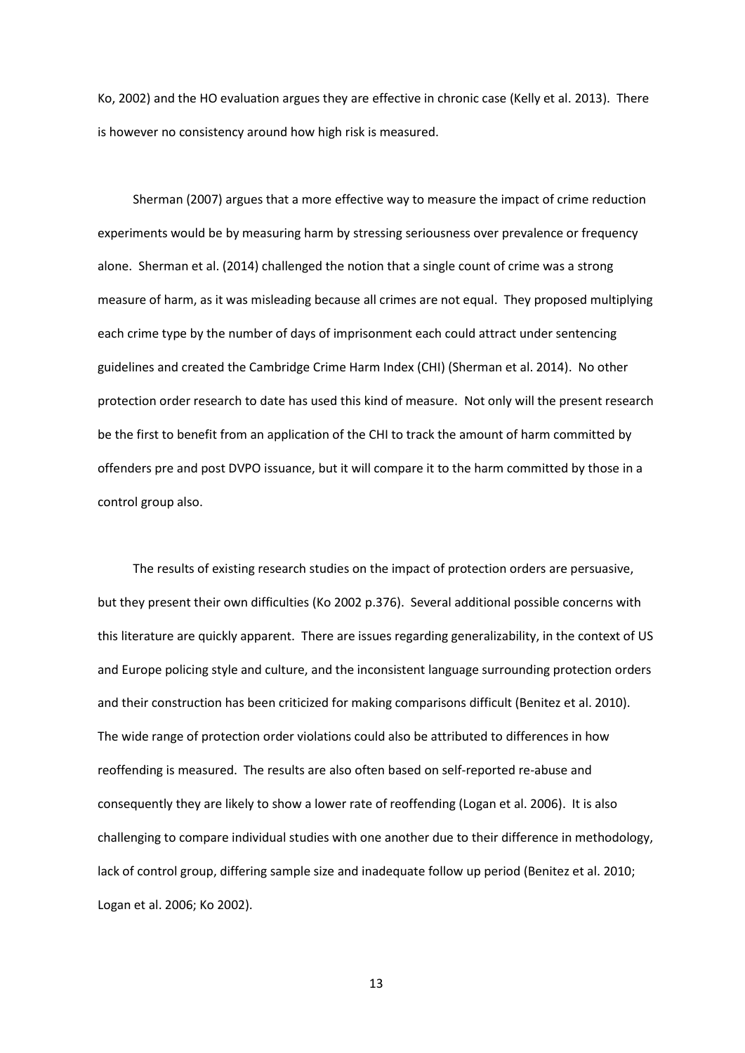Ko, 2002) and the HO evaluation argues they are effective in chronic case (Kelly et al. 2013). There is however no consistency around how high risk is measured.

Sherman (2007) argues that a more effective way to measure the impact of crime reduction experiments would be by measuring harm by stressing seriousness over prevalence or frequency alone. Sherman et al. (2014) challenged the notion that a single count of crime was a strong measure of harm, as it was misleading because all crimes are not equal. They proposed multiplying each crime type by the number of days of imprisonment each could attract under sentencing guidelines and created the Cambridge Crime Harm Index (CHI) (Sherman et al. 2014). No other protection order research to date has used this kind of measure. Not only will the present research be the first to benefit from an application of the CHI to track the amount of harm committed by offenders pre and post DVPO issuance, but it will compare it to the harm committed by those in a control group also.

The results of existing research studies on the impact of protection orders are persuasive, but they present their own difficulties (Ko 2002 p.376). Several additional possible concerns with this literature are quickly apparent. There are issues regarding generalizability, in the context of US and Europe policing style and culture, and the inconsistent language surrounding protection orders and their construction has been criticized for making comparisons difficult (Benitez et al. 2010). The wide range of protection order violations could also be attributed to differences in how reoffending is measured. The results are also often based on self-reported re-abuse and consequently they are likely to show a lower rate of reoffending (Logan et al. 2006). It is also challenging to compare individual studies with one another due to their difference in methodology, lack of control group, differing sample size and inadequate follow up period (Benitez et al. 2010; Logan et al. 2006; Ko 2002).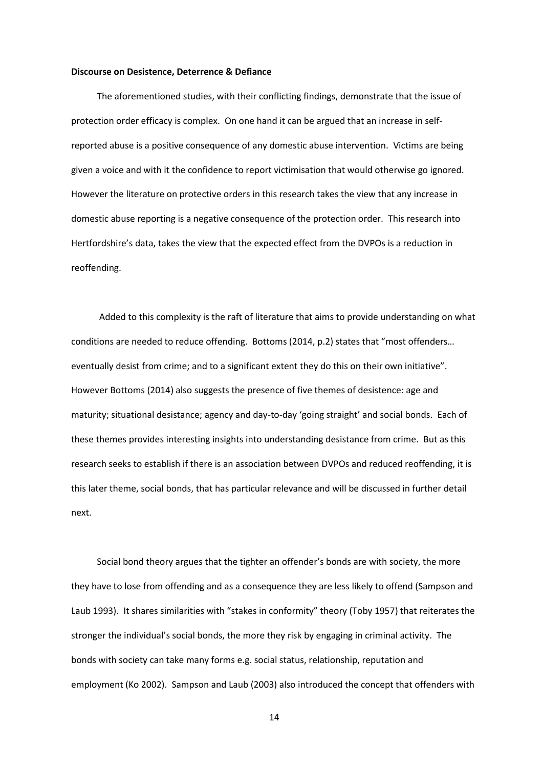**Discourse on Desistence, Deterrence & Defiance**

The aforementioned studies, with their conflicting findings, demonstrate that the issue of protection order efficacy is complex. On one hand it can be argued that an increase in self-reported abuse is a positive consequence of any domestic abuse intervention. Victims are being given a voice and with it the confidence to report victimisation that would otherwise go ignored. However the literature on protective orders in this research takes the view that any increase in domestic abuse reporting is a negative consequence of the protection order. This research into Hertfordshire's data, takes the view that the expected effect from the DVPOs is a reduction in reoffending.

Added to this complexity is the raft of literature that aims to provide understanding on what conditions are needed to reduce offending. Bottoms (2014, p.2) states that "most offenders… eventually desist from crime; and to a significant extent they do this on their own initiative". However Bottoms (2014) also suggests the presence of five themes of desistence: age and maturity; situational desistance; agency and day-to-day 'going straight' and social bonds. Each of these themes provides interesting insights into understanding desistance from crime. But as this research seeks to establish if there is an association between DVPOs and reduced reoffending, it is this later theme, social bonds, that has particular relevance and will be discussed in further detail next.

Social bond theory argues that the tighter an offender's bonds are with society, the more they have to lose from offending and as a consequence they are less likely to offend (Sampson and Laub 1993). It shares similarities with "stakes in conformity" theory (Toby 1957) that reiterates the stronger the individual's social bonds, the more they risk by engaging in criminal activity. The bonds with society can take many forms e.g. social status, relationship, reputation and employment (Ko 2002). Sampson and Laub (2003) also introduced the concept that offenders with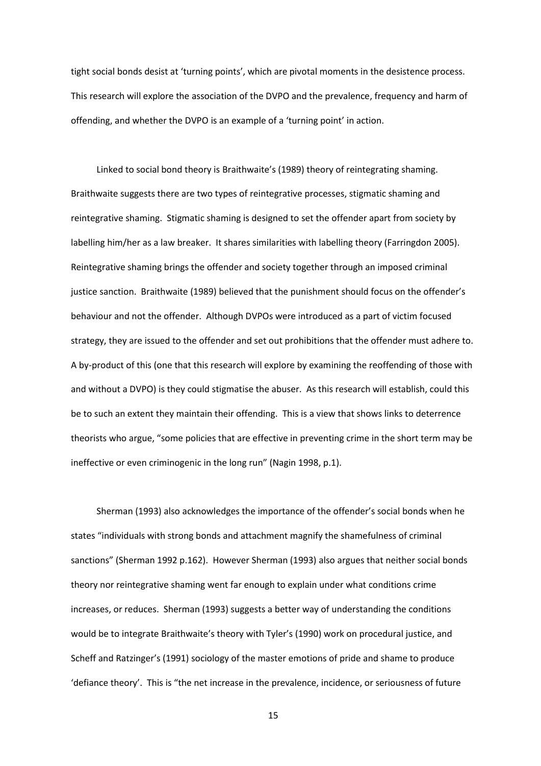tight social bonds desist at 'turning points', which are pivotal moments in the desistence process. This research will explore the association of the DVPO and the prevalence, frequency and harm of offending, and whether the DVPO is an example of a 'turning point' in action.

Linked to social bond theory is Braithwaite's (1989) theory of reintegrating shaming. Braithwaite suggests there are two types of reintegrative processes, stigmatic shaming and reintegrative shaming. Stigmatic shaming is designed to set the offender apart from society by labelling him/her as a law breaker. It shares similarities with labelling theory (Farringdon 2005). Reintegrative shaming brings the offender and society together through an imposed criminal justice sanction. Braithwaite (1989) believed that the punishment should focus on the offender's behaviour and not the offender. Although DVPOs were introduced as a part of victim focused strategy, they are issued to the offender and set out prohibitions that the offender must adhere to. A by-product of this (one that this research will explore by examining the reoffending of those with and without a DVPO) is they could stigmatise the abuser. As this research will establish, could this be to such an extent they maintain their offending. This is a view that shows links to deterrence theorists who argue, "some policies that are effective in preventing crime in the short term may be ineffective or even criminogenic in the long run" (Nagin 1998, p.1).

Sherman (1993) also acknowledges the importance of the offender's social bonds when he states "individuals with strong bonds and attachment magnify the shamefulness of criminal sanctions" (Sherman 1992 p.162). However Sherman (1993) also argues that neither social bonds theory nor reintegrative shaming went far enough to explain under what conditions crime increases, or reduces. Sherman (1993) suggests a better way of understanding the conditions would be to integrate Braithwaite's theory with Tyler's (1990) work on procedural justice, and Scheff and Ratzinger's (1991) sociology of the master emotions of pride and shame to produce 'defiance theory'. This is "the net increase in the prevalence, incidence, or seriousness of future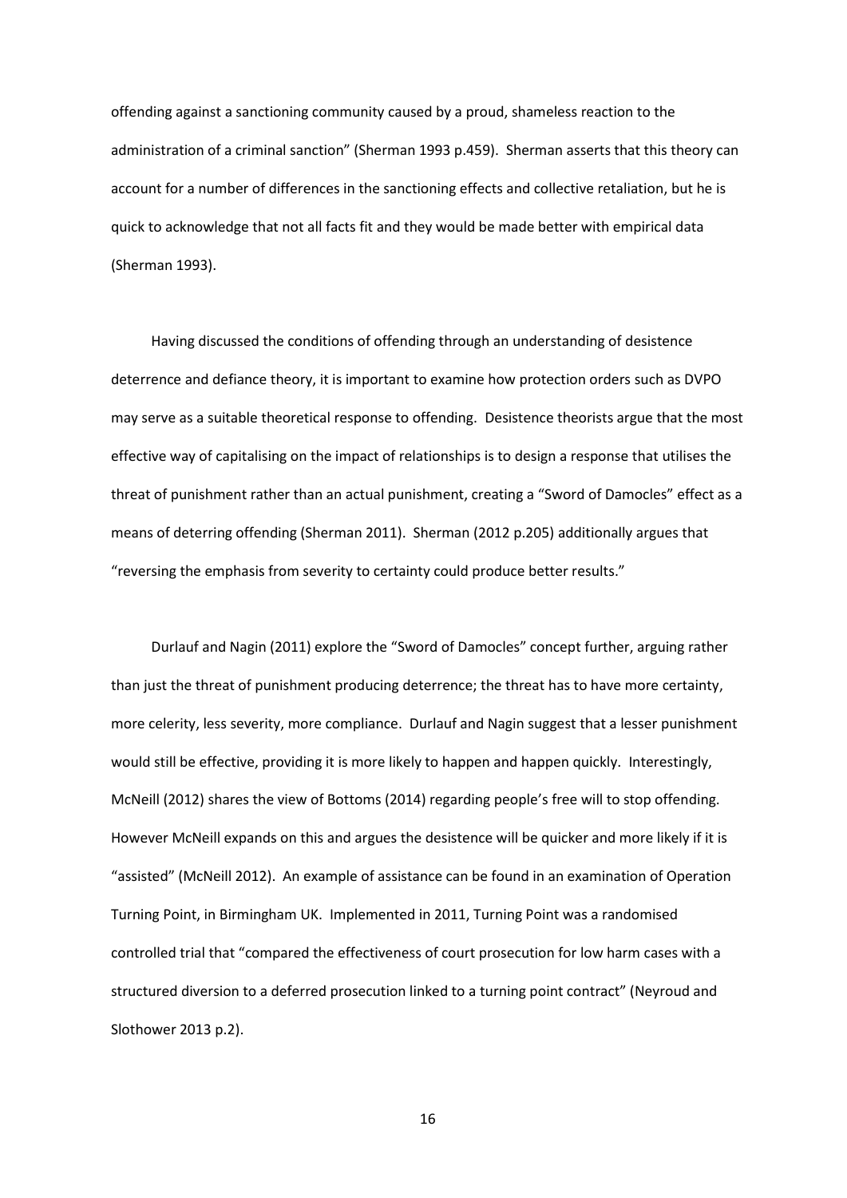offending against a sanctioning community caused by a proud, shameless reaction to the administration of a criminal sanction" (Sherman 1993 p.459). Sherman asserts that this theory can account for a number of differences in the sanctioning effects and collective retaliation, but he is quick to acknowledge that not all facts fit and they would be made better with empirical data (Sherman 1993).

Having discussed the conditions of offending through an understanding of desistence deterrence and defiance theory, it is important to examine how protection orders such as DVPO may serve as a suitable theoretical response to offending. Desistence theorists argue that the most effective way of capitalising on the impact of relationships is to design a response that utilises the threat of punishment rather than an actual punishment, creating a "Sword of Damocles" effect as a means of deterring offending (Sherman 2011). Sherman (2012 p.205) additionally argues that "reversing the emphasis from severity to certainty could produce better results."

Durlauf and Nagin (2011) explore the "Sword of Damocles" concept further, arguing rather than just the threat of punishment producing deterrence; the threat has to have more certainty, more celerity, less severity, more compliance. Durlauf and Nagin suggest that a lesser punishment would still be effective, providing it is more likely to happen and happen quickly. Interestingly, McNeill (2012) shares the view of Bottoms (2014) regarding people's free will to stop offending. However McNeill expands on this and argues the desistence will be quicker and more likely if it is "assisted" (McNeill 2012). An example of assistance can be found in an examination of Operation Turning Point, in Birmingham UK. Implemented in 2011, Turning Point was a randomised controlled trial that "compared the effectiveness of court prosecution for low harm cases with a structured diversion to a deferred prosecution linked to a turning point contract" (Neyroud and Slothower 2013 p.2).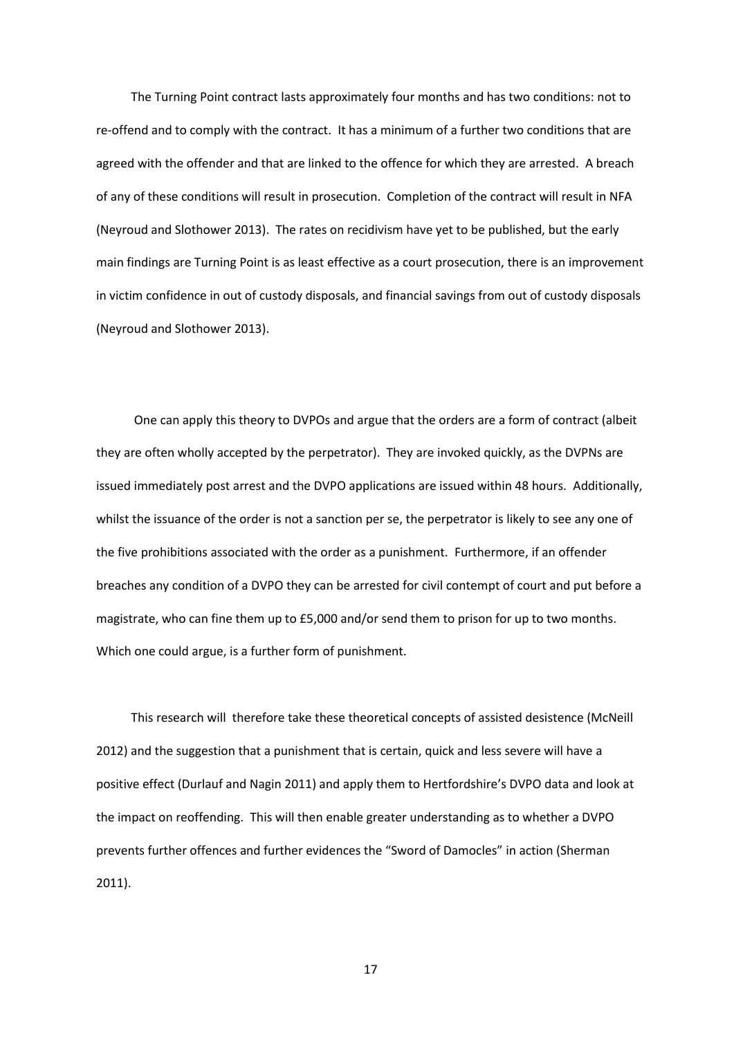The Turning Point contract lasts approximately four months and has two conditions: not to re-offend and to comply with the contract. It has a minimum of a further two conditions that are agreed with the offender and that are linked to the offence for which they are arrested. A breach of any of these conditions will result in prosecution. Completion of the contract will result in NFA (Neyroud and Slothower 2013). The rates on recidivism have yet to be published, but the early main findings are Turning Point is as least effective as a court prosecution, there is an improvement in victim confidence in out of custody disposals, and financial savings from out of custody disposals (Neyroud and Slothower 2013).

One can apply this theory to DVPOs and argue that the orders are a form of contract (albeit they are often wholly accepted by the perpetrator). They are invoked quickly, as the DVPNs are issued immediately post arrest and the DVPO applications are issued within 48 hours. Additionally, whilst the issuance of the order is not a sanction per se, the perpetrator is likely to see any one of the five prohibitions associated with the order as a punishment. Furthermore, if an offender breaches any condition of a DVPO they can be arrested for civil contempt of court and put before a magistrate, who can fine them up to £5,000 and/or send them to prison for up to two months. Which one could argue, is a further form of punishment.

This research will therefore take these theoretical concepts of assisted desistence (McNeill 2012) and the suggestion that a punishment that is certain, quick and less severe will have a positive effect (Durlauf and Nagin 2011) and apply them to Hertfordshire's DVPO data and look at the impact on reoffending. This will then enable greater understanding as to whether a DVPO prevents further offences and further evidences the "Sword of Damocles" in action (Sherman 2011).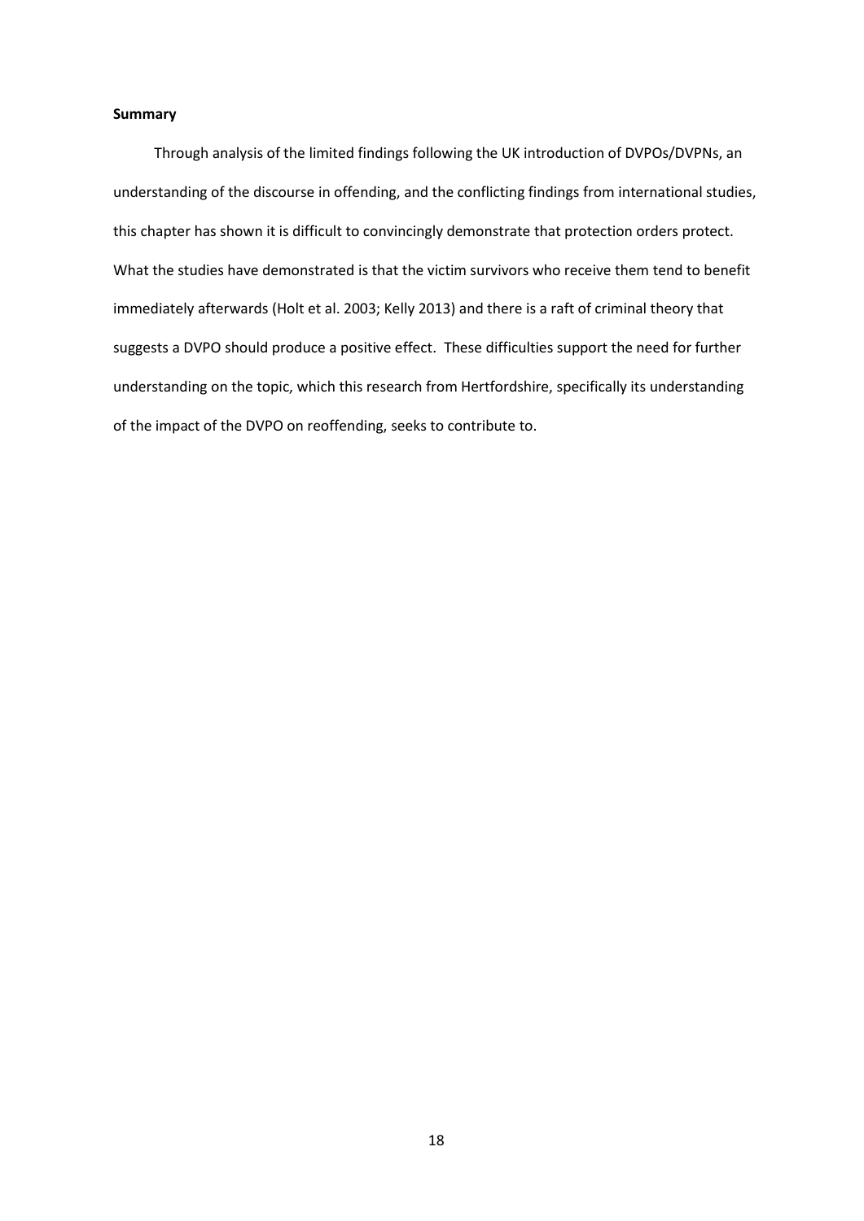**Summary**

Through analysis of the limited findings following the UK introduction of DVPOs/DVPNs, an understanding of the discourse in offending, and the conflicting findings from international studies, this chapter has shown it is difficult to convincingly demonstrate that protection orders protect. What the studies have demonstrated is that the victim survivors who receive them tend to benefit immediately afterwards (Holt et al. 2003; Kelly 2013) and there is a raft of criminal theory that suggests a DVPO should produce a positive effect. These difficulties support the need for further understanding on the topic, which this research from Hertfordshire, specifically its understanding of the impact of the DVPO on reoffending, seeks to contribute to.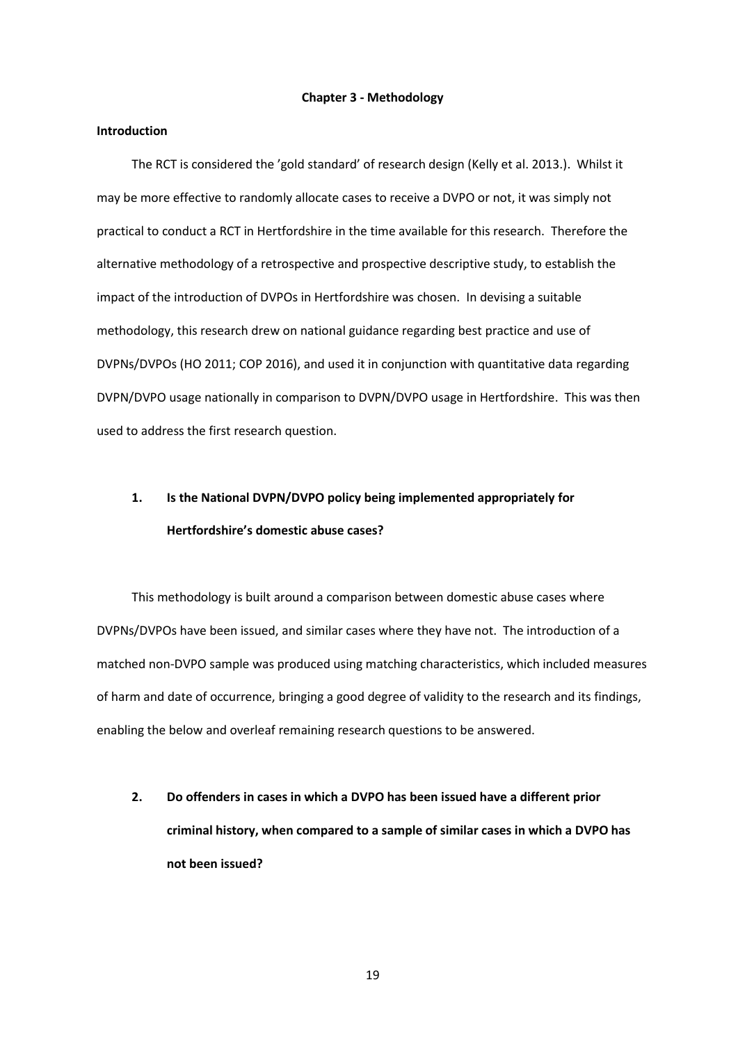# Chapter 3 - Methodology

## Introduction

The RCT is considered the 'gold standard' of research design (Kelly et al. 2013.). Whilst it may be more effective to randomly allocate cases to receive a DVPO or not, it was simply not practical to conduct a RCT in Hertfordshire in the time available for this research. Therefore the alternative methodology of a retrospective and prospective descriptive study, to establish the impact of the introduction of DVPOs in Hertfordshire was chosen. In devising a suitable methodology, this research drew on national guidance regarding best practice and use of DVPNs/DVPOs (HO 2011; COP 2016), and used it in conjunction with quantitative data regarding DVPN/DVPO usage nationally in comparison to DVPN/DVPO usage in Hertfordshire. This was then used to address the first research question.

1. **Is the National DVPN/DVPO policy being implemented appropriately for Hertfordshire's domestic abuse cases?**

This methodology is built around a comparison between domestic abuse cases where DVPNs/DVPOs have been issued, and similar cases where they have not. The introduction of a matched non-DVPO sample was produced using matching characteristics, which included measures of harm and date of occurrence, bringing a good degree of validity to the research and its findings, enabling the below and overleaf remaining research questions to be answered.

2. **Do offenders in cases in which a DVPO has been issued have a different prior criminal history, when compared to a sample of similar cases in which a DVPO has not been issued?**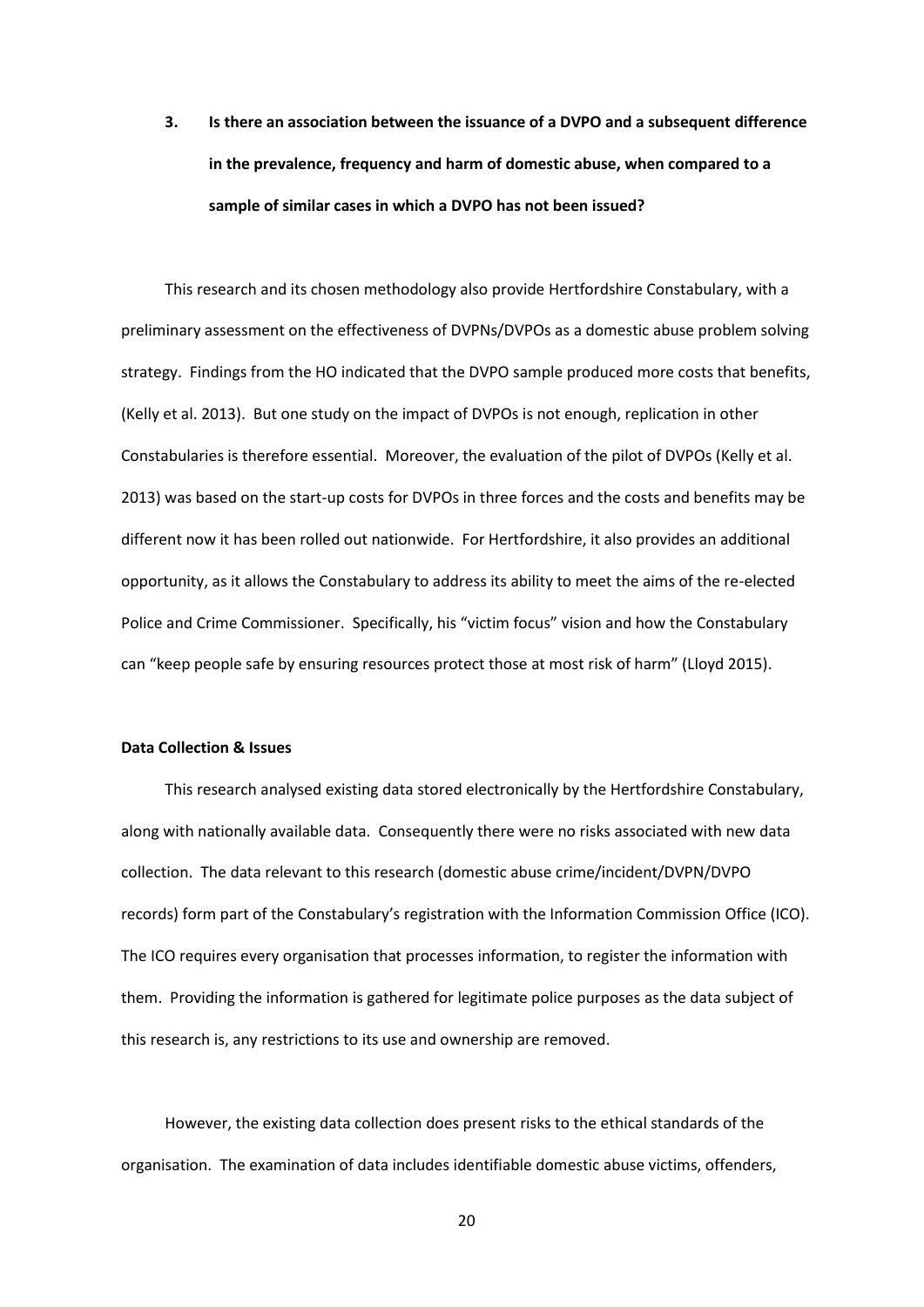**3. Is there an association between the issuance of a DVPO and a subsequent difference in the prevalence, frequency and harm of domestic abuse, when compared to a sample of similar cases in which a DVPO has not been issued?**

This research and its chosen methodology also provide Hertfordshire Constabulary, with a preliminary assessment on the effectiveness of DVPNs/DVPOs as a domestic abuse problem solving strategy. Findings from the HO indicated that the DVPO sample produced more costs that benefits, (Kelly et al. 2013). But one study on the impact of DVPOs is not enough, replication in other Constabularies is therefore essential. Moreover, the evaluation of the pilot of DVPOs (Kelly et al. 2013) was based on the start-up costs for DVPOs in three forces and the costs and benefits may be different now it has been rolled out nationwide. For Hertfordshire, it also provides an additional opportunity, as it allows the Constabulary to address its ability to meet the aims of the re-elected Police and Crime Commissioner. Specifically, his "victim focus" vision and how the Constabulary can "keep people safe by ensuring resources protect those at most risk of harm" (Lloyd 2015).

**Data Collection & Issues**

This research analysed existing data stored electronically by the Hertfordshire Constabulary, along with nationally available data. Consequently there were no risks associated with new data collection. The data relevant to this research (domestic abuse crime/incident/DVPN/DVPO records) form part of the Constabulary's registration with the Information Commission Office (ICO). The ICO requires every organisation that processes information, to register the information with them. Providing the information is gathered for legitimate police purposes as the data subject of this research is, any restrictions to its use and ownership are removed.

However, the existing data collection does present risks to the ethical standards of the organisation. The examination of data includes identifiable domestic abuse victims, offenders,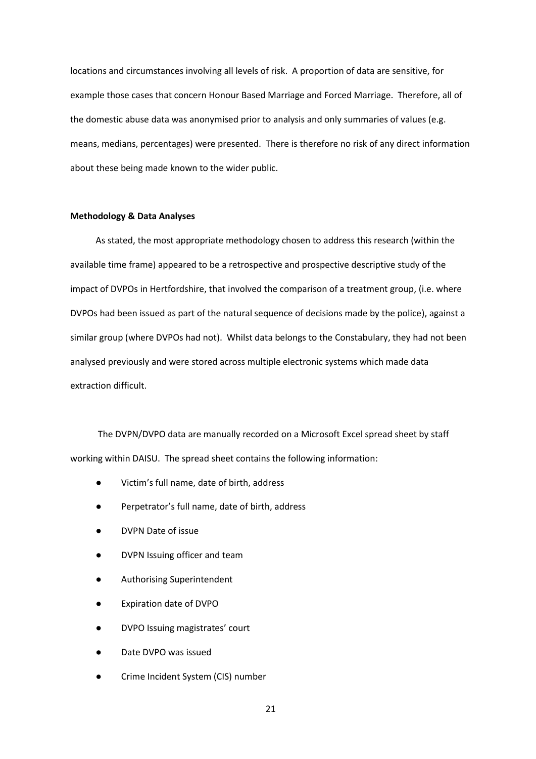locations and circumstances involving all levels of risk. A proportion of data are sensitive, for example those cases that concern Honour Based Marriage and Forced Marriage. Therefore, all of the domestic abuse data was anonymised prior to analysis and only summaries of values (e.g. means, medians, percentages) were presented. There is therefore no risk of any direct information about these being made known to the wider public.

**Methodology & Data Analyses**

As stated, the most appropriate methodology chosen to address this research (within the available time frame) appeared to be a retrospective and prospective descriptive study of the impact of DVPOs in Hertfordshire, that involved the comparison of a treatment group, (i.e. where DVPOs had been issued as part of the natural sequence of decisions made by the police), against a similar group (where DVPOs had not). Whilst data belongs to the Constabulary, they had not been analysed previously and were stored across multiple electronic systems which made data extraction difficult.

The DVPN/DVPO data are manually recorded on a Microsoft Excel spread sheet by staff working within DAISU. The spread sheet contains the following information:

- Victim's full name, date of birth, address
- Perpetrator's full name, date of birth, address
- DVPN Date of issue
- DVPN Issuing officer and team
- Authorising Superintendent
- Expiration date of DVPO
- DVPO Issuing magistrates' court
- Date DVPO was issued
- Crime Incident System (CIS) number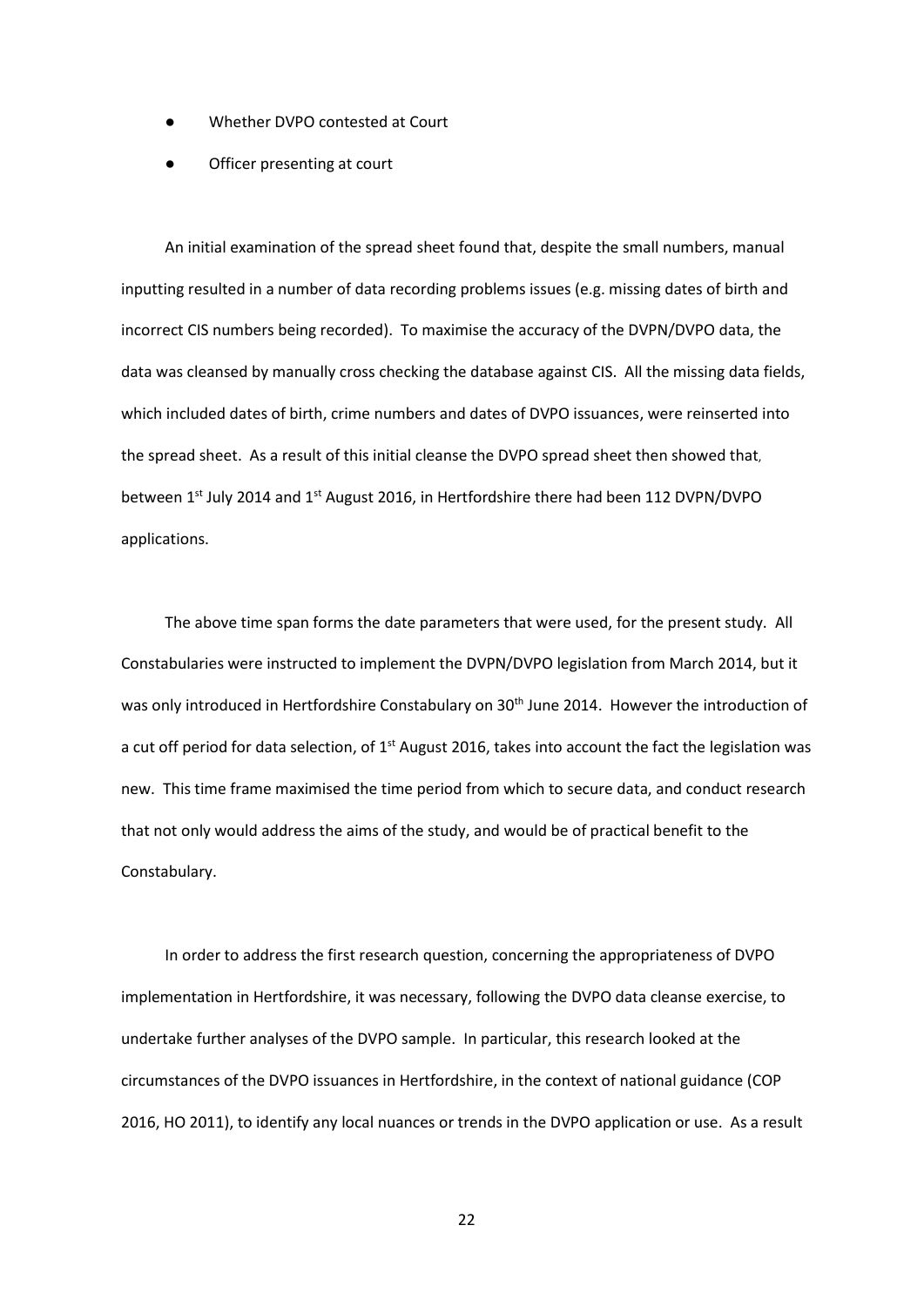- Whether DVPO contested at Court
- Officer presenting at court

An initial examination of the spread sheet found that, despite the small numbers, manual inputting resulted in a number of data recording problems issues (e.g. missing dates of birth and incorrect CIS numbers being recorded). To maximise the accuracy of the DVPN/DVPO data, the data was cleansed by manually cross checking the database against CIS. All the missing data fields, which included dates of birth, crime numbers and dates of DVPO issuances, were reinserted into the spread sheet. As a result of this initial cleanse the DVPO spread sheet then showed that, between 1st July 2014 and 1st August 2016, in Hertfordshire there had been 112 DVPN/DVPO applications.

The above time span forms the date parameters that were used, for the present study. All Constabularies were instructed to implement the DVPN/DVPO legislation from March 2014, but it was only introduced in Hertfordshire Constabulary on 30th June 2014. However the introduction of a cut off period for data selection, of 1st August 2016, takes into account the fact the legislation was new. This time frame maximised the time period from which to secure data, and conduct research that not only would address the aims of the study, and would be of practical benefit to the Constabulary.

In order to address the first research question, concerning the appropriateness of DVPO implementation in Hertfordshire, it was necessary, following the DVPO data cleanse exercise, to undertake further analyses of the DVPO sample. In particular, this research looked at the circumstances of the DVPO issuances in Hertfordshire, in the context of national guidance (COP 2016, HO 2011), to identify any local nuances or trends in the DVPO application or use. As a result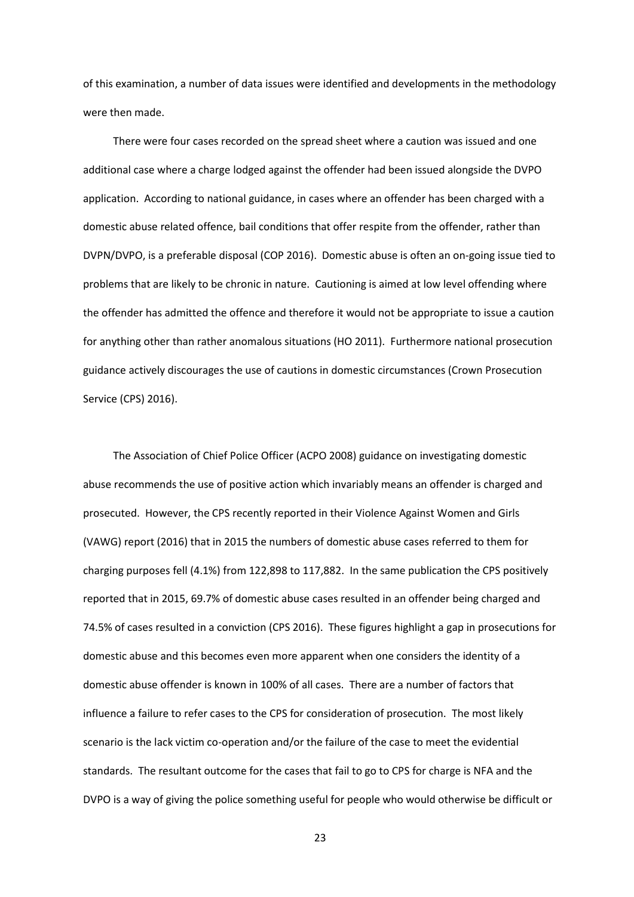of this examination, a number of data issues were identified and developments in the methodology were then made.

There were four cases recorded on the spread sheet where a caution was issued and one additional case where a charge lodged against the offender had been issued alongside the DVPO application. According to national guidance, in cases where an offender has been charged with a domestic abuse related offence, bail conditions that offer respite from the offender, rather than DVPN/DVPO, is a preferable disposal (COP 2016). Domestic abuse is often an on-going issue tied to problems that are likely to be chronic in nature. Cautioning is aimed at low level offending where the offender has admitted the offence and therefore it would not be appropriate to issue a caution for anything other than rather anomalous situations (HO 2011). Furthermore national prosecution guidance actively discourages the use of cautions in domestic circumstances (Crown Prosecution Service (CPS) 2016).

The Association of Chief Police Officer (ACPO 2008) guidance on investigating domestic abuse recommends the use of positive action which invariably means an offender is charged and prosecuted. However, the CPS recently reported in their Violence Against Women and Girls (VAWG) report (2016) that in 2015 the numbers of domestic abuse cases referred to them for charging purposes fell (4.1%) from 122,898 to 117,882. In the same publication the CPS positively reported that in 2015, 69.7% of domestic abuse cases resulted in an offender being charged and 74.5% of cases resulted in a conviction (CPS 2016). These figures highlight a gap in prosecutions for domestic abuse and this becomes even more apparent when one considers the identity of a domestic abuse offender is known in 100% of all cases. There are a number of factors that influence a failure to refer cases to the CPS for consideration of prosecution. The most likely scenario is the lack victim co-operation and/or the failure of the case to meet the evidential standards. The resultant outcome for the cases that fail to go to CPS for charge is NFA and the DVPO is a way of giving the police something useful for people who would otherwise be difficult or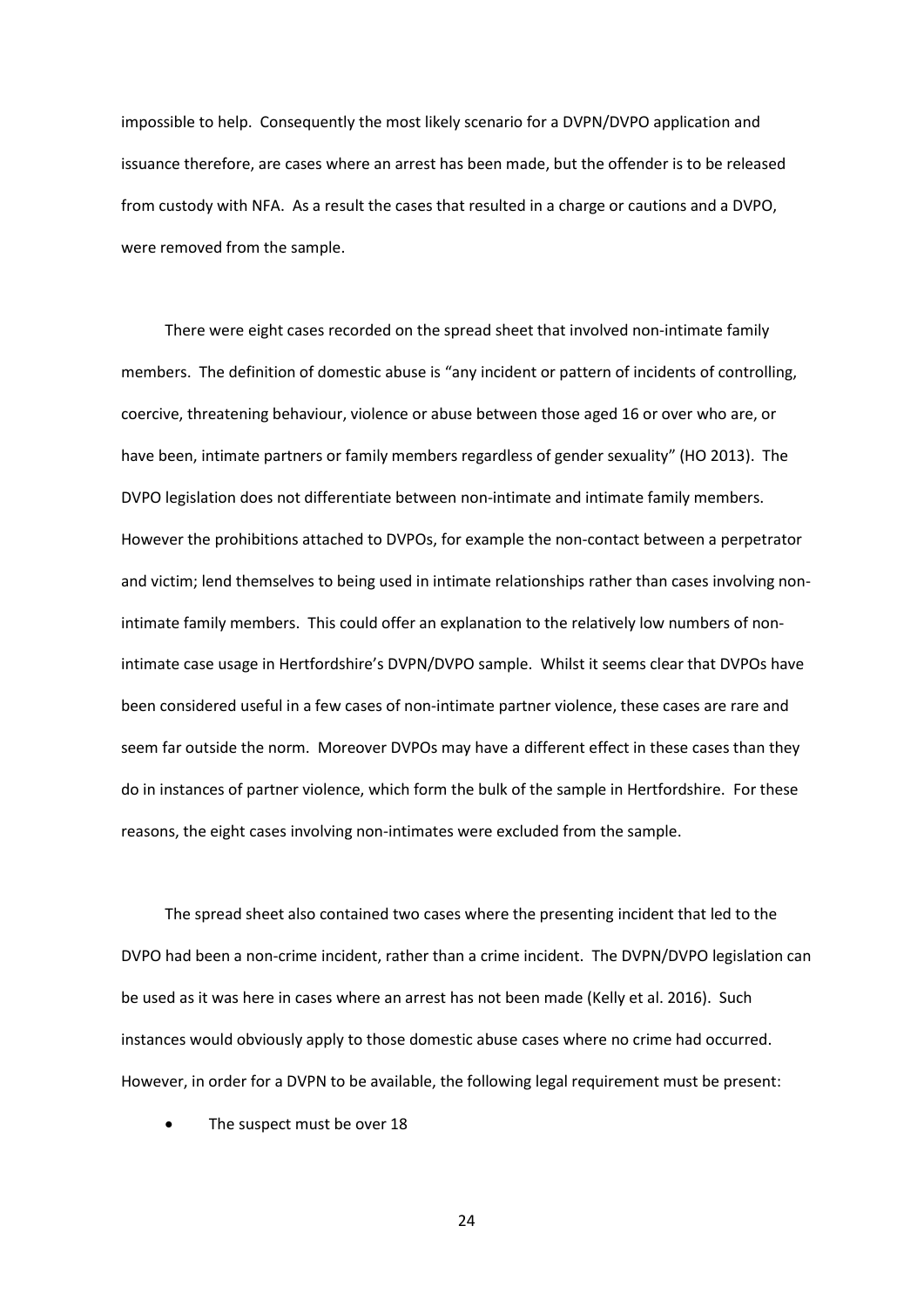impossible to help. Consequently the most likely scenario for a DVPN/DVPO application and issuance therefore, are cases where an arrest has been made, but the offender is to be released from custody with NFA. As a result the cases that resulted in a charge or cautions and a DVPO, were removed from the sample.

There were eight cases recorded on the spread sheet that involved non-intimate family members. The definition of domestic abuse is "any incident or pattern of incidents of controlling, coercive, threatening behaviour, violence or abuse between those aged 16 or over who are, or have been, intimate partners or family members regardless of gender sexuality" (HO 2013). The DVPO legislation does not differentiate between non-intimate and intimate family members. However the prohibitions attached to DVPOs, for example the non-contact between a perpetrator and victim; lend themselves to being used in intimate relationships rather than cases involving non-intimate family members. This could offer an explanation to the relatively low numbers of non-intimate case usage in Hertfordshire's DVPN/DVPO sample. Whilst it seems clear that DVPOs have been considered useful in a few cases of non-intimate partner violence, these cases are rare and seem far outside the norm. Moreover DVPOs may have a different effect in these cases than they do in instances of partner violence, which form the bulk of the sample in Hertfordshire. For these reasons, the eight cases involving non-intimates were excluded from the sample.

The spread sheet also contained two cases where the presenting incident that led to the DVPO had been a non-crime incident, rather than a crime incident. The DVPN/DVPO legislation can be used as it was here in cases where an arrest has not been made (Kelly et al. 2016). Such instances would obviously apply to those domestic abuse cases where no crime had occurred. However, in order for a DVPN to be available, the following legal requirement must be present:

- The suspect must be over 18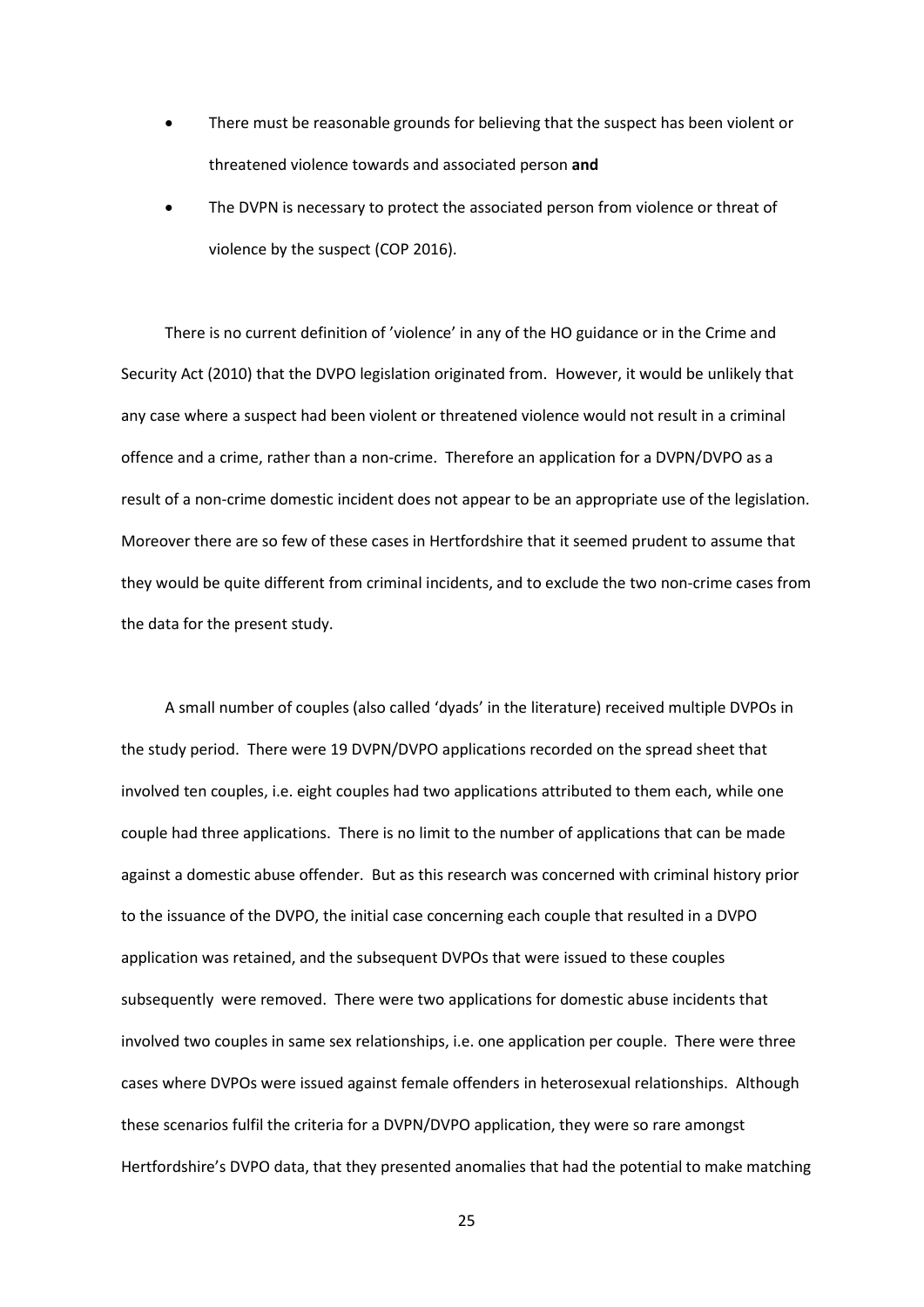- There must be reasonable grounds for believing that the suspect has been violent or threatened violence towards and associated person **and**
- The DVPN is necessary to protect the associated person from violence or threat of violence by the suspect (COP 2016).

There is no current definition of 'violence' in any of the HO guidance or in the Crime and Security Act (2010) that the DVPO legislation originated from. However, it would be unlikely that any case where a suspect had been violent or threatened violence would not result in a criminal offence and a crime, rather than a non-crime. Therefore an application for a DVPN/DVPO as a result of a non-crime domestic incident does not appear to be an appropriate use of the legislation. Moreover there are so few of these cases in Hertfordshire that it seemed prudent to assume that they would be quite different from criminal incidents, and to exclude the two non-crime cases from the data for the present study.

A small number of couples (also called 'dyads' in the literature) received multiple DVPOs in the study period. There were 19 DVPN/DVPO applications recorded on the spread sheet that involved ten couples, i.e. eight couples had two applications attributed to them each, while one couple had three applications. There is no limit to the number of applications that can be made against a domestic abuse offender. But as this research was concerned with criminal history prior to the issuance of the DVPO, the initial case concerning each couple that resulted in a DVPO application was retained, and the subsequent DVPOs that were issued to these couples subsequently were removed. There were two applications for domestic abuse incidents that involved two couples in same sex relationships, i.e. one application per couple. There were three cases where DVPOs were issued against female offenders in heterosexual relationships. Although these scenarios fulfil the criteria for a DVPN/DVPO application, they were so rare amongst Hertfordshire's DVPO data, that they presented anomalies that had the potential to make matching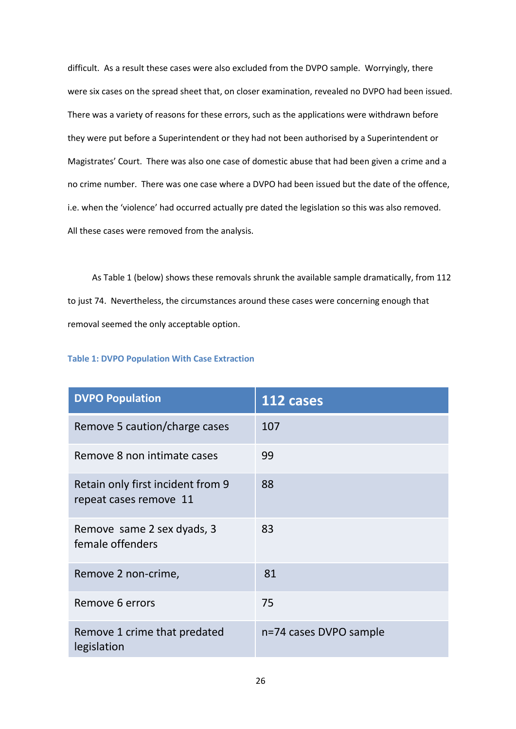difficult. As a result these cases were also excluded from the DVPO sample. Worryingly, there were six cases on the spread sheet that, on closer examination, revealed no DVPO had been issued. There was a variety of reasons for these errors, such as the applications were withdrawn before they were put before a Superintendent or they had not been authorised by a Superintendent or Magistrates' Court. There was also one case of domestic abuse that had been given a crime and a no crime number. There was one case where a DVPO had been issued but the date of the offence, i.e. when the 'violence' had occurred actually pre dated the legislation so this was also removed. All these cases were removed from the analysis.

As Table 1 (below) shows these removals shrunk the available sample dramatically, from 112 to just 74. Nevertheless, the circumstances around these cases were concerning enough that removal seemed the only acceptable option.

**Table 1: DVPO Population With Case Extraction**

| DVPO Population | 112 cases |
|---|---|
| Remove 5 caution/charge cases | 107 |
| Remove 8 non intimate cases | 99 |
| Retain only first incident from 9 repeat cases remove 11 | 88 |
| Remove same 2 sex dyads, 3 female offenders | 83 |
| Remove 2 non-crime, | 81 |
| Remove 6 errors | 75 |
| Remove 1 crime that predated legislation | n=74 cases DVPO sample |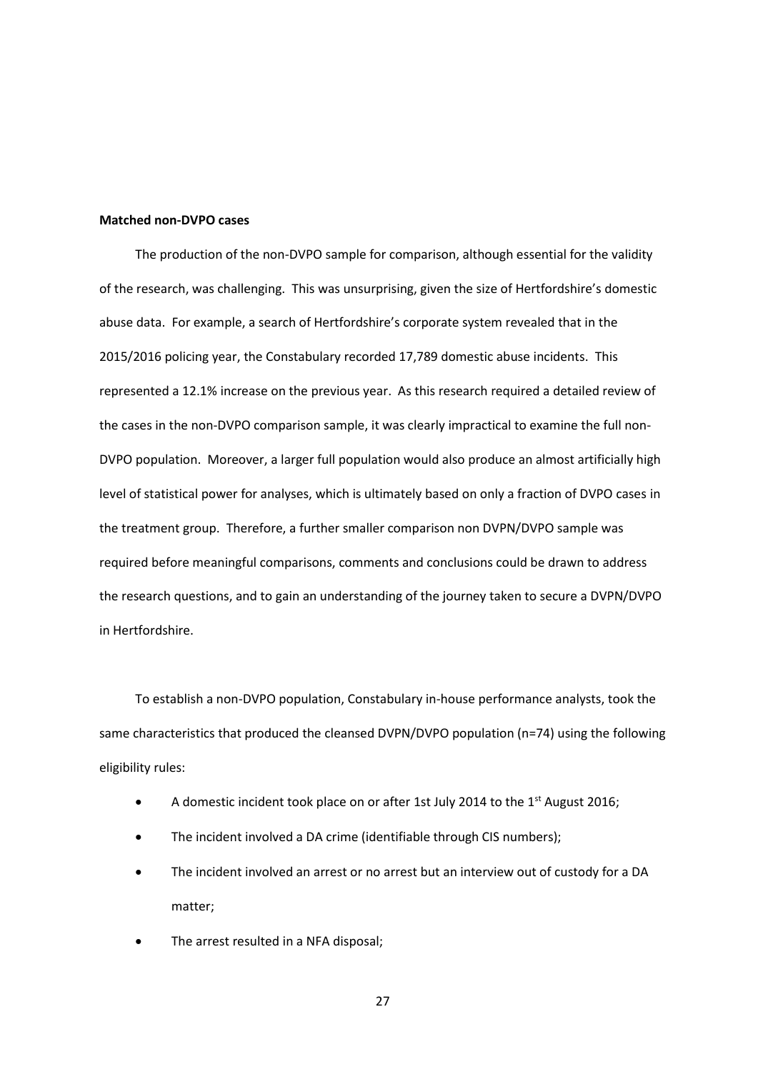**Matched non-DVPO cases**

The production of the non-DVPO sample for comparison, although essential for the validity of the research, was challenging. This was unsurprising, given the size of Hertfordshire's domestic abuse data. For example, a search of Hertfordshire's corporate system revealed that in the 2015/2016 policing year, the Constabulary recorded 17,789 domestic abuse incidents. This represented a 12.1% increase on the previous year. As this research required a detailed review of the cases in the non-DVPO comparison sample, it was clearly impractical to examine the full non-DVPO population. Moreover, a larger full population would also produce an almost artificially high level of statistical power for analyses, which is ultimately based on only a fraction of DVPO cases in the treatment group. Therefore, a further smaller comparison non DVPN/DVPO sample was required before meaningful comparisons, comments and conclusions could be drawn to address the research questions, and to gain an understanding of the journey taken to secure a DVPN/DVPO in Hertfordshire.

To establish a non-DVPO population, Constabulary in-house performance analysts, took the same characteristics that produced the cleansed DVPN/DVPO population (n=74) using the following eligibility rules:

- A domestic incident took place on or after 1st July 2014 to the 1st August 2016;
- The incident involved a DA crime (identifiable through CIS numbers);
- The incident involved an arrest or no arrest but an interview out of custody for a DA matter;
- The arrest resulted in a NFA disposal;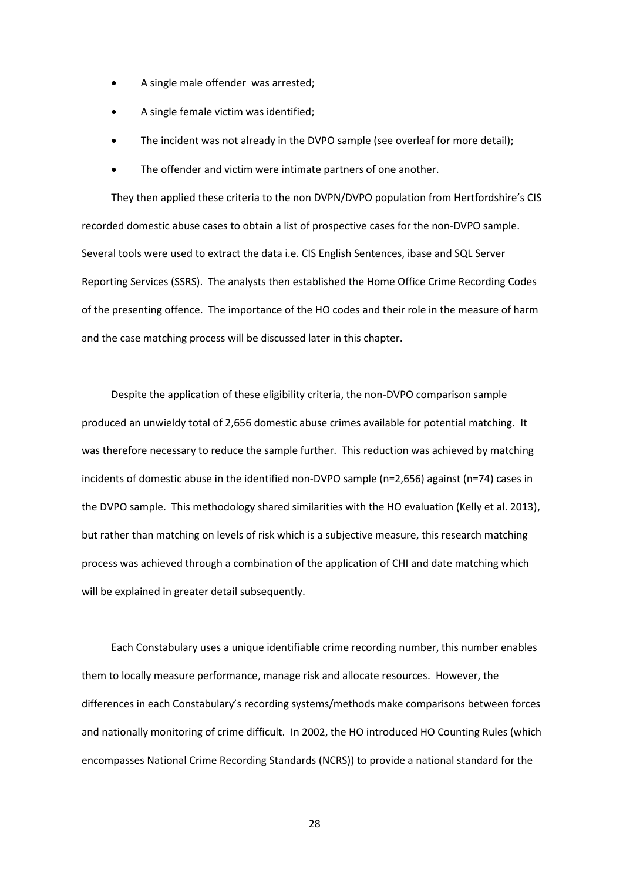- A single male offender was arrested;
- A single female victim was identified;
- The incident was not already in the DVPO sample (see overleaf for more detail);
- The offender and victim were intimate partners of one another.

They then applied these criteria to the non DVPN/DVPO population from Hertfordshire's CIS recorded domestic abuse cases to obtain a list of prospective cases for the non-DVPO sample. Several tools were used to extract the data i.e. CIS English Sentences, ibase and SQL Server Reporting Services (SSRS). The analysts then established the Home Office Crime Recording Codes of the presenting offence. The importance of the HO codes and their role in the measure of harm and the case matching process will be discussed later in this chapter.

Despite the application of these eligibility criteria, the non-DVPO comparison sample produced an unwieldy total of 2,656 domestic abuse crimes available for potential matching. It was therefore necessary to reduce the sample further. This reduction was achieved by matching incidents of domestic abuse in the identified non-DVPO sample (n=2,656) against (n=74) cases in the DVPO sample. This methodology shared similarities with the HO evaluation (Kelly et al. 2013), but rather than matching on levels of risk which is a subjective measure, this research matching process was achieved through a combination of the application of CHI and date matching which will be explained in greater detail subsequently.

Each Constabulary uses a unique identifiable crime recording number, this number enables them to locally measure performance, manage risk and allocate resources. However, the differences in each Constabulary's recording systems/methods make comparisons between forces and nationally monitoring of crime difficult. In 2002, the HO introduced HO Counting Rules (which encompasses National Crime Recording Standards (NCRS)) to provide a national standard for the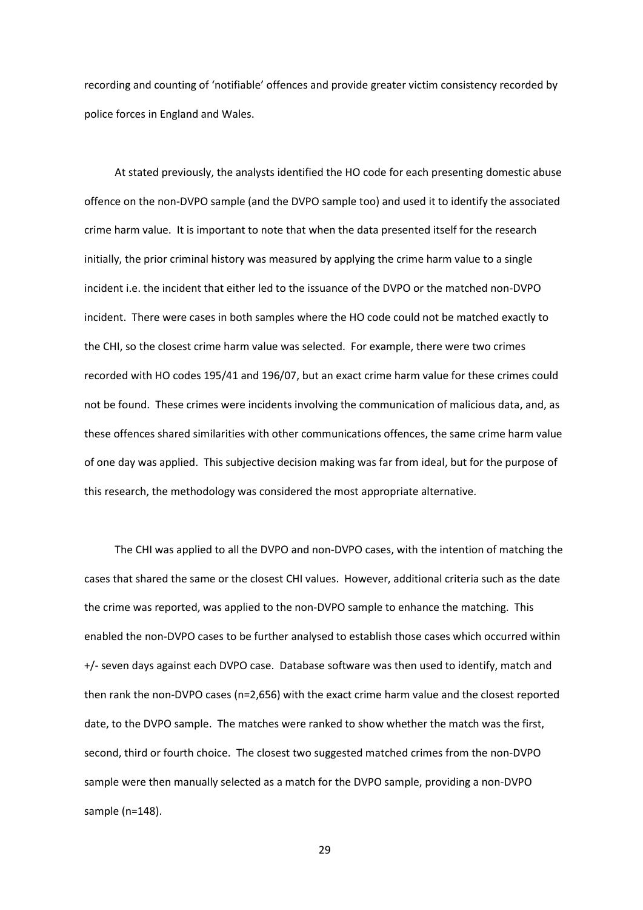recording and counting of 'notifiable' offences and provide greater victim consistency recorded by police forces in England and Wales.

At stated previously, the analysts identified the HO code for each presenting domestic abuse offence on the non-DVPO sample (and the DVPO sample too) and used it to identify the associated crime harm value. It is important to note that when the data presented itself for the research initially, the prior criminal history was measured by applying the crime harm value to a single incident i.e. the incident that either led to the issuance of the DVPO or the matched non-DVPO incident. There were cases in both samples where the HO code could not be matched exactly to the CHI, so the closest crime harm value was selected. For example, there were two crimes recorded with HO codes 195/41 and 196/07, but an exact crime harm value for these crimes could not be found. These crimes were incidents involving the communication of malicious data, and, as these offences shared similarities with other communications offences, the same crime harm value of one day was applied. This subjective decision making was far from ideal, but for the purpose of this research, the methodology was considered the most appropriate alternative.

The CHI was applied to all the DVPO and non-DVPO cases, with the intention of matching the cases that shared the same or the closest CHI values. However, additional criteria such as the date the crime was reported, was applied to the non-DVPO sample to enhance the matching. This enabled the non-DVPO cases to be further analysed to establish those cases which occurred within +/- seven days against each DVPO case. Database software was then used to identify, match and then rank the non-DVPO cases (n=2,656) with the exact crime harm value and the closest reported date, to the DVPO sample. The matches were ranked to show whether the match was the first, second, third or fourth choice. The closest two suggested matched crimes from the non-DVPO sample were then manually selected as a match for the DVPO sample, providing a non-DVPO sample (n=148).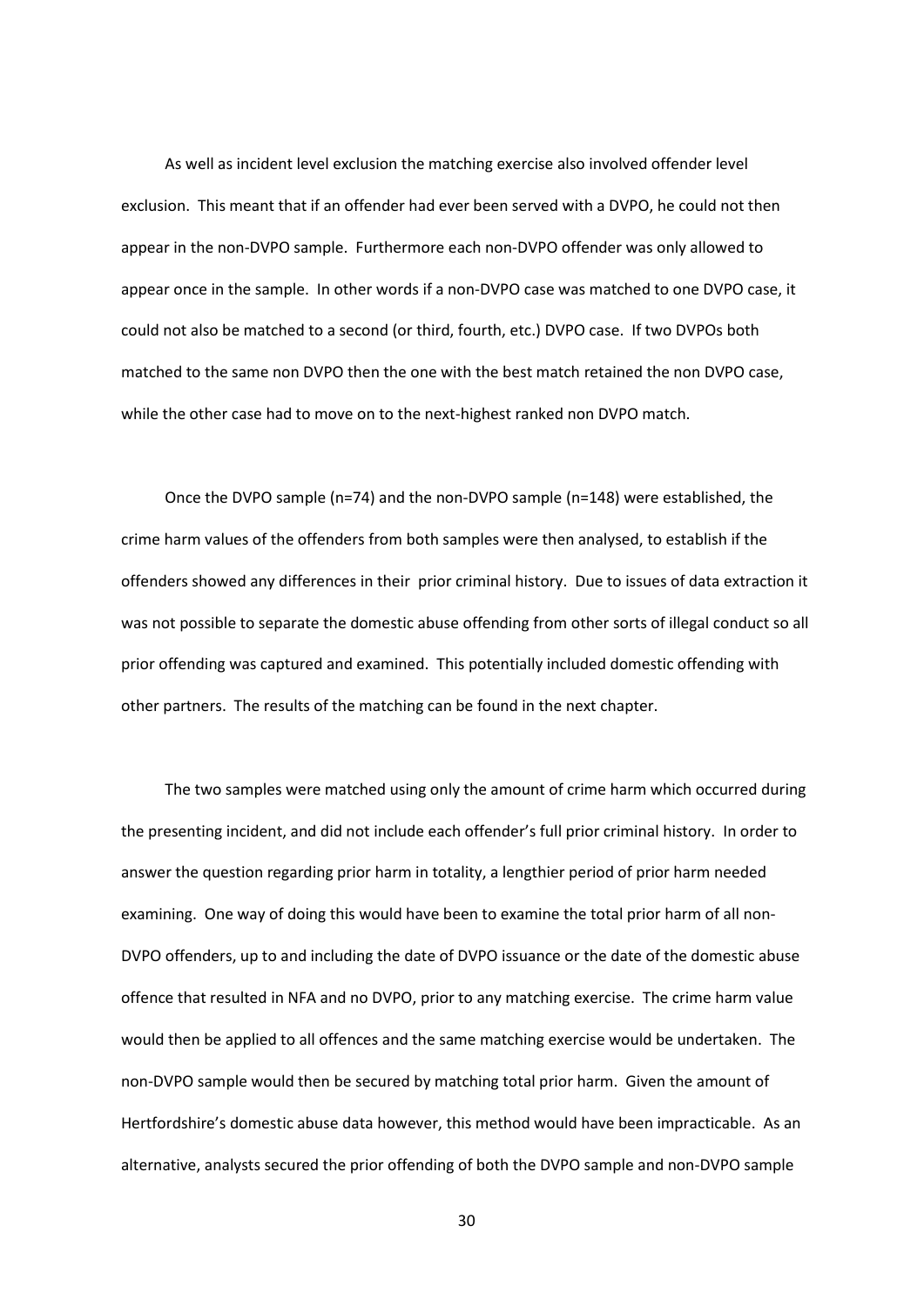As well as incident level exclusion the matching exercise also involved offender level exclusion. This meant that if an offender had ever been served with a DVPO, he could not then appear in the non-DVPO sample. Furthermore each non-DVPO offender was only allowed to appear once in the sample. In other words if a non-DVPO case was matched to one DVPO case, it could not also be matched to a second (or third, fourth, etc.) DVPO case. If two DVPOs both matched to the same non DVPO then the one with the best match retained the non DVPO case, while the other case had to move on to the next-highest ranked non DVPO match.

Once the DVPO sample (n=74) and the non-DVPO sample (n=148) were established, the crime harm values of the offenders from both samples were then analysed, to establish if the offenders showed any differences in their prior criminal history. Due to issues of data extraction it was not possible to separate the domestic abuse offending from other sorts of illegal conduct so all prior offending was captured and examined. This potentially included domestic offending with other partners. The results of the matching can be found in the next chapter.

The two samples were matched using only the amount of crime harm which occurred during the presenting incident, and did not include each offender's full prior criminal history. In order to answer the question regarding prior harm in totality, a lengthier period of prior harm needed examining. One way of doing this would have been to examine the total prior harm of all non-DVPO offenders, up to and including the date of DVPO issuance or the date of the domestic abuse offence that resulted in NFA and no DVPO, prior to any matching exercise. The crime harm value would then be applied to all offences and the same matching exercise would be undertaken. The non-DVPO sample would then be secured by matching total prior harm. Given the amount of Hertfordshire's domestic abuse data however, this method would have been impracticable. As an alternative, analysts secured the prior offending of both the DVPO sample and non-DVPO sample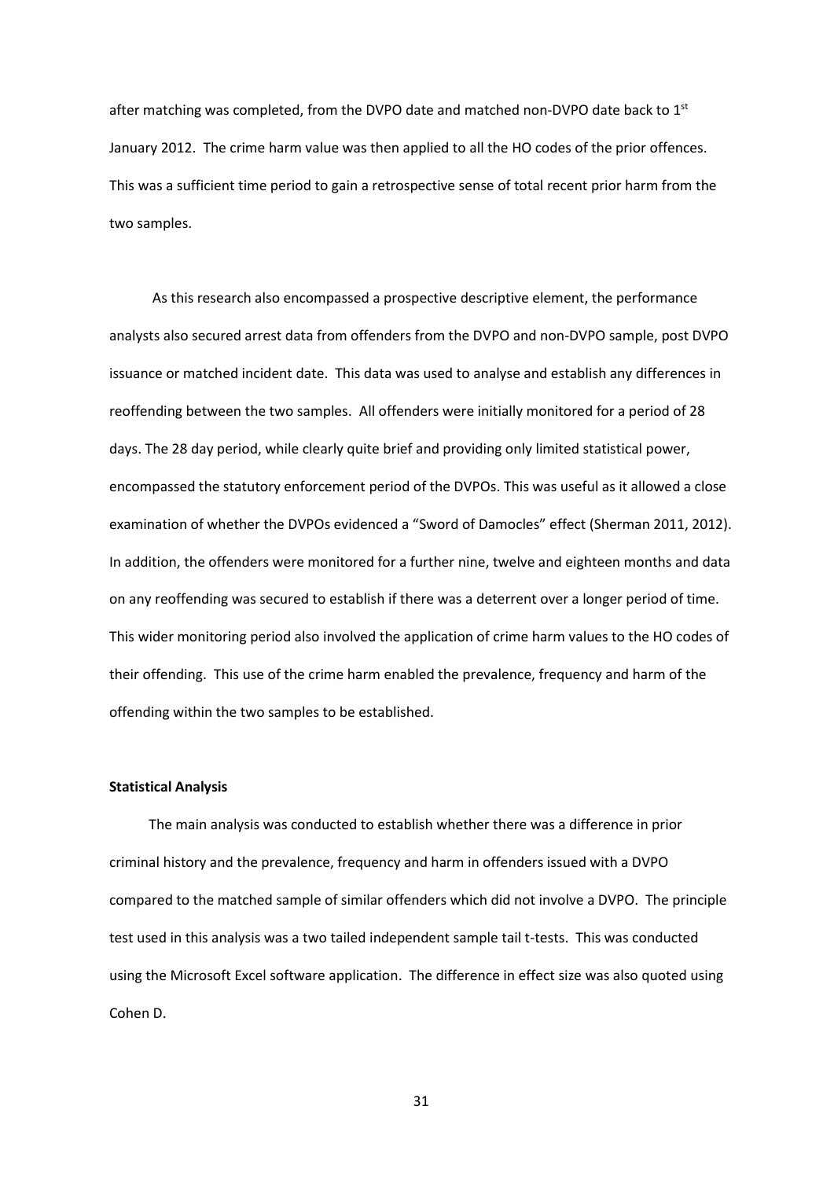after matching was completed, from the DVPO date and matched non-DVPO date back to 1st January 2012. The crime harm value was then applied to all the HO codes of the prior offences. This was a sufficient time period to gain a retrospective sense of total recent prior harm from the two samples.

As this research also encompassed a prospective descriptive element, the performance analysts also secured arrest data from offenders from the DVPO and non-DVPO sample, post DVPO issuance or matched incident date. This data was used to analyse and establish any differences in reoffending between the two samples. All offenders were initially monitored for a period of 28 days. The 28 day period, while clearly quite brief and providing only limited statistical power, encompassed the statutory enforcement period of the DVPOs. This was useful as it allowed a close examination of whether the DVPOs evidenced a "Sword of Damocles" effect (Sherman 2011, 2012). In addition, the offenders were monitored for a further nine, twelve and eighteen months and data on any reoffending was secured to establish if there was a deterrent over a longer period of time. This wider monitoring period also involved the application of crime harm values to the HO codes of their offending. This use of the crime harm enabled the prevalence, frequency and harm of the offending within the two samples to be established.

**Statistical Analysis**

The main analysis was conducted to establish whether there was a difference in prior criminal history and the prevalence, frequency and harm in offenders issued with a DVPO compared to the matched sample of similar offenders which did not involve a DVPO. The principle test used in this analysis was a two tailed independent sample tail t-tests. This was conducted using the Microsoft Excel software application. The difference in effect size was also quoted using Cohen D.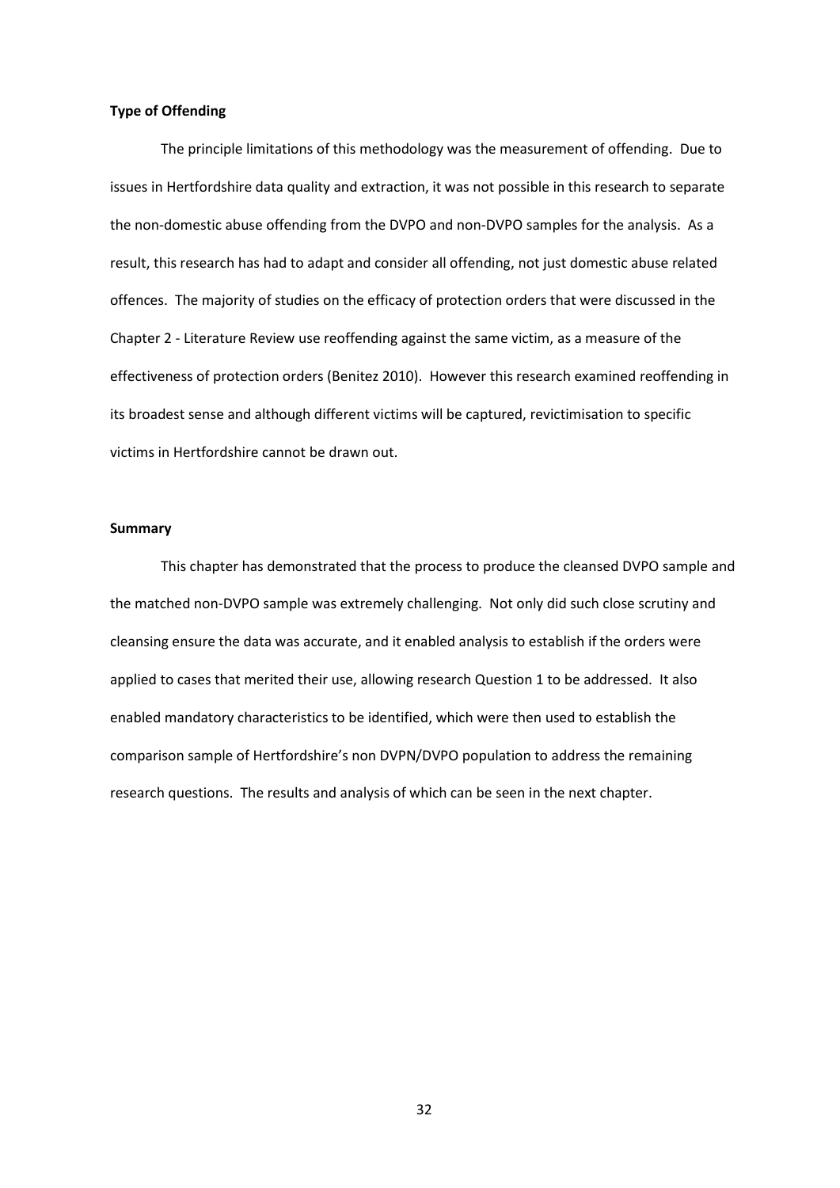**Type of Offending**

The principle limitations of this methodology was the measurement of offending. Due to issues in Hertfordshire data quality and extraction, it was not possible in this research to separate the non-domestic abuse offending from the DVPO and non-DVPO samples for the analysis. As a result, this research has had to adapt and consider all offending, not just domestic abuse related offences. The majority of studies on the efficacy of protection orders that were discussed in the Chapter 2 - Literature Review use reoffending against the same victim, as a measure of the effectiveness of protection orders (Benitez 2010). However this research examined reoffending in its broadest sense and although different victims will be captured, revictimisation to specific victims in Hertfordshire cannot be drawn out.

**Summary**

This chapter has demonstrated that the process to produce the cleansed DVPO sample and the matched non-DVPO sample was extremely challenging. Not only did such close scrutiny and cleansing ensure the data was accurate, and it enabled analysis to establish if the orders were applied to cases that merited their use, allowing research Question 1 to be addressed. It also enabled mandatory characteristics to be identified, which were then used to establish the comparison sample of Hertfordshire's non DVPN/DVPO population to address the remaining research questions. The results and analysis of which can be seen in the next chapter.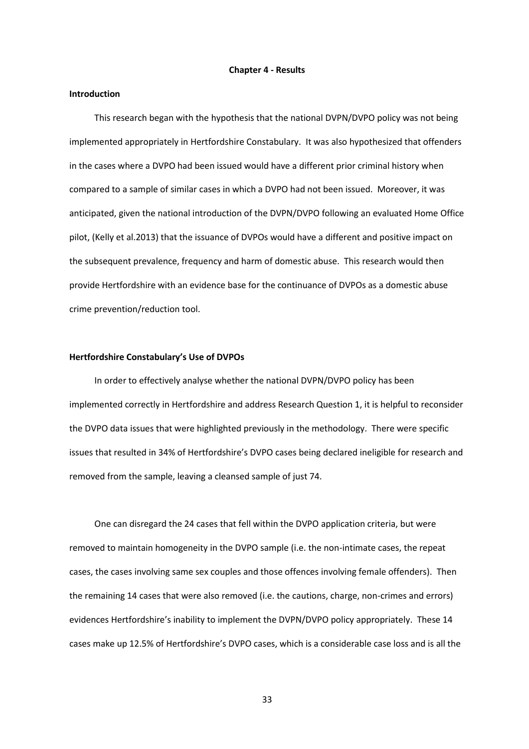# Chapter 4 - Results

## Introduction

This research began with the hypothesis that the national DVPN/DVPO policy was not being implemented appropriately in Hertfordshire Constabulary. It was also hypothesized that offenders in the cases where a DVPO had been issued would have a different prior criminal history when compared to a sample of similar cases in which a DVPO had not been issued. Moreover, it was anticipated, given the national introduction of the DVPN/DVPO following an evaluated Home Office pilot, (Kelly et al.2013) that the issuance of DVPOs would have a different and positive impact on the subsequent prevalence, frequency and harm of domestic abuse. This research would then provide Hertfordshire with an evidence base for the continuance of DVPOs as a domestic abuse crime prevention/reduction tool.

## Hertfordshire Constabulary's Use of DVPOs

In order to effectively analyse whether the national DVPN/DVPO policy has been implemented correctly in Hertfordshire and address Research Question 1, it is helpful to reconsider the DVPO data issues that were highlighted previously in the methodology. There were specific issues that resulted in 34% of Hertfordshire's DVPO cases being declared ineligible for research and removed from the sample, leaving a cleansed sample of just 74.

One can disregard the 24 cases that fell within the DVPO application criteria, but were removed to maintain homogeneity in the DVPO sample (i.e. the non-intimate cases, the repeat cases, the cases involving same sex couples and those offences involving female offenders). Then the remaining 14 cases that were also removed (i.e. the cautions, charge, non-crimes and errors) evidences Hertfordshire's inability to implement the DVPN/DVPO policy appropriately. These 14 cases make up 12.5% of Hertfordshire's DVPO cases, which is a considerable case loss and is all the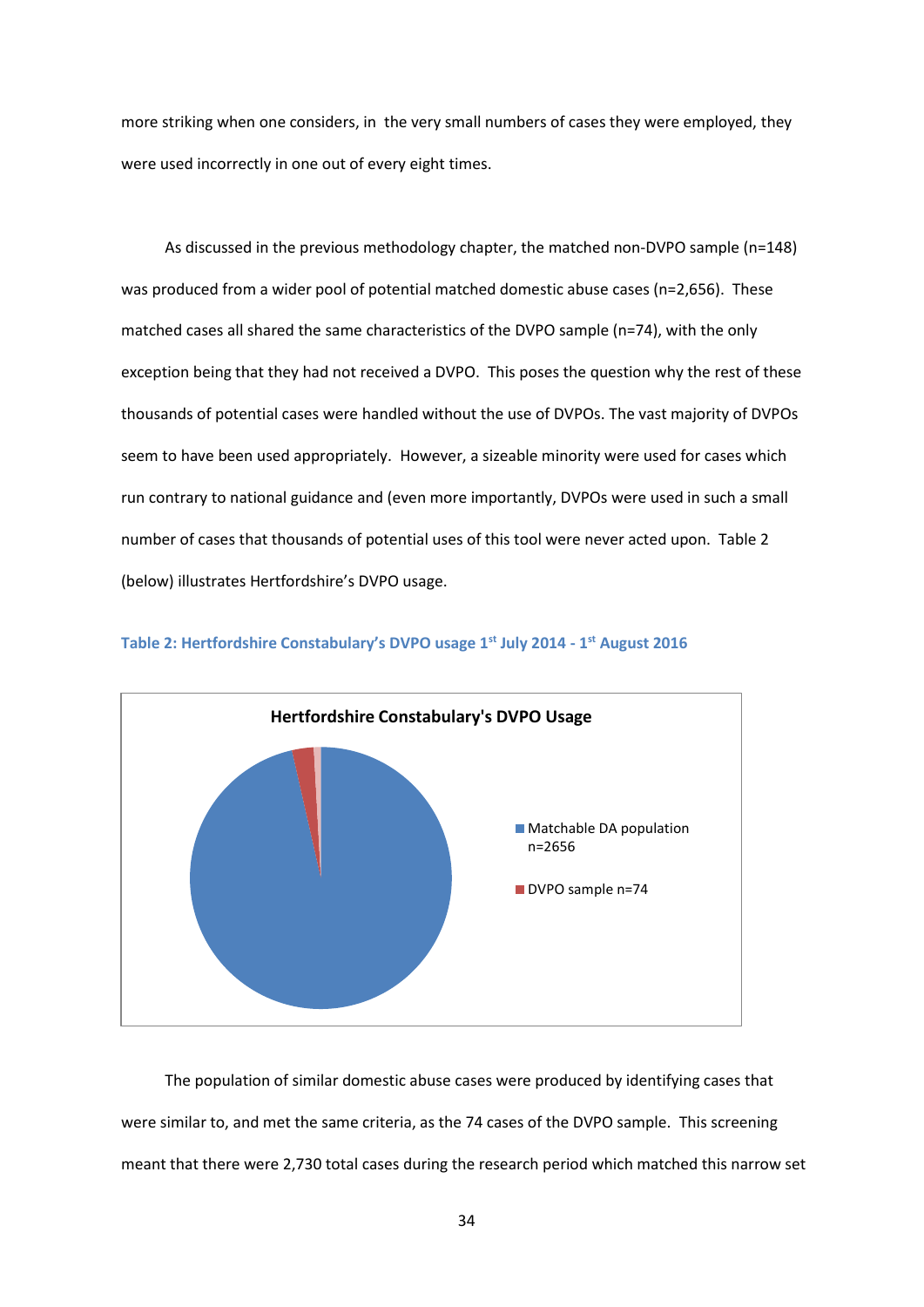more striking when one considers, in  the very small numbers of cases they were employed, they were used incorrectly in one out of every eight times.

As discussed in the previous methodology chapter, the matched non-DVPO sample (n=148) was produced from a wider pool of potential matched domestic abuse cases (n=2,656). These matched cases all shared the same characteristics of the DVPO sample (n=74), with the only exception being that they had not received a DVPO. This poses the question why the rest of these thousands of potential cases were handled without the use of DVPOs. The vast majority of DVPOs seem to have been used appropriately. However, a sizeable minority were used for cases which run contrary to national guidance and (even more importantly, DVPOs were used in such a small number of cases that thousands of potential uses of this tool were never acted upon. Table 2 (below) illustrates Hertfordshire's DVPO usage.

**Table 2: Hertfordshire Constabulary's DVPO usage 1st July 2014 - 1st August 2016**

**Hertfordshire Constabulary's DVPO Usage**

- Matchable DA population n=2656
- DVPO sample n=74

The population of similar domestic abuse cases were produced by identifying cases that were similar to, and met the same criteria, as the 74 cases of the DVPO sample. This screening meant that there were 2,730 total cases during the research period which matched this narrow set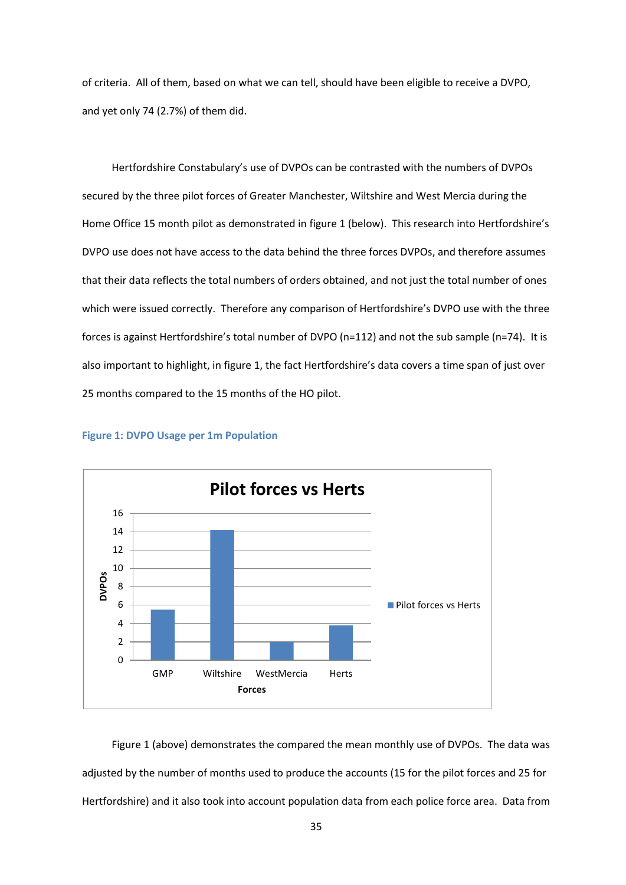of criteria. All of them, based on what we can tell, should have been eligible to receive a DVPO, and yet only 74 (2.7%) of them did.

Hertfordshire Constabulary's use of DVPOs can be contrasted with the numbers of DVPOs secured by the three pilot forces of Greater Manchester, Wiltshire and West Mercia during the Home Office 15 month pilot as demonstrated in figure 1 (below). This research into Hertfordshire's DVPO use does not have access to the data behind the three forces DVPOs, and therefore assumes that their data reflects the total numbers of orders obtained, and not just the total number of ones which were issued correctly. Therefore any comparison of Hertfordshire's DVPO use with the three forces is against Hertfordshire's total number of DVPO (n=112) and not the sub sample (n=74). It is also important to highlight, in figure 1, the fact Hertfordshire's data covers a time span of just over 25 months compared to the 15 months of the HO pilot.

**Figure 1: DVPO Usage per 1m Population**

**Pilot forces vs Herts**

| Forces | DVPOs |
|---|---|
| GMP | ~5.5 |
| Wiltshire | ~14.2 |
| WestMercia | ~2 |
| Herts | ~3.8 |

Figure 1 (above) demonstrates the compared the mean monthly use of DVPOs. The data was adjusted by the number of months used to produce the accounts (15 for the pilot forces and 25 for Hertfordshire) and it also took into account population data from each police force area. Data from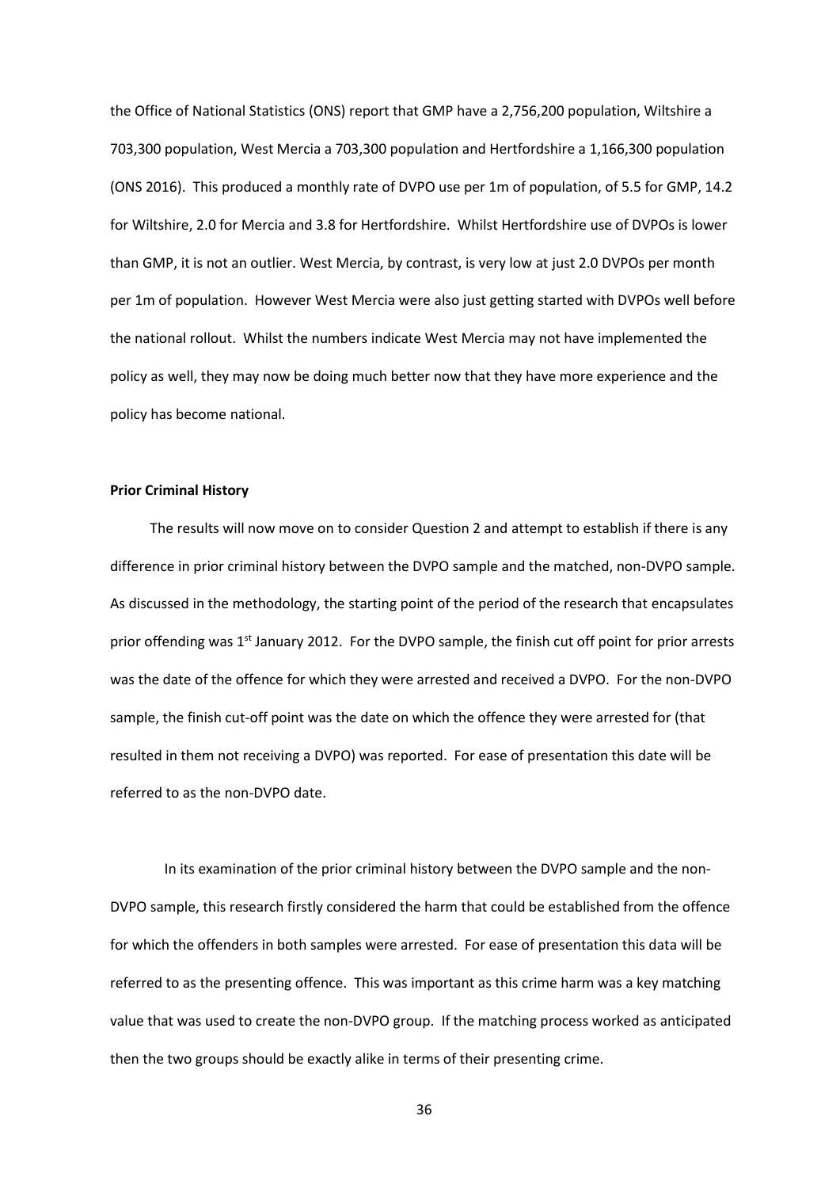the Office of National Statistics (ONS) report that GMP have a 2,756,200 population, Wiltshire a 703,300 population, West Mercia a 703,300 population and Hertfordshire a 1,166,300 population (ONS 2016). This produced a monthly rate of DVPO use per 1m of population, of 5.5 for GMP, 14.2 for Wiltshire, 2.0 for Mercia and 3.8 for Hertfordshire. Whilst Hertfordshire use of DVPOs is lower than GMP, it is not an outlier. West Mercia, by contrast, is very low at just 2.0 DVPOs per month per 1m of population. However West Mercia were also just getting started with DVPOs well before the national rollout. Whilst the numbers indicate West Mercia may not have implemented the policy as well, they may now be doing much better now that they have more experience and the policy has become national.

**Prior Criminal History**

The results will now move on to consider Question 2 and attempt to establish if there is any difference in prior criminal history between the DVPO sample and the matched, non-DVPO sample. As discussed in the methodology, the starting point of the period of the research that encapsulates prior offending was 1st January 2012. For the DVPO sample, the finish cut off point for prior arrests was the date of the offence for which they were arrested and received a DVPO. For the non-DVPO sample, the finish cut-off point was the date on which the offence they were arrested for (that resulted in them not receiving a DVPO) was reported. For ease of presentation this date will be referred to as the non-DVPO date.

In its examination of the prior criminal history between the DVPO sample and the non-DVPO sample, this research firstly considered the harm that could be established from the offence for which the offenders in both samples were arrested. For ease of presentation this data will be referred to as the presenting offence. This was important as this crime harm was a key matching value that was used to create the non-DVPO group. If the matching process worked as anticipated then the two groups should be exactly alike in terms of their presenting crime.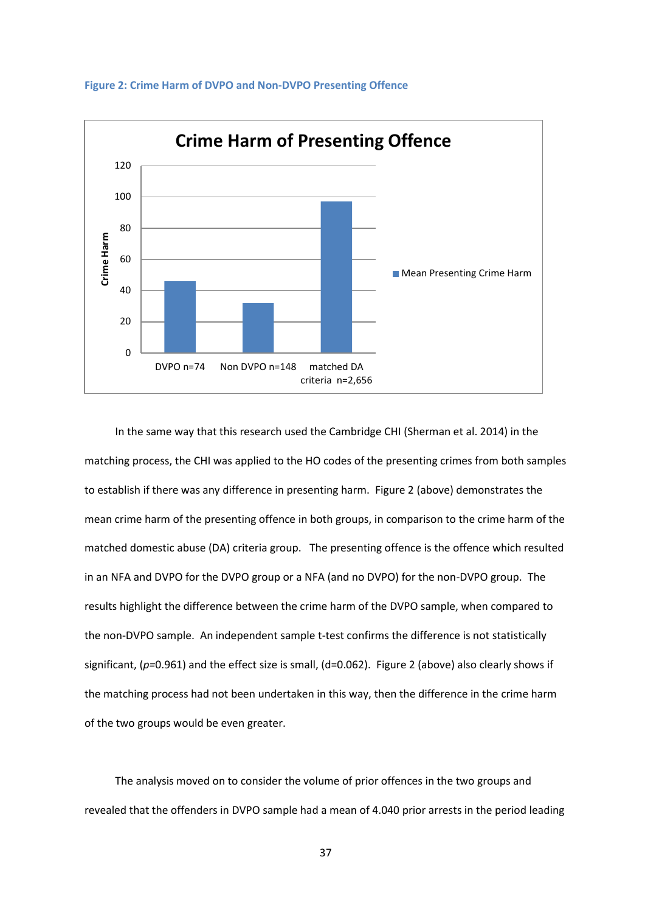**Figure 2: Crime Harm of DVPO and Non-DVPO Presenting Offence**

In the same way that this research used the Cambridge CHI (Sherman et al. 2014) in the matching process, the CHI was applied to the HO codes of the presenting crimes from both samples to establish if there was any difference in presenting harm. Figure 2 (above) demonstrates the mean crime harm of the presenting offence in both groups, in comparison to the crime harm of the matched domestic abuse (DA) criteria group. The presenting offence is the offence which resulted in an NFA and DVPO for the DVPO group or a NFA (and no DVPO) for the non-DVPO group. The results highlight the difference between the crime harm of the DVPO sample, when compared to the non-DVPO sample. An independent sample t-test confirms the difference is not statistically significant, ($p$=0.961) and the effect size is small, (d=0.062). Figure 2 (above) also clearly shows if the matching process had not been undertaken in this way, then the difference in the crime harm of the two groups would be even greater.

The analysis moved on to consider the volume of prior offences in the two groups and revealed that the offenders in DVPO sample had a mean of 4.040 prior arrests in the period leading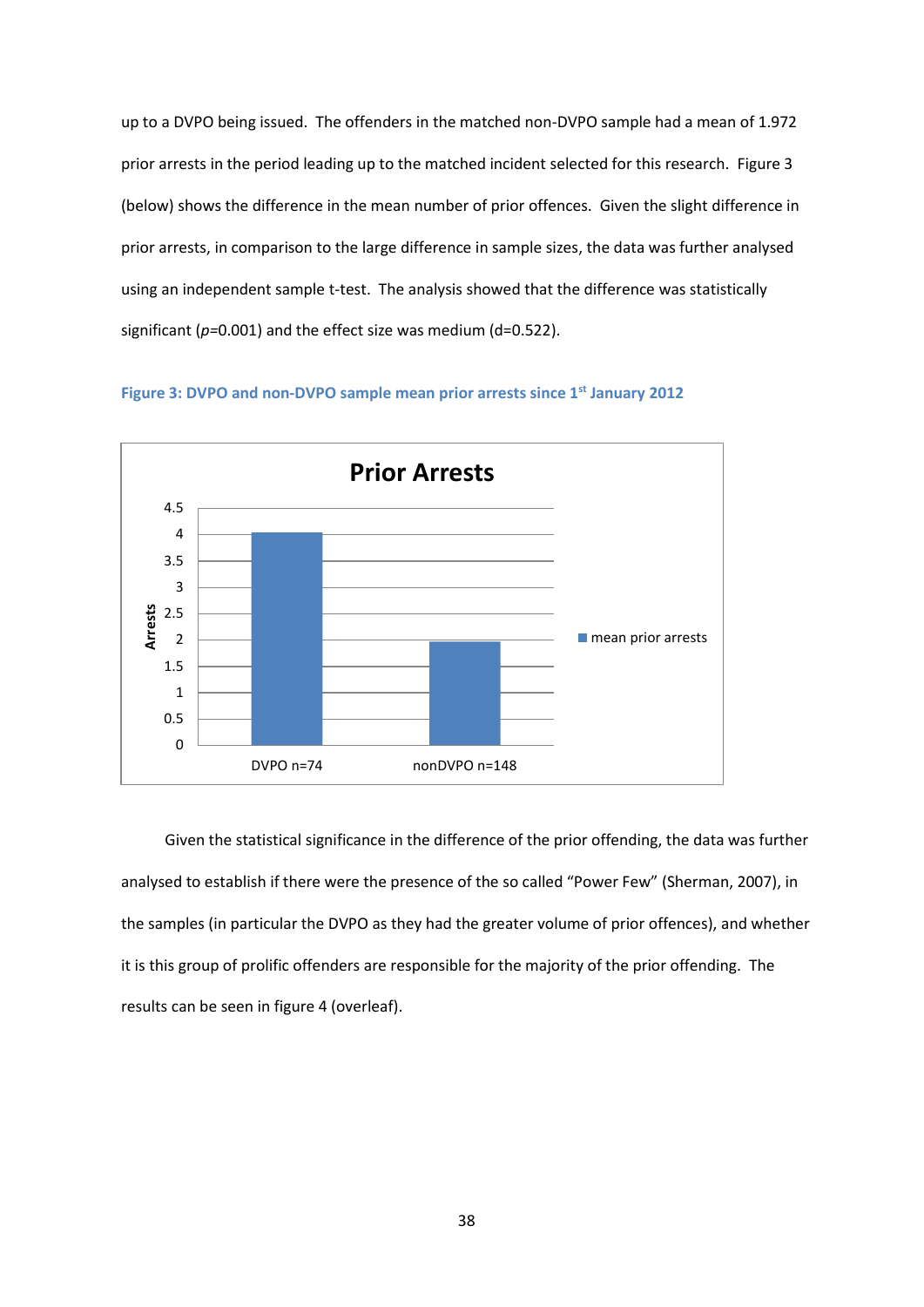up to a DVPO being issued. The offenders in the matched non-DVPO sample had a mean of 1.972 prior arrests in the period leading up to the matched incident selected for this research. Figure 3 (below) shows the difference in the mean number of prior offences. Given the slight difference in prior arrests, in comparison to the large difference in sample sizes, the data was further analysed using an independent sample t-test. The analysis showed that the difference was statistically significant ($p$=0.001) and the effect size was medium (d=0.522).

**Figure 3: DVPO and non-DVPO sample mean prior arrests since 1st January 2012**

Given the statistical significance in the difference of the prior offending, the data was further analysed to establish if there were the presence of the so called "Power Few" (Sherman, 2007), in the samples (in particular the DVPO as they had the greater volume of prior offences), and whether it is this group of prolific offenders are responsible for the majority of the prior offending. The results can be seen in figure 4 (overleaf).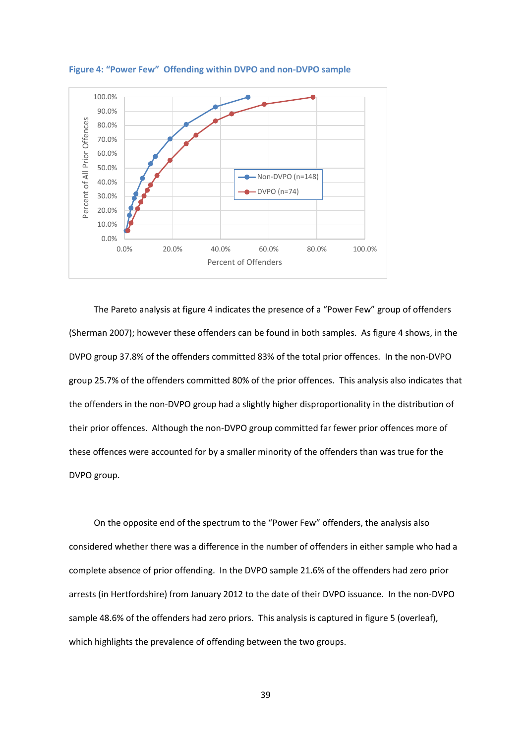**Figure 4: "Power Few" Offending within DVPO and non-DVPO sample**

The Pareto analysis at figure 4 indicates the presence of a "Power Few" group of offenders (Sherman 2007); however these offenders can be found in both samples. As figure 4 shows, in the DVPO group 37.8% of the offenders committed 83% of the total prior offences. In the non-DVPO group 25.7% of the offenders committed 80% of the prior offences. This analysis also indicates that the offenders in the non-DVPO group had a slightly higher disproportionality in the distribution of their prior offences. Although the non-DVPO group committed far fewer prior offences more of these offences were accounted for by a smaller minority of the offenders than was true for the DVPO group.

On the opposite end of the spectrum to the "Power Few" offenders, the analysis also considered whether there was a difference in the number of offenders in either sample who had a complete absence of prior offending. In the DVPO sample 21.6% of the offenders had zero prior arrests (in Hertfordshire) from January 2012 to the date of their DVPO issuance. In the non-DVPO sample 48.6% of the offenders had zero priors. This analysis is captured in figure 5 (overleaf), which highlights the prevalence of offending between the two groups.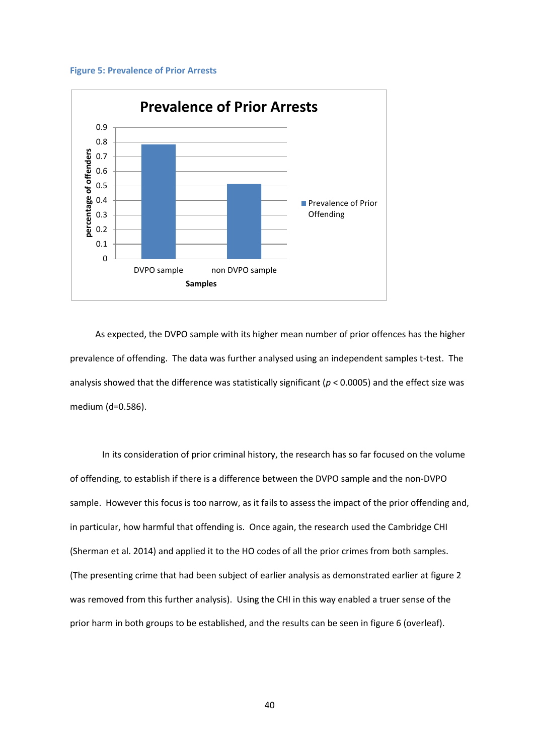**Figure 5: Prevalence of Prior Arrests**

As expected, the DVPO sample with its higher mean number of prior offences has the higher prevalence of offending. The data was further analysed using an independent samples t-test. The analysis showed that the difference was statistically significant ($p < 0.0005$) and the effect size was medium (d=0.586).

In its consideration of prior criminal history, the research has so far focused on the volume of offending, to establish if there is a difference between the DVPO sample and the non-DVPO sample. However this focus is too narrow, as it fails to assess the impact of the prior offending and, in particular, how harmful that offending is. Once again, the research used the Cambridge CHI (Sherman et al. 2014) and applied it to the HO codes of all the prior crimes from both samples. (The presenting crime that had been subject of earlier analysis as demonstrated earlier at figure 2 was removed from this further analysis). Using the CHI in this way enabled a truer sense of the prior harm in both groups to be established, and the results can be seen in figure 6 (overleaf).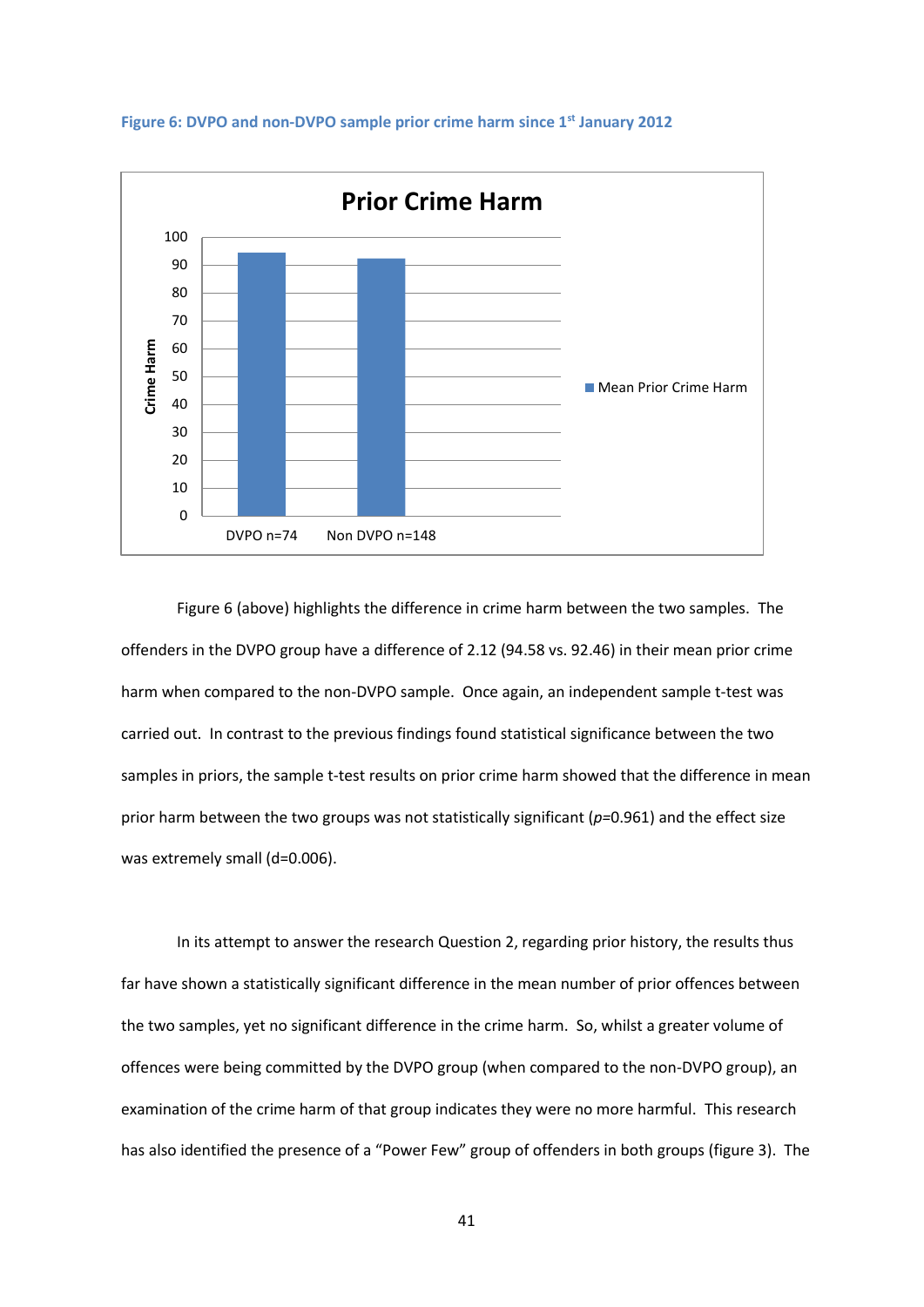**Figure 6: DVPO and non-DVPO sample prior crime harm since 1st January 2012**

Figure 6 (above) highlights the difference in crime harm between the two samples. The offenders in the DVPO group have a difference of 2.12 (94.58 vs. 92.46) in their mean prior crime harm when compared to the non-DVPO sample. Once again, an independent sample t-test was carried out. In contrast to the previous findings found statistical significance between the two samples in priors, the sample t-test results on prior crime harm showed that the difference in mean prior harm between the two groups was not statistically significant ($p$=0.961) and the effect size was extremely small (d=0.006).

In its attempt to answer the research Question 2, regarding prior history, the results thus far have shown a statistically significant difference in the mean number of prior offences between the two samples, yet no significant difference in the crime harm. So, whilst a greater volume of offences were being committed by the DVPO group (when compared to the non-DVPO group), an examination of the crime harm of that group indicates they were no more harmful. This research has also identified the presence of a "Power Few" group of offenders in both groups (figure 3). The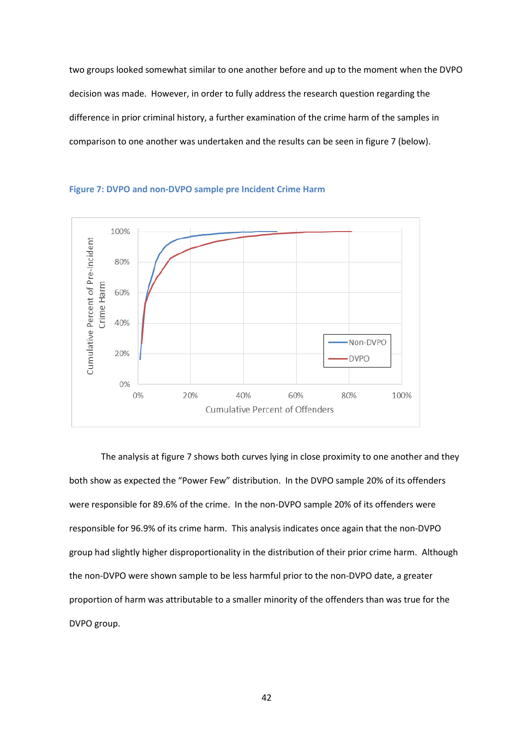two groups looked somewhat similar to one another before and up to the moment when the DVPO decision was made. However, in order to fully address the research question regarding the difference in prior criminal history, a further examination of the crime harm of the samples in comparison to one another was undertaken and the results can be seen in figure 7 (below).

**Figure 7: DVPO and non-DVPO sample pre Incident Crime Harm**

The analysis at figure 7 shows both curves lying in close proximity to one another and they both show as expected the "Power Few" distribution. In the DVPO sample 20% of its offenders were responsible for 89.6% of the crime. In the non-DVPO sample 20% of its offenders were responsible for 96.9% of its crime harm. This analysis indicates once again that the non-DVPO group had slightly higher disproportionality in the distribution of their prior crime harm. Although the non-DVPO were shown sample to be less harmful prior to the non-DVPO date, a greater proportion of harm was attributable to a smaller minority of the offenders than was true for the DVPO group.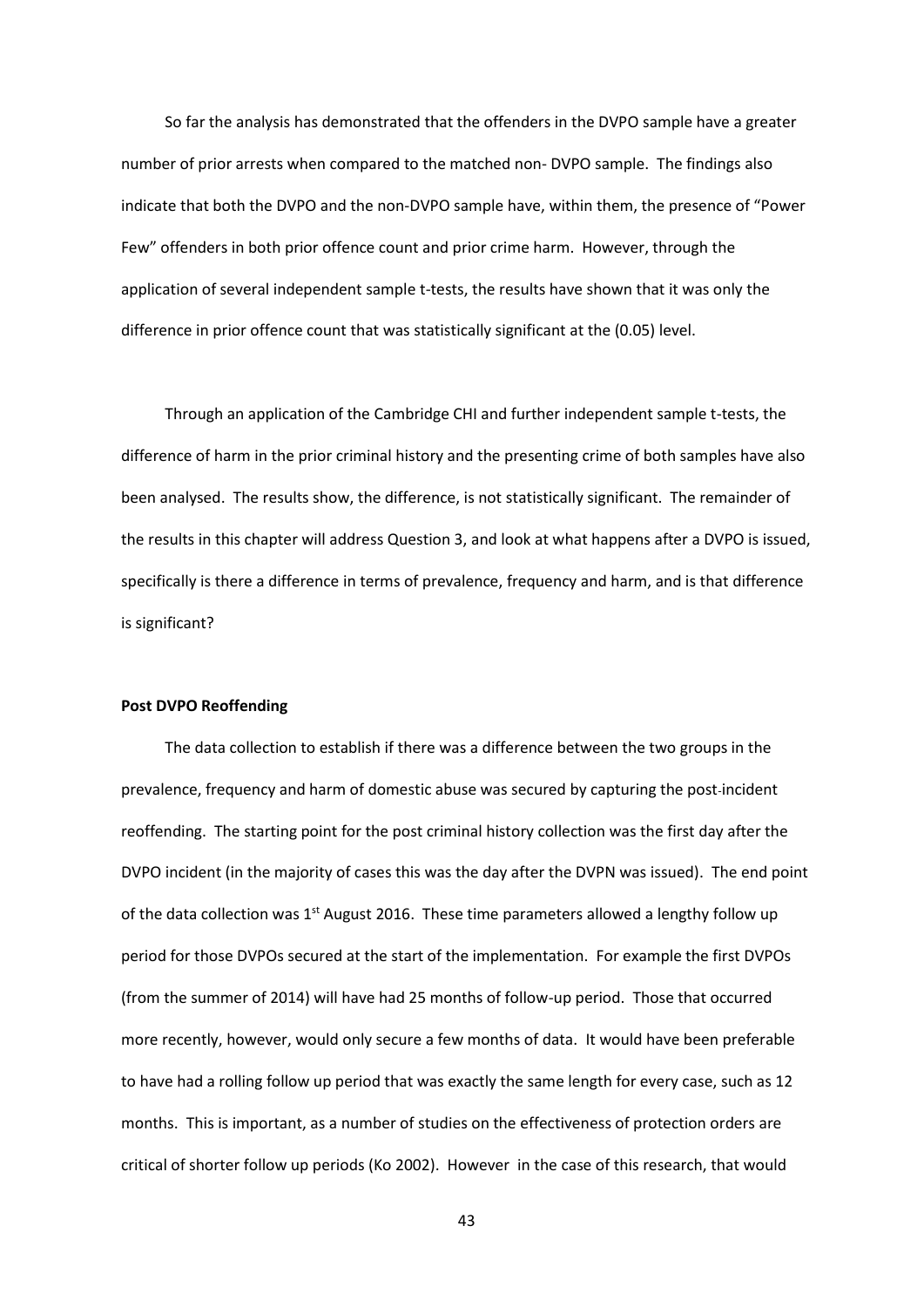So far the analysis has demonstrated that the offenders in the DVPO sample have a greater number of prior arrests when compared to the matched non- DVPO sample. The findings also indicate that both the DVPO and the non-DVPO sample have, within them, the presence of "Power Few" offenders in both prior offence count and prior crime harm. However, through the application of several independent sample t-tests, the results have shown that it was only the difference in prior offence count that was statistically significant at the (0.05) level.

Through an application of the Cambridge CHI and further independent sample t-tests, the difference of harm in the prior criminal history and the presenting crime of both samples have also been analysed. The results show, the difference, is not statistically significant. The remainder of the results in this chapter will address Question 3, and look at what happens after a DVPO is issued, specifically is there a difference in terms of prevalence, frequency and harm, and is that difference is significant?

**Post DVPO Reoffending**

The data collection to establish if there was a difference between the two groups in the prevalence, frequency and harm of domestic abuse was secured by capturing the post-incident reoffending. The starting point for the post criminal history collection was the first day after the DVPO incident (in the majority of cases this was the day after the DVPN was issued). The end point of the data collection was 1st August 2016. These time parameters allowed a lengthy follow up period for those DVPOs secured at the start of the implementation. For example the first DVPOs (from the summer of 2014) will have had 25 months of follow-up period. Those that occurred more recently, however, would only secure a few months of data. It would have been preferable to have had a rolling follow up period that was exactly the same length for every case, such as 12 months. This is important, as a number of studies on the effectiveness of protection orders are critical of shorter follow up periods (Ko 2002). However in the case of this research, that would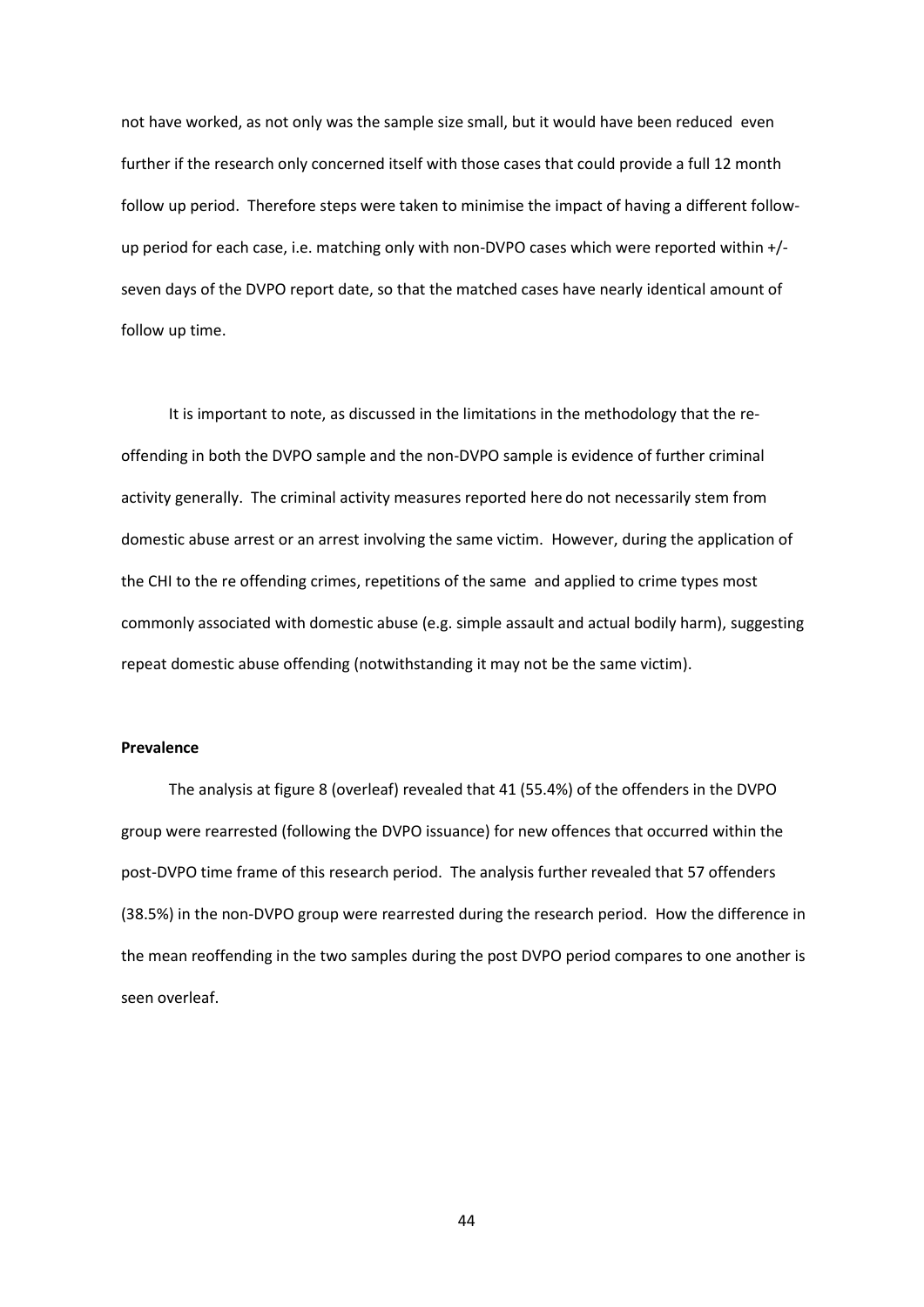not have worked, as not only was the sample size small, but it would have been reduced even further if the research only concerned itself with those cases that could provide a full 12 month follow up period. Therefore steps were taken to minimise the impact of having a different follow-up period for each case, i.e. matching only with non-DVPO cases which were reported within +/- seven days of the DVPO report date, so that the matched cases have nearly identical amount of follow up time.

It is important to note, as discussed in the limitations in the methodology that the re-offending in both the DVPO sample and the non-DVPO sample is evidence of further criminal activity generally. The criminal activity measures reported here do not necessarily stem from domestic abuse arrest or an arrest involving the same victim. However, during the application of the CHI to the re offending crimes, repetitions of the same and applied to crime types most commonly associated with domestic abuse (e.g. simple assault and actual bodily harm), suggesting repeat domestic abuse offending (notwithstanding it may not be the same victim).

**Prevalence**

The analysis at figure 8 (overleaf) revealed that 41 (55.4%) of the offenders in the DVPO group were rearrested (following the DVPO issuance) for new offences that occurred within the post-DVPO time frame of this research period. The analysis further revealed that 57 offenders (38.5%) in the non-DVPO group were rearrested during the research period. How the difference in the mean reoffending in the two samples during the post DVPO period compares to one another is seen overleaf.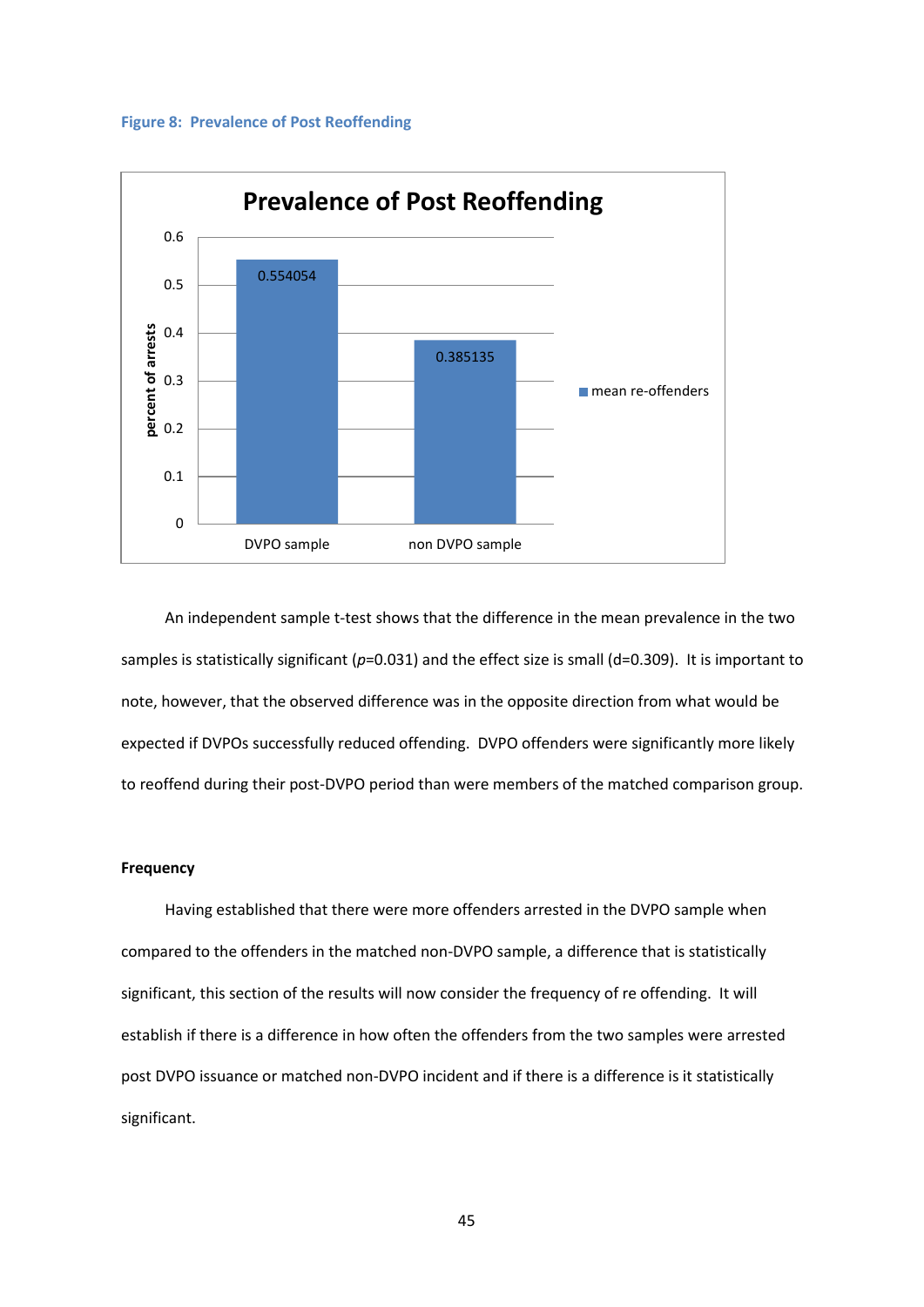**Figure 8: Prevalence of Post Reoffending**

An independent sample t-test shows that the difference in the mean prevalence in the two samples is statistically significant (*p*=0.031) and the effect size is small (d=0.309). It is important to note, however, that the observed difference was in the opposite direction from what would be expected if DVPOs successfully reduced offending. DVPO offenders were significantly more likely to reoffend during their post-DVPO period than were members of the matched comparison group.

**Frequency**

Having established that there were more offenders arrested in the DVPO sample when compared to the offenders in the matched non-DVPO sample, a difference that is statistically significant, this section of the results will now consider the frequency of re offending. It will establish if there is a difference in how often the offenders from the two samples were arrested post DVPO issuance or matched non-DVPO incident and if there is a difference is it statistically significant.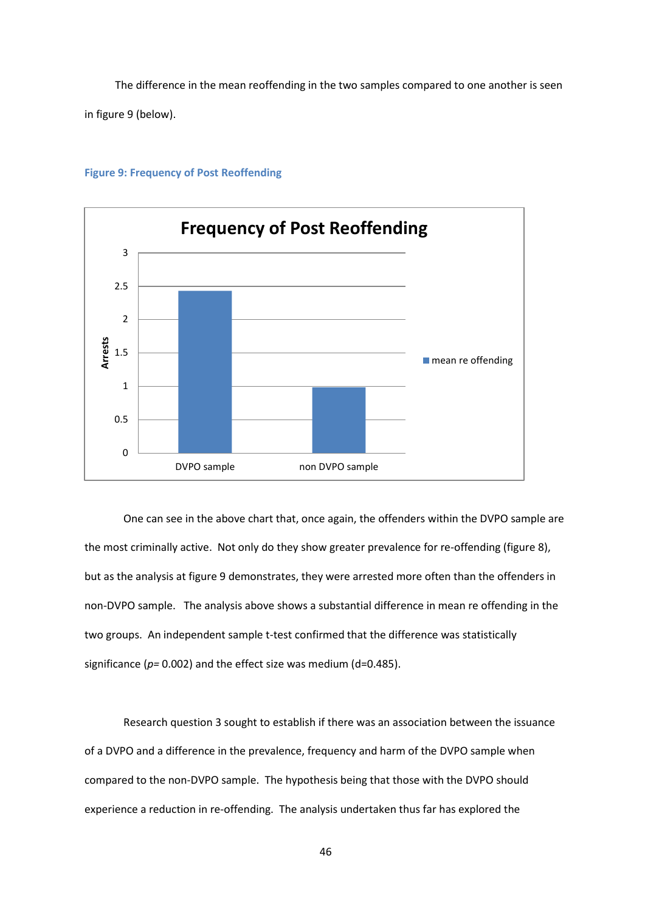The difference in the mean reoffending in the two samples compared to one another is seen in figure 9 (below).

**Figure 9: Frequency of Post Reoffending**

One can see in the above chart that, once again, the offenders within the DVPO sample are the most criminally active. Not only do they show greater prevalence for re-offending (figure 8), but as the analysis at figure 9 demonstrates, they were arrested more often than the offenders in non-DVPO sample. The analysis above shows a substantial difference in mean re offending in the two groups. An independent sample t-test confirmed that the difference was statistically significance ($p$= 0.002) and the effect size was medium (d=0.485).

Research question 3 sought to establish if there was an association between the issuance of a DVPO and a difference in the prevalence, frequency and harm of the DVPO sample when compared to the non-DVPO sample. The hypothesis being that those with the DVPO should experience a reduction in re-offending. The analysis undertaken thus far has explored the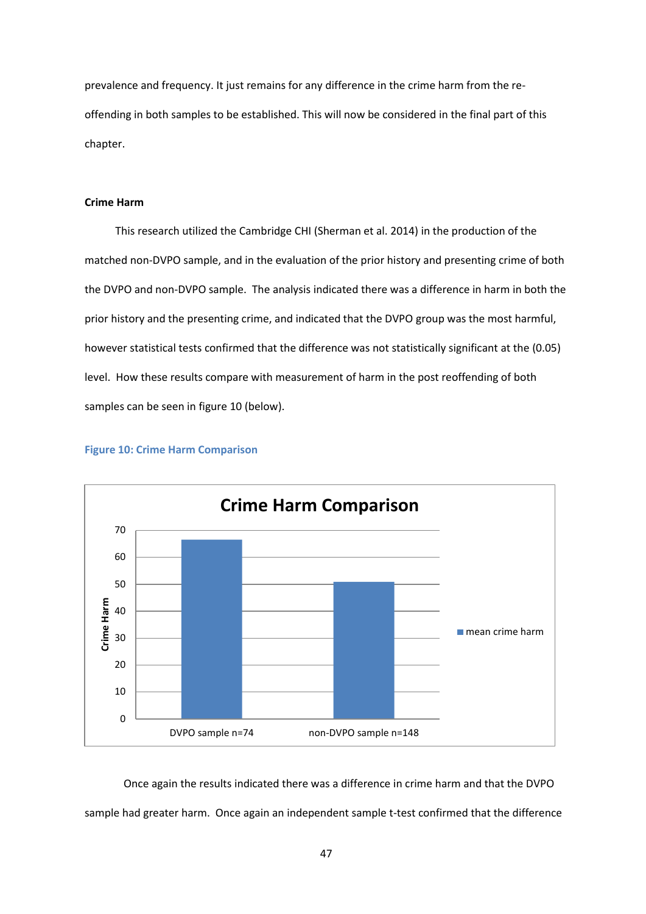prevalence and frequency. It just remains for any difference in the crime harm from the re-offending in both samples to be established. This will now be considered in the final part of this chapter.

**Crime Harm**

This research utilized the Cambridge CHI (Sherman et al. 2014) in the production of the matched non-DVPO sample, and in the evaluation of the prior history and presenting crime of both the DVPO and non-DVPO sample. The analysis indicated there was a difference in harm in both the prior history and the presenting crime, and indicated that the DVPO group was the most harmful, however statistical tests confirmed that the difference was not statistically significant at the (0.05) level. How these results compare with measurement of harm in the post reoffending of both samples can be seen in figure 10 (below).

**Figure 10: Crime Harm Comparison**

Once again the results indicated there was a difference in crime harm and that the DVPO sample had greater harm. Once again an independent sample t-test confirmed that the difference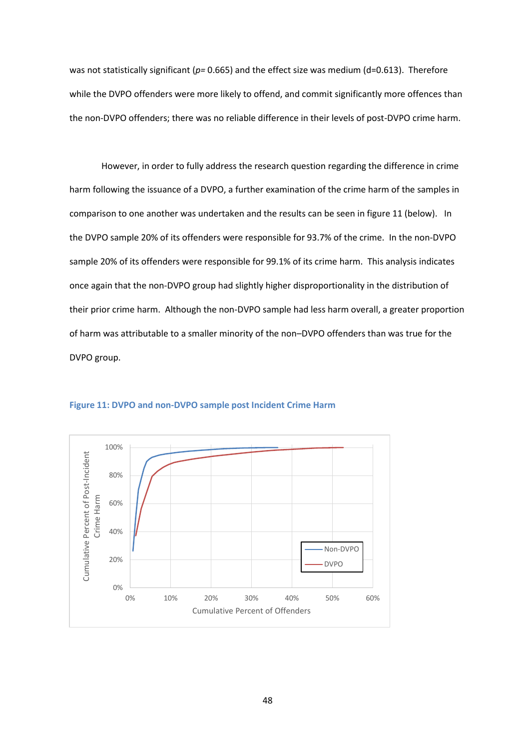was not statistically significant (*p*= 0.665) and the effect size was medium (d=0.613). Therefore while the DVPO offenders were more likely to offend, and commit significantly more offences than the non-DVPO offenders; there was no reliable difference in their levels of post-DVPO crime harm.

However, in order to fully address the research question regarding the difference in crime harm following the issuance of a DVPO, a further examination of the crime harm of the samples in comparison to one another was undertaken and the results can be seen in figure 11 (below). In the DVPO sample 20% of its offenders were responsible for 93.7% of the crime. In the non-DVPO sample 20% of its offenders were responsible for 99.1% of its crime harm. This analysis indicates once again that the non-DVPO group had slightly higher disproportionality in the distribution of their prior crime harm. Although the non-DVPO sample had less harm overall, a greater proportion of harm was attributable to a smaller minority of the non–DVPO offenders than was true for the DVPO group.

**Figure 11: DVPO and non-DVPO sample post Incident Crime Harm**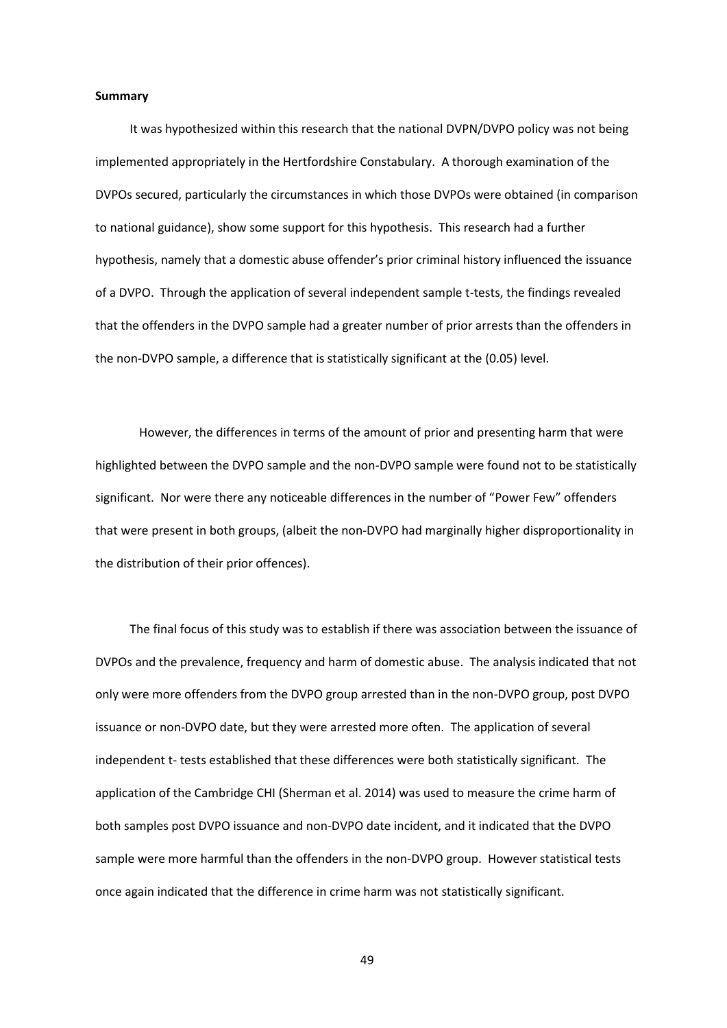**Summary**

It was hypothesized within this research that the national DVPN/DVPO policy was not being implemented appropriately in the Hertfordshire Constabulary. A thorough examination of the DVPOs secured, particularly the circumstances in which those DVPOs were obtained (in comparison to national guidance), show some support for this hypothesis. This research had a further hypothesis, namely that a domestic abuse offender's prior criminal history influenced the issuance of a DVPO. Through the application of several independent sample t-tests, the findings revealed that the offenders in the DVPO sample had a greater number of prior arrests than the offenders in the non-DVPO sample, a difference that is statistically significant at the (0.05) level.

However, the differences in terms of the amount of prior and presenting harm that were highlighted between the DVPO sample and the non-DVPO sample were found not to be statistically significant. Nor were there any noticeable differences in the number of "Power Few" offenders that were present in both groups, (albeit the non-DVPO had marginally higher disproportionality in the distribution of their prior offences).

The final focus of this study was to establish if there was association between the issuance of DVPOs and the prevalence, frequency and harm of domestic abuse. The analysis indicated that not only were more offenders from the DVPO group arrested than in the non-DVPO group, post DVPO issuance or non-DVPO date, but they were arrested more often. The application of several independent t- tests established that these differences were both statistically significant. The application of the Cambridge CHI (Sherman et al. 2014) was used to measure the crime harm of both samples post DVPO issuance and non-DVPO date incident, and it indicated that the DVPO sample were more harmful than the offenders in the non-DVPO group. However statistical tests once again indicated that the difference in crime harm was not statistically significant.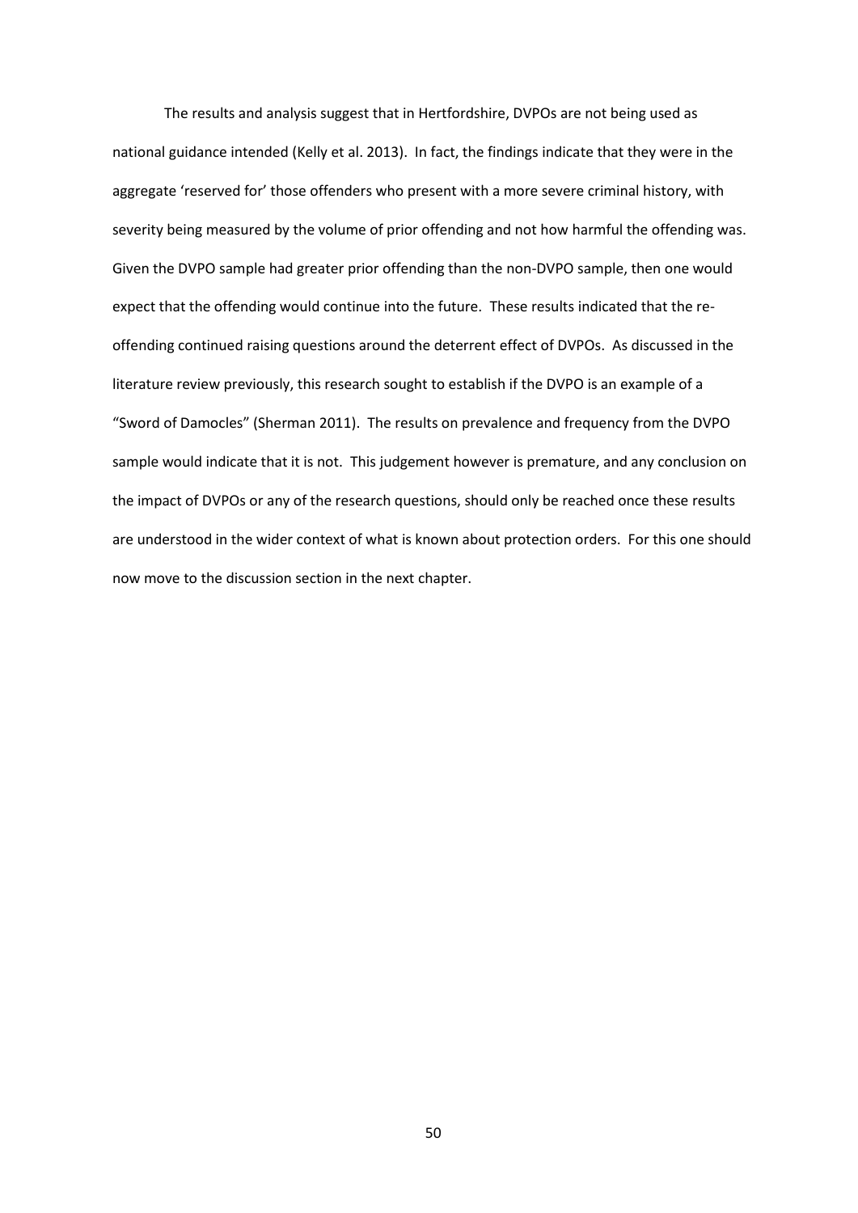The results and analysis suggest that in Hertfordshire, DVPOs are not being used as national guidance intended (Kelly et al. 2013). In fact, the findings indicate that they were in the aggregate 'reserved for' those offenders who present with a more severe criminal history, with severity being measured by the volume of prior offending and not how harmful the offending was. Given the DVPO sample had greater prior offending than the non-DVPO sample, then one would expect that the offending would continue into the future. These results indicated that the re-offending continued raising questions around the deterrent effect of DVPOs. As discussed in the literature review previously, this research sought to establish if the DVPO is an example of a "Sword of Damocles" (Sherman 2011). The results on prevalence and frequency from the DVPO sample would indicate that it is not. This judgement however is premature, and any conclusion on the impact of DVPOs or any of the research questions, should only be reached once these results are understood in the wider context of what is known about protection orders. For this one should now move to the discussion section in the next chapter.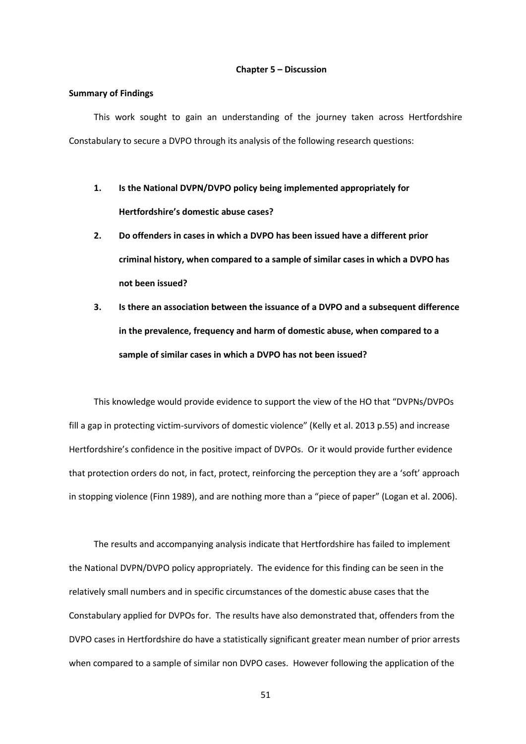## Chapter 5 – Discussion

### Summary of Findings

This work sought to gain an understanding of the journey taken across Hertfordshire Constabulary to secure a DVPO through its analysis of the following research questions:

1. **Is the National DVPN/DVPO policy being implemented appropriately for Hertfordshire's domestic abuse cases?**
2. **Do offenders in cases in which a DVPO has been issued have a different prior criminal history, when compared to a sample of similar cases in which a DVPO has not been issued?**
3. **Is there an association between the issuance of a DVPO and a subsequent difference in the prevalence, frequency and harm of domestic abuse, when compared to a sample of similar cases in which a DVPO has not been issued?**

This knowledge would provide evidence to support the view of the HO that "DVPNs/DVPOs fill a gap in protecting victim-survivors of domestic violence" (Kelly et al. 2013 p.55) and increase Hertfordshire's confidence in the positive impact of DVPOs. Or it would provide further evidence that protection orders do not, in fact, protect, reinforcing the perception they are a 'soft' approach in stopping violence (Finn 1989), and are nothing more than a "piece of paper" (Logan et al. 2006).

The results and accompanying analysis indicate that Hertfordshire has failed to implement the National DVPN/DVPO policy appropriately. The evidence for this finding can be seen in the relatively small numbers and in specific circumstances of the domestic abuse cases that the Constabulary applied for DVPOs for. The results have also demonstrated that, offenders from the DVPO cases in Hertfordshire do have a statistically significant greater mean number of prior arrests when compared to a sample of similar non DVPO cases. However following the application of the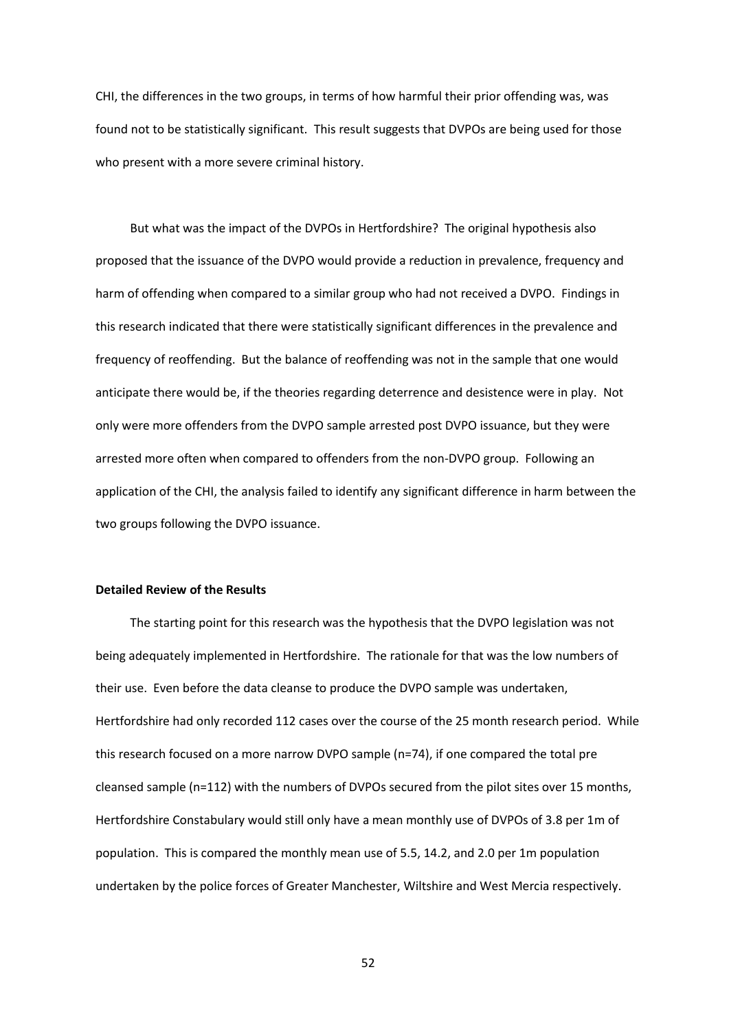CHI, the differences in the two groups, in terms of how harmful their prior offending was, was found not to be statistically significant. This result suggests that DVPOs are being used for those who present with a more severe criminal history.

But what was the impact of the DVPOs in Hertfordshire? The original hypothesis also proposed that the issuance of the DVPO would provide a reduction in prevalence, frequency and harm of offending when compared to a similar group who had not received a DVPO. Findings in this research indicated that there were statistically significant differences in the prevalence and frequency of reoffending. But the balance of reoffending was not in the sample that one would anticipate there would be, if the theories regarding deterrence and desistence were in play. Not only were more offenders from the DVPO sample arrested post DVPO issuance, but they were arrested more often when compared to offenders from the non-DVPO group. Following an application of the CHI, the analysis failed to identify any significant difference in harm between the two groups following the DVPO issuance.

**Detailed Review of the Results**

The starting point for this research was the hypothesis that the DVPO legislation was not being adequately implemented in Hertfordshire. The rationale for that was the low numbers of their use. Even before the data cleanse to produce the DVPO sample was undertaken, Hertfordshire had only recorded 112 cases over the course of the 25 month research period. While this research focused on a more narrow DVPO sample (n=74), if one compared the total pre cleansed sample (n=112) with the numbers of DVPOs secured from the pilot sites over 15 months, Hertfordshire Constabulary would still only have a mean monthly use of DVPOs of 3.8 per 1m of population. This is compared the monthly mean use of 5.5, 14.2, and 2.0 per 1m population undertaken by the police forces of Greater Manchester, Wiltshire and West Mercia respectively.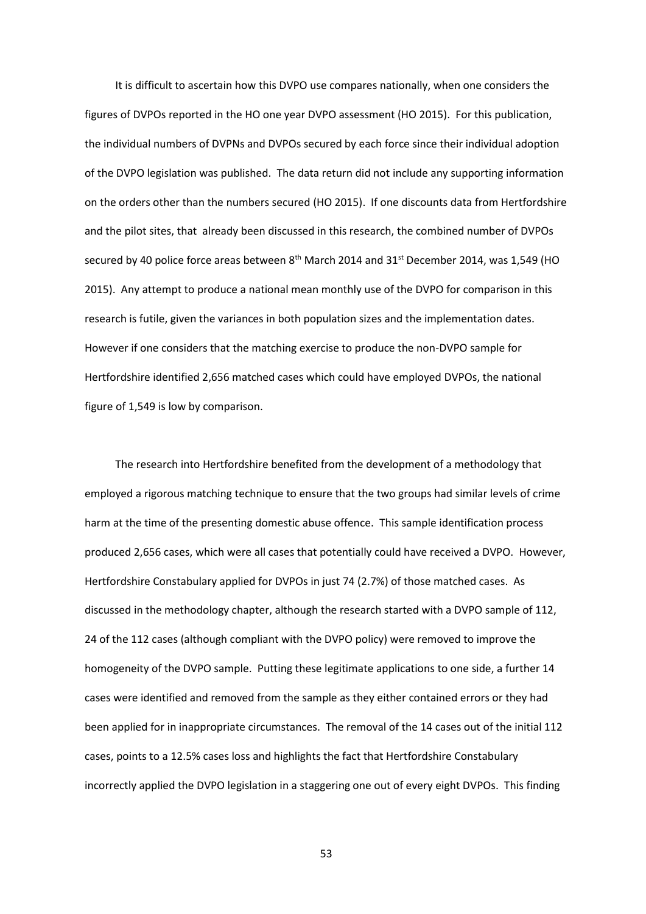It is difficult to ascertain how this DVPO use compares nationally, when one considers the figures of DVPOs reported in the HO one year DVPO assessment (HO 2015). For this publication, the individual numbers of DVPNs and DVPOs secured by each force since their individual adoption of the DVPO legislation was published. The data return did not include any supporting information on the orders other than the numbers secured (HO 2015). If one discounts data from Hertfordshire and the pilot sites, that already been discussed in this research, the combined number of DVPOs secured by 40 police force areas between 8th March 2014 and 31st December 2014, was 1,549 (HO 2015). Any attempt to produce a national mean monthly use of the DVPO for comparison in this research is futile, given the variances in both population sizes and the implementation dates. However if one considers that the matching exercise to produce the non-DVPO sample for Hertfordshire identified 2,656 matched cases which could have employed DVPOs, the national figure of 1,549 is low by comparison.

The research into Hertfordshire benefited from the development of a methodology that employed a rigorous matching technique to ensure that the two groups had similar levels of crime harm at the time of the presenting domestic abuse offence. This sample identification process produced 2,656 cases, which were all cases that potentially could have received a DVPO. However, Hertfordshire Constabulary applied for DVPOs in just 74 (2.7%) of those matched cases. As discussed in the methodology chapter, although the research started with a DVPO sample of 112, 24 of the 112 cases (although compliant with the DVPO policy) were removed to improve the homogeneity of the DVPO sample. Putting these legitimate applications to one side, a further 14 cases were identified and removed from the sample as they either contained errors or they had been applied for in inappropriate circumstances. The removal of the 14 cases out of the initial 112 cases, points to a 12.5% cases loss and highlights the fact that Hertfordshire Constabulary incorrectly applied the DVPO legislation in a staggering one out of every eight DVPOs. This finding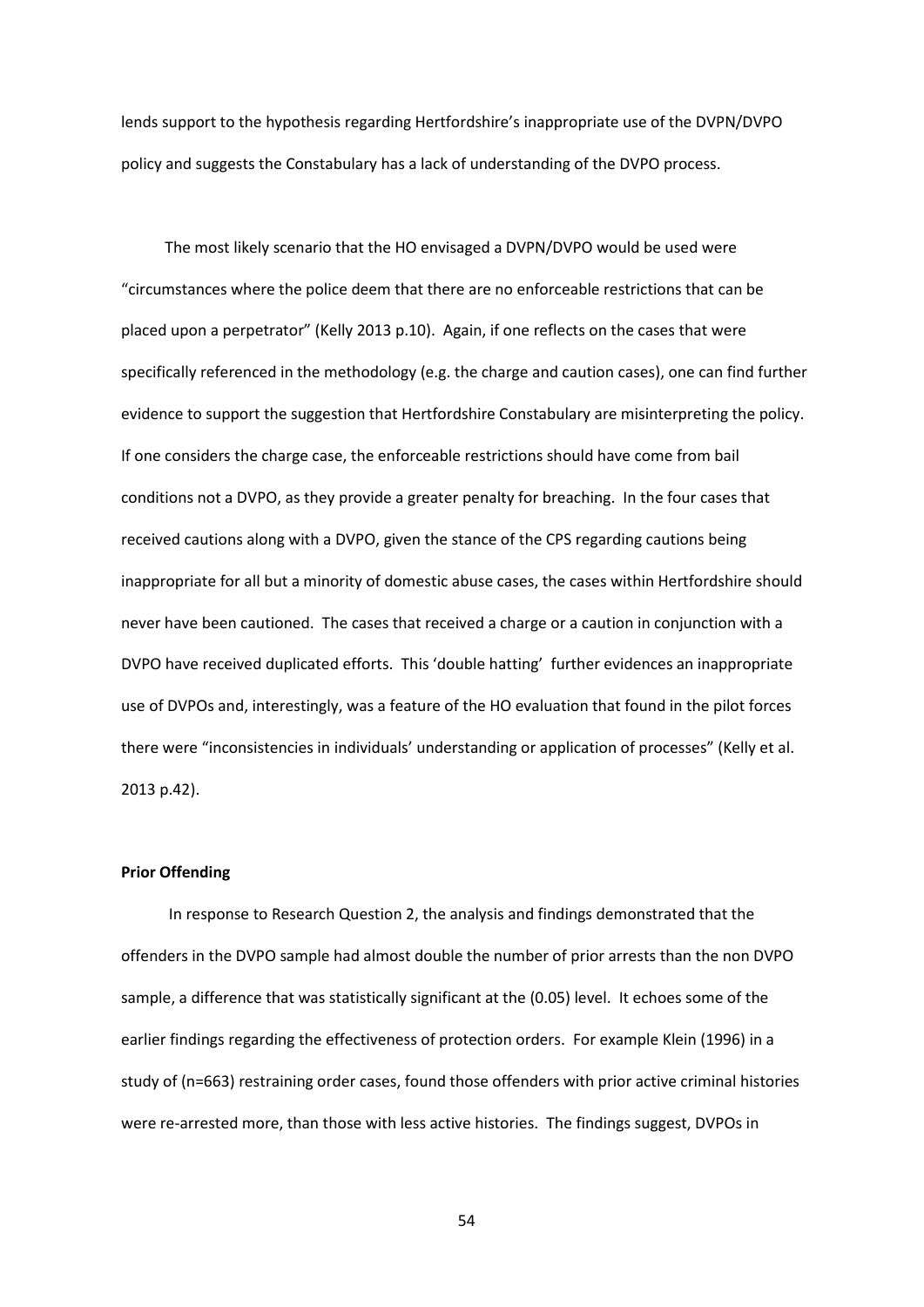lends support to the hypothesis regarding Hertfordshire's inappropriate use of the DVPN/DVPO policy and suggests the Constabulary has a lack of understanding of the DVPO process.

The most likely scenario that the HO envisaged a DVPN/DVPO would be used were "circumstances where the police deem that there are no enforceable restrictions that can be placed upon a perpetrator" (Kelly 2013 p.10). Again, if one reflects on the cases that were specifically referenced in the methodology (e.g. the charge and caution cases), one can find further evidence to support the suggestion that Hertfordshire Constabulary are misinterpreting the policy. If one considers the charge case, the enforceable restrictions should have come from bail conditions not a DVPO, as they provide a greater penalty for breaching. In the four cases that received cautions along with a DVPO, given the stance of the CPS regarding cautions being inappropriate for all but a minority of domestic abuse cases, the cases within Hertfordshire should never have been cautioned. The cases that received a charge or a caution in conjunction with a DVPO have received duplicated efforts. This 'double hatting' further evidences an inappropriate use of DVPOs and, interestingly, was a feature of the HO evaluation that found in the pilot forces there were "inconsistencies in individuals' understanding or application of processes" (Kelly et al. 2013 p.42).

**Prior Offending**

In response to Research Question 2, the analysis and findings demonstrated that the offenders in the DVPO sample had almost double the number of prior arrests than the non DVPO sample, a difference that was statistically significant at the (0.05) level. It echoes some of the earlier findings regarding the effectiveness of protection orders. For example Klein (1996) in a study of (n=663) restraining order cases, found those offenders with prior active criminal histories were re-arrested more, than those with less active histories. The findings suggest, DVPOs in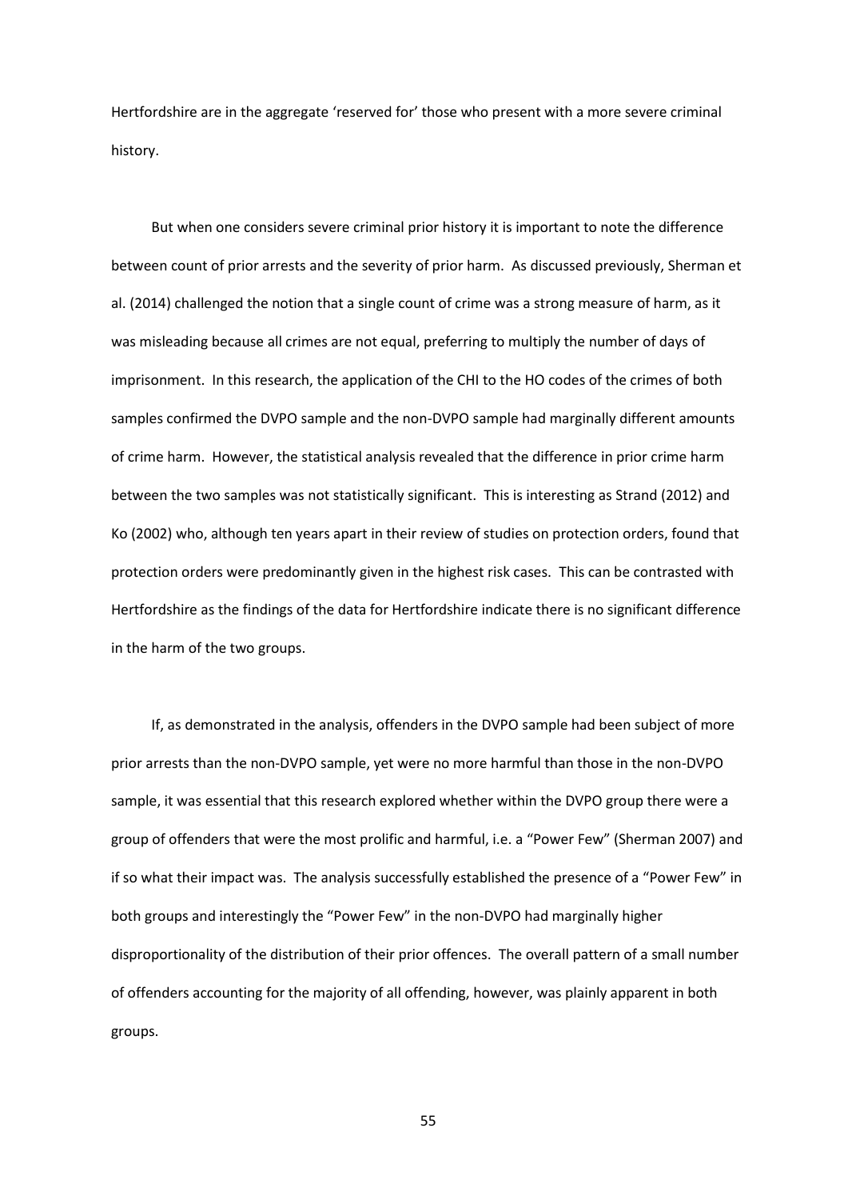Hertfordshire are in the aggregate 'reserved for' those who present with a more severe criminal history.

But when one considers severe criminal prior history it is important to note the difference between count of prior arrests and the severity of prior harm. As discussed previously, Sherman et al. (2014) challenged the notion that a single count of crime was a strong measure of harm, as it was misleading because all crimes are not equal, preferring to multiply the number of days of imprisonment. In this research, the application of the CHI to the HO codes of the crimes of both samples confirmed the DVPO sample and the non-DVPO sample had marginally different amounts of crime harm. However, the statistical analysis revealed that the difference in prior crime harm between the two samples was not statistically significant. This is interesting as Strand (2012) and Ko (2002) who, although ten years apart in their review of studies on protection orders, found that protection orders were predominantly given in the highest risk cases. This can be contrasted with Hertfordshire as the findings of the data for Hertfordshire indicate there is no significant difference in the harm of the two groups.

If, as demonstrated in the analysis, offenders in the DVPO sample had been subject of more prior arrests than the non-DVPO sample, yet were no more harmful than those in the non-DVPO sample, it was essential that this research explored whether within the DVPO group there were a group of offenders that were the most prolific and harmful, i.e. a "Power Few" (Sherman 2007) and if so what their impact was. The analysis successfully established the presence of a "Power Few" in both groups and interestingly the "Power Few" in the non-DVPO had marginally higher disproportionality of the distribution of their prior offences. The overall pattern of a small number of offenders accounting for the majority of all offending, however, was plainly apparent in both groups.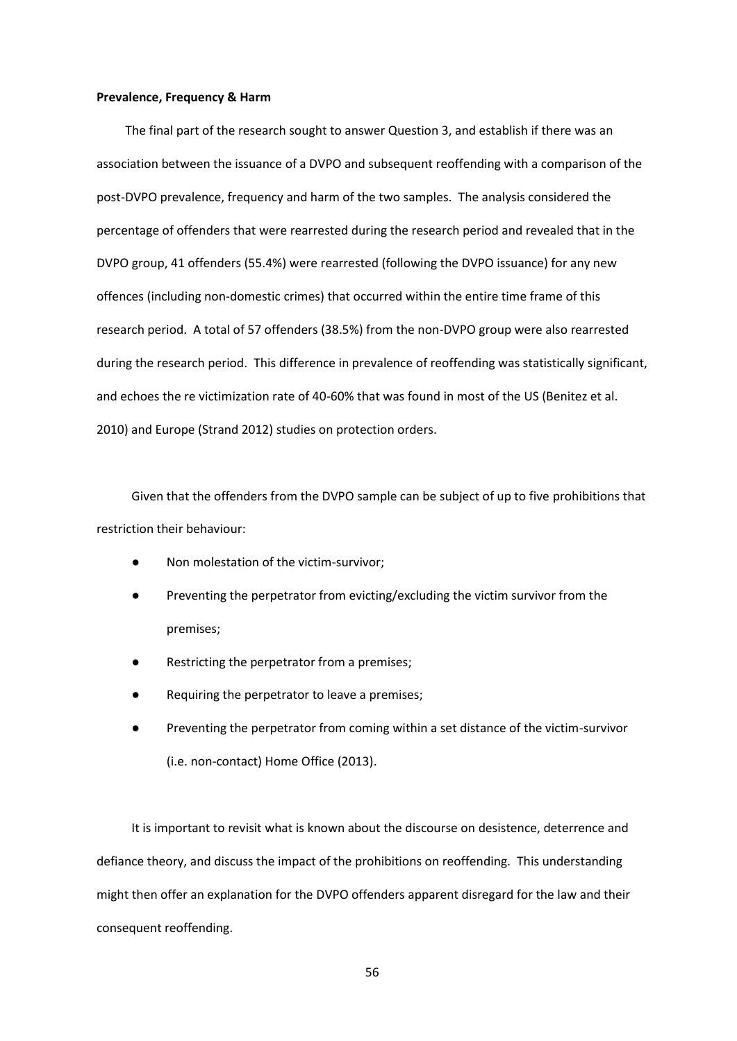**Prevalence, Frequency & Harm**

The final part of the research sought to answer Question 3, and establish if there was an association between the issuance of a DVPO and subsequent reoffending with a comparison of the post-DVPO prevalence, frequency and harm of the two samples. The analysis considered the percentage of offenders that were rearrested during the research period and revealed that in the DVPO group, 41 offenders (55.4%) were rearrested (following the DVPO issuance) for any new offences (including non-domestic crimes) that occurred within the entire time frame of this research period. A total of 57 offenders (38.5%) from the non-DVPO group were also rearrested during the research period. This difference in prevalence of reoffending was statistically significant, and echoes the re victimization rate of 40-60% that was found in most of the US (Benitez et al. 2010) and Europe (Strand 2012) studies on protection orders.

Given that the offenders from the DVPO sample can be subject of up to five prohibitions that restriction their behaviour:

- Non molestation of the victim-survivor;
- Preventing the perpetrator from evicting/excluding the victim survivor from the premises;
- Restricting the perpetrator from a premises;
- Requiring the perpetrator to leave a premises;
- Preventing the perpetrator from coming within a set distance of the victim-survivor (i.e. non-contact) Home Office (2013).

It is important to revisit what is known about the discourse on desistence, deterrence and defiance theory, and discuss the impact of the prohibitions on reoffending. This understanding might then offer an explanation for the DVPO offenders apparent disregard for the law and their consequent reoffending.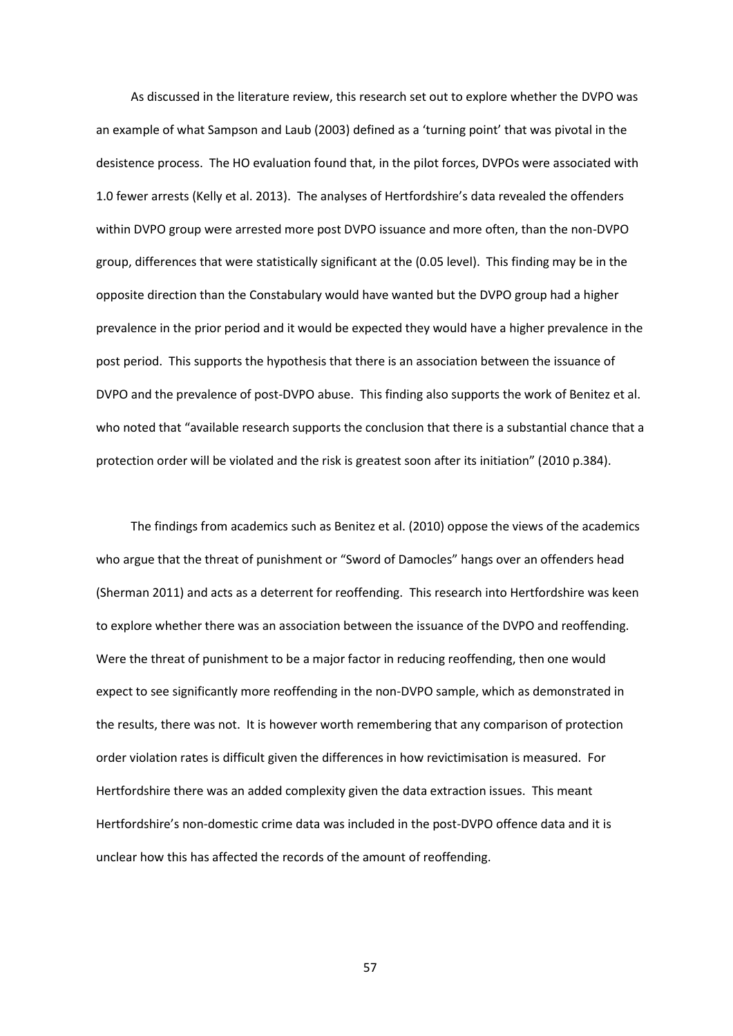As discussed in the literature review, this research set out to explore whether the DVPO was an example of what Sampson and Laub (2003) defined as a 'turning point' that was pivotal in the desistence process. The HO evaluation found that, in the pilot forces, DVPOs were associated with 1.0 fewer arrests (Kelly et al. 2013). The analyses of Hertfordshire's data revealed the offenders within DVPO group were arrested more post DVPO issuance and more often, than the non-DVPO group, differences that were statistically significant at the (0.05 level). This finding may be in the opposite direction than the Constabulary would have wanted but the DVPO group had a higher prevalence in the prior period and it would be expected they would have a higher prevalence in the post period. This supports the hypothesis that there is an association between the issuance of DVPO and the prevalence of post-DVPO abuse. This finding also supports the work of Benitez et al. who noted that "available research supports the conclusion that there is a substantial chance that a protection order will be violated and the risk is greatest soon after its initiation" (2010 p.384).

The findings from academics such as Benitez et al. (2010) oppose the views of the academics who argue that the threat of punishment or "Sword of Damocles" hangs over an offenders head (Sherman 2011) and acts as a deterrent for reoffending. This research into Hertfordshire was keen to explore whether there was an association between the issuance of the DVPO and reoffending. Were the threat of punishment to be a major factor in reducing reoffending, then one would expect to see significantly more reoffending in the non-DVPO sample, which as demonstrated in the results, there was not. It is however worth remembering that any comparison of protection order violation rates is difficult given the differences in how revictimisation is measured. For Hertfordshire there was an added complexity given the data extraction issues. This meant Hertfordshire's non-domestic crime data was included in the post-DVPO offence data and it is unclear how this has affected the records of the amount of reoffending.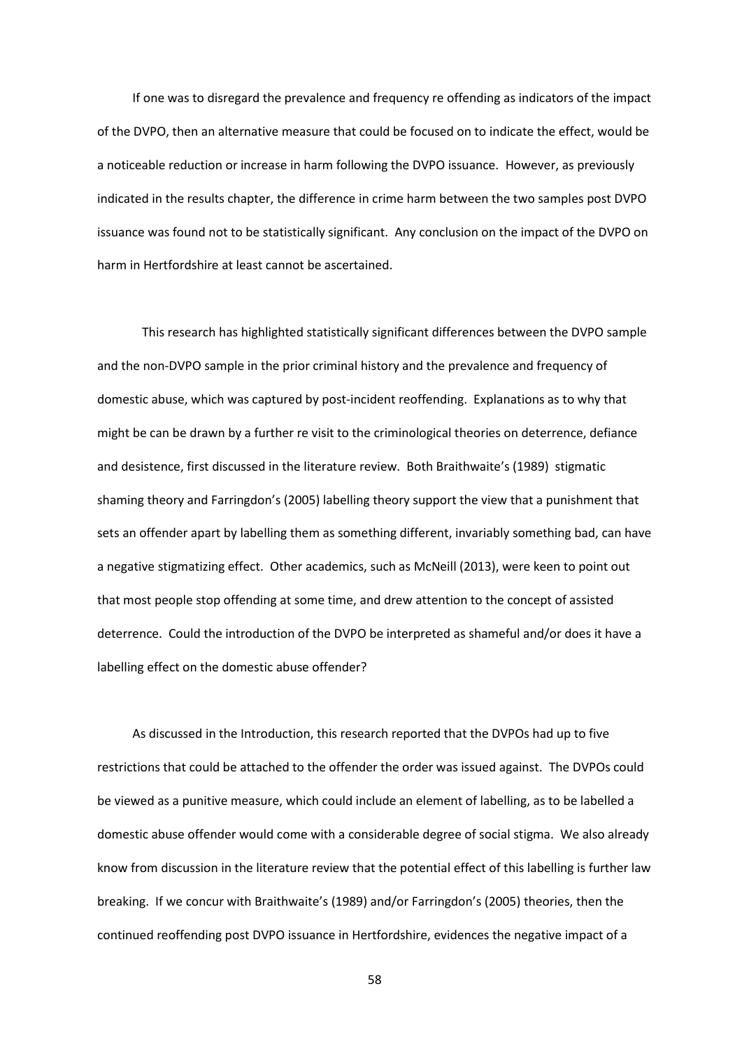If one was to disregard the prevalence and frequency re offending as indicators of the impact of the DVPO, then an alternative measure that could be focused on to indicate the effect, would be a noticeable reduction or increase in harm following the DVPO issuance. However, as previously indicated in the results chapter, the difference in crime harm between the two samples post DVPO issuance was found not to be statistically significant. Any conclusion on the impact of the DVPO on harm in Hertfordshire at least cannot be ascertained.

This research has highlighted statistically significant differences between the DVPO sample and the non-DVPO sample in the prior criminal history and the prevalence and frequency of domestic abuse, which was captured by post-incident reoffending. Explanations as to why that might be can be drawn by a further re visit to the criminological theories on deterrence, defiance and desistence, first discussed in the literature review. Both Braithwaite's (1989) stigmatic shaming theory and Farringdon's (2005) labelling theory support the view that a punishment that sets an offender apart by labelling them as something different, invariably something bad, can have a negative stigmatizing effect. Other academics, such as McNeill (2013), were keen to point out that most people stop offending at some time, and drew attention to the concept of assisted deterrence. Could the introduction of the DVPO be interpreted as shameful and/or does it have a labelling effect on the domestic abuse offender?

As discussed in the Introduction, this research reported that the DVPOs had up to five restrictions that could be attached to the offender the order was issued against. The DVPOs could be viewed as a punitive measure, which could include an element of labelling, as to be labelled a domestic abuse offender would come with a considerable degree of social stigma. We also already know from discussion in the literature review that the potential effect of this labelling is further law breaking. If we concur with Braithwaite's (1989) and/or Farringdon's (2005) theories, then the continued reoffending post DVPO issuance in Hertfordshire, evidences the negative impact of a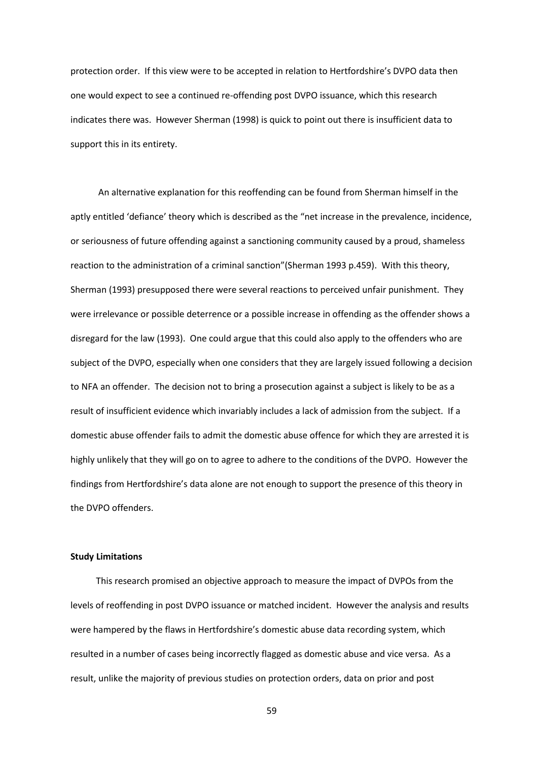protection order. If this view were to be accepted in relation to Hertfordshire's DVPO data then one would expect to see a continued re-offending post DVPO issuance, which this research indicates there was. However Sherman (1998) is quick to point out there is insufficient data to support this in its entirety.

An alternative explanation for this reoffending can be found from Sherman himself in the aptly entitled 'defiance' theory which is described as the "net increase in the prevalence, incidence, or seriousness of future offending against a sanctioning community caused by a proud, shameless reaction to the administration of a criminal sanction"(Sherman 1993 p.459). With this theory, Sherman (1993) presupposed there were several reactions to perceived unfair punishment. They were irrelevance or possible deterrence or a possible increase in offending as the offender shows a disregard for the law (1993). One could argue that this could also apply to the offenders who are subject of the DVPO, especially when one considers that they are largely issued following a decision to NFA an offender. The decision not to bring a prosecution against a subject is likely to be as a result of insufficient evidence which invariably includes a lack of admission from the subject. If a domestic abuse offender fails to admit the domestic abuse offence for which they are arrested it is highly unlikely that they will go on to agree to adhere to the conditions of the DVPO. However the findings from Hertfordshire's data alone are not enough to support the presence of this theory in the DVPO offenders.

**Study Limitations**

This research promised an objective approach to measure the impact of DVPOs from the levels of reoffending in post DVPO issuance or matched incident. However the analysis and results were hampered by the flaws in Hertfordshire's domestic abuse data recording system, which resulted in a number of cases being incorrectly flagged as domestic abuse and vice versa. As a result, unlike the majority of previous studies on protection orders, data on prior and post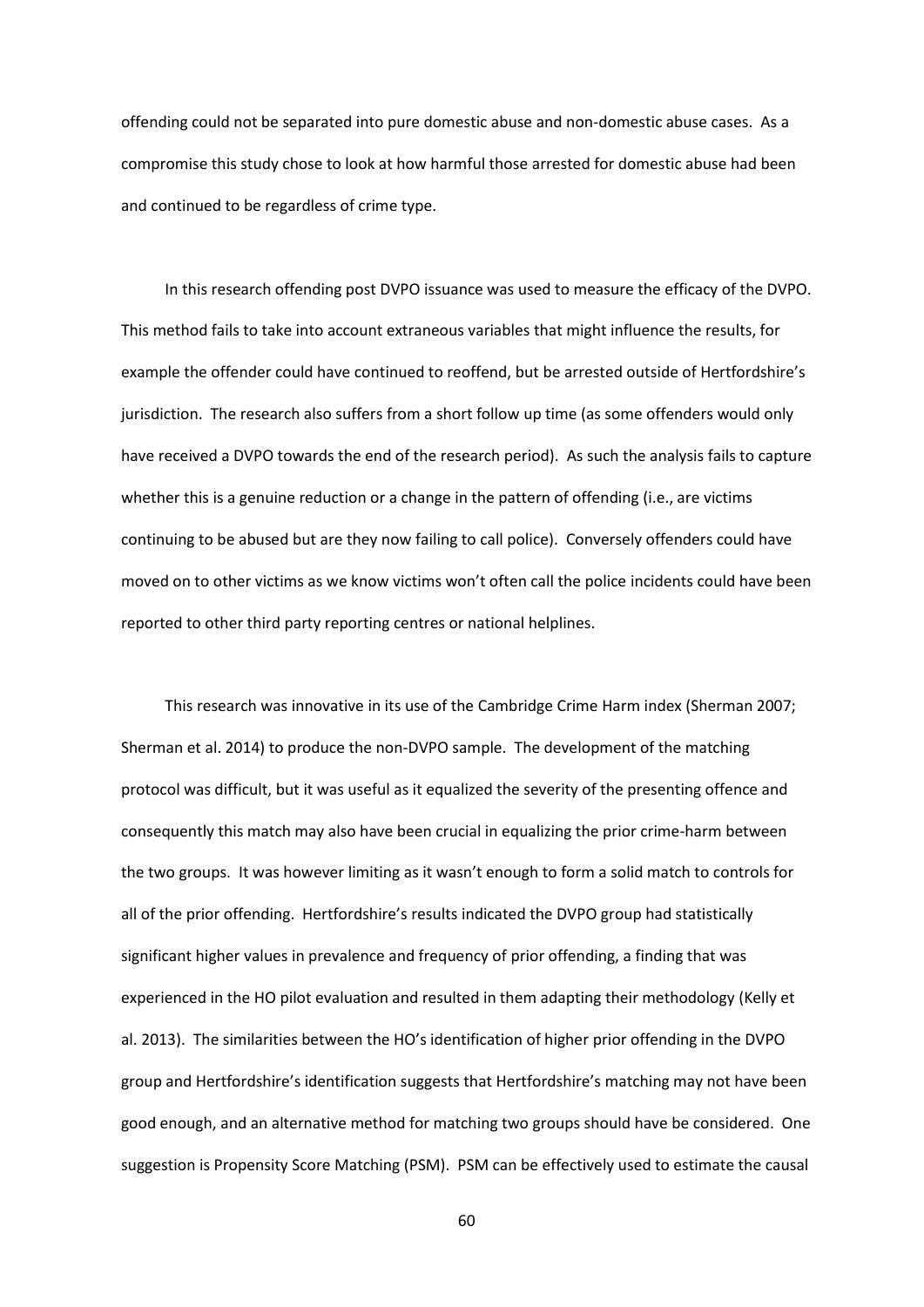offending could not be separated into pure domestic abuse and non-domestic abuse cases. As a compromise this study chose to look at how harmful those arrested for domestic abuse had been and continued to be regardless of crime type.

In this research offending post DVPO issuance was used to measure the efficacy of the DVPO. This method fails to take into account extraneous variables that might influence the results, for example the offender could have continued to reoffend, but be arrested outside of Hertfordshire's jurisdiction. The research also suffers from a short follow up time (as some offenders would only have received a DVPO towards the end of the research period). As such the analysis fails to capture whether this is a genuine reduction or a change in the pattern of offending (i.e., are victims continuing to be abused but are they now failing to call police). Conversely offenders could have moved on to other victims as we know victims won't often call the police incidents could have been reported to other third party reporting centres or national helplines.

This research was innovative in its use of the Cambridge Crime Harm index (Sherman 2007; Sherman et al. 2014) to produce the non-DVPO sample. The development of the matching protocol was difficult, but it was useful as it equalized the severity of the presenting offence and consequently this match may also have been crucial in equalizing the prior crime-harm between the two groups. It was however limiting as it wasn't enough to form a solid match to controls for all of the prior offending. Hertfordshire's results indicated the DVPO group had statistically significant higher values in prevalence and frequency of prior offending, a finding that was experienced in the HO pilot evaluation and resulted in them adapting their methodology (Kelly et al. 2013). The similarities between the HO's identification of higher prior offending in the DVPO group and Hertfordshire's identification suggests that Hertfordshire's matching may not have been good enough, and an alternative method for matching two groups should have be considered. One suggestion is Propensity Score Matching (PSM). PSM can be effectively used to estimate the causal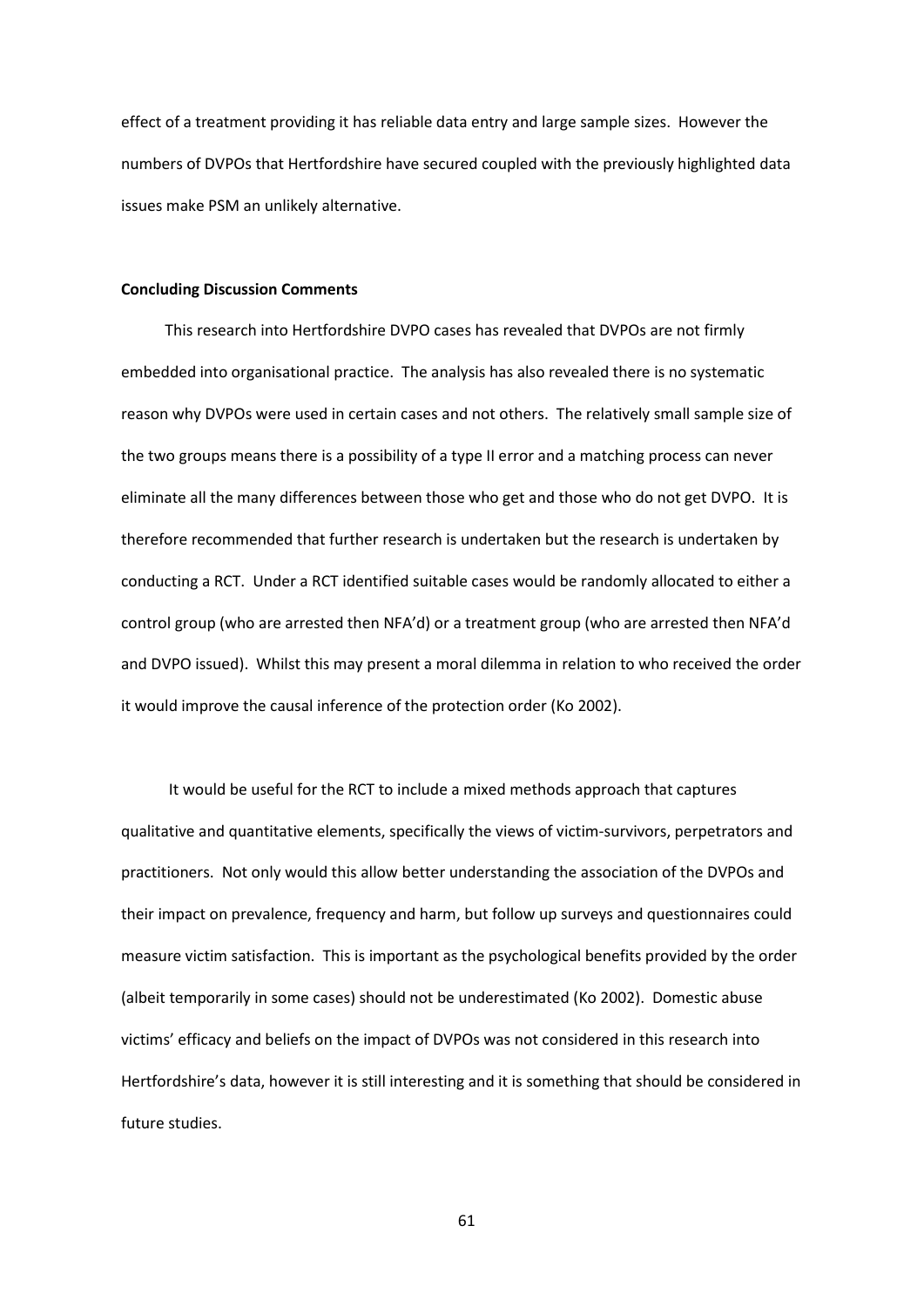effect of a treatment providing it has reliable data entry and large sample sizes. However the numbers of DVPOs that Hertfordshire have secured coupled with the previously highlighted data issues make PSM an unlikely alternative.

**Concluding Discussion Comments**

This research into Hertfordshire DVPO cases has revealed that DVPOs are not firmly embedded into organisational practice. The analysis has also revealed there is no systematic reason why DVPOs were used in certain cases and not others. The relatively small sample size of the two groups means there is a possibility of a type II error and a matching process can never eliminate all the many differences between those who get and those who do not get DVPO. It is therefore recommended that further research is undertaken but the research is undertaken by conducting a RCT. Under a RCT identified suitable cases would be randomly allocated to either a control group (who are arrested then NFA'd) or a treatment group (who are arrested then NFA'd and DVPO issued). Whilst this may present a moral dilemma in relation to who received the order it would improve the causal inference of the protection order (Ko 2002).

It would be useful for the RCT to include a mixed methods approach that captures qualitative and quantitative elements, specifically the views of victim-survivors, perpetrators and practitioners. Not only would this allow better understanding the association of the DVPOs and their impact on prevalence, frequency and harm, but follow up surveys and questionnaires could measure victim satisfaction. This is important as the psychological benefits provided by the order (albeit temporarily in some cases) should not be underestimated (Ko 2002). Domestic abuse victims' efficacy and beliefs on the impact of DVPOs was not considered in this research into Hertfordshire's data, however it is still interesting and it is something that should be considered in future studies.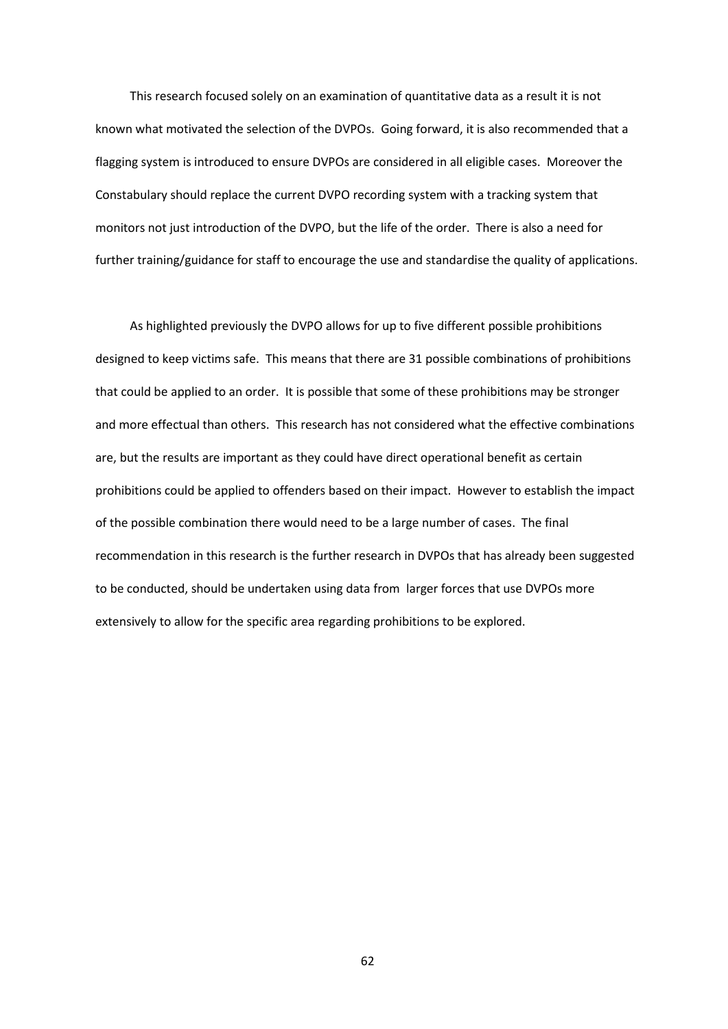This research focused solely on an examination of quantitative data as a result it is not known what motivated the selection of the DVPOs. Going forward, it is also recommended that a flagging system is introduced to ensure DVPOs are considered in all eligible cases. Moreover the Constabulary should replace the current DVPO recording system with a tracking system that monitors not just introduction of the DVPO, but the life of the order. There is also a need for further training/guidance for staff to encourage the use and standardise the quality of applications.

As highlighted previously the DVPO allows for up to five different possible prohibitions designed to keep victims safe. This means that there are 31 possible combinations of prohibitions that could be applied to an order. It is possible that some of these prohibitions may be stronger and more effectual than others. This research has not considered what the effective combinations are, but the results are important as they could have direct operational benefit as certain prohibitions could be applied to offenders based on their impact. However to establish the impact of the possible combination there would need to be a large number of cases. The final recommendation in this research is the further research in DVPOs that has already been suggested to be conducted, should be undertaken using data from larger forces that use DVPOs more extensively to allow for the specific area regarding prohibitions to be explored.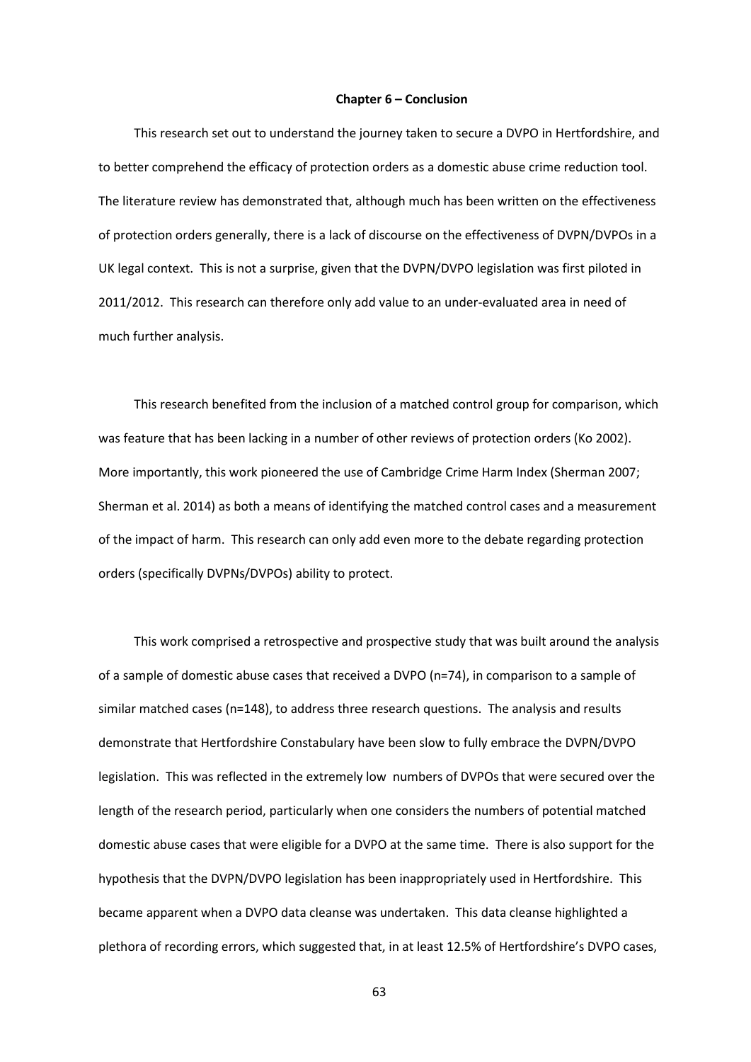## Chapter 6 – Conclusion

This research set out to understand the journey taken to secure a DVPO in Hertfordshire, and to better comprehend the efficacy of protection orders as a domestic abuse crime reduction tool. The literature review has demonstrated that, although much has been written on the effectiveness of protection orders generally, there is a lack of discourse on the effectiveness of DVPN/DVPOs in a UK legal context. This is not a surprise, given that the DVPN/DVPO legislation was first piloted in 2011/2012. This research can therefore only add value to an under-evaluated area in need of much further analysis.

This research benefited from the inclusion of a matched control group for comparison, which was feature that has been lacking in a number of other reviews of protection orders (Ko 2002). More importantly, this work pioneered the use of Cambridge Crime Harm Index (Sherman 2007; Sherman et al. 2014) as both a means of identifying the matched control cases and a measurement of the impact of harm. This research can only add even more to the debate regarding protection orders (specifically DVPNs/DVPOs) ability to protect.

This work comprised a retrospective and prospective study that was built around the analysis of a sample of domestic abuse cases that received a DVPO (n=74), in comparison to a sample of similar matched cases (n=148), to address three research questions. The analysis and results demonstrate that Hertfordshire Constabulary have been slow to fully embrace the DVPN/DVPO legislation. This was reflected in the extremely low numbers of DVPOs that were secured over the length of the research period, particularly when one considers the numbers of potential matched domestic abuse cases that were eligible for a DVPO at the same time. There is also support for the hypothesis that the DVPN/DVPO legislation has been inappropriately used in Hertfordshire. This became apparent when a DVPO data cleanse was undertaken. This data cleanse highlighted a plethora of recording errors, which suggested that, in at least 12.5% of Hertfordshire's DVPO cases,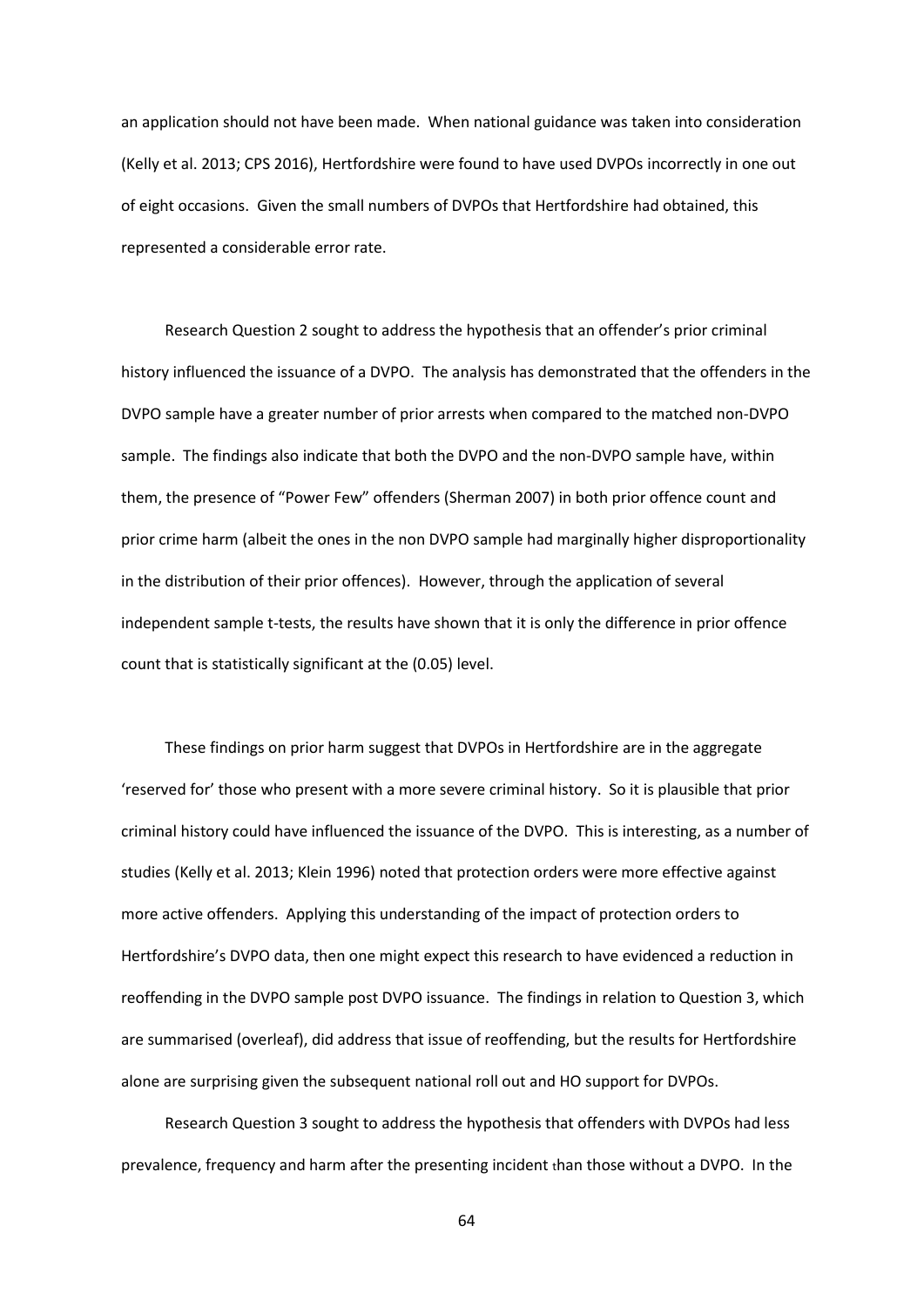an application should not have been made. When national guidance was taken into consideration (Kelly et al. 2013; CPS 2016), Hertfordshire were found to have used DVPOs incorrectly in one out of eight occasions. Given the small numbers of DVPOs that Hertfordshire had obtained, this represented a considerable error rate.

Research Question 2 sought to address the hypothesis that an offender's prior criminal history influenced the issuance of a DVPO. The analysis has demonstrated that the offenders in the DVPO sample have a greater number of prior arrests when compared to the matched non-DVPO sample. The findings also indicate that both the DVPO and the non-DVPO sample have, within them, the presence of "Power Few" offenders (Sherman 2007) in both prior offence count and prior crime harm (albeit the ones in the non DVPO sample had marginally higher disproportionality in the distribution of their prior offences). However, through the application of several independent sample t-tests, the results have shown that it is only the difference in prior offence count that is statistically significant at the (0.05) level.

These findings on prior harm suggest that DVPOs in Hertfordshire are in the aggregate 'reserved for' those who present with a more severe criminal history. So it is plausible that prior criminal history could have influenced the issuance of the DVPO. This is interesting, as a number of studies (Kelly et al. 2013; Klein 1996) noted that protection orders were more effective against more active offenders. Applying this understanding of the impact of protection orders to Hertfordshire's DVPO data, then one might expect this research to have evidenced a reduction in reoffending in the DVPO sample post DVPO issuance. The findings in relation to Question 3, which are summarised (overleaf), did address that issue of reoffending, but the results for Hertfordshire alone are surprising given the subsequent national roll out and HO support for DVPOs.

Research Question 3 sought to address the hypothesis that offenders with DVPOs had less prevalence, frequency and harm after the presenting incident than those without a DVPO. In the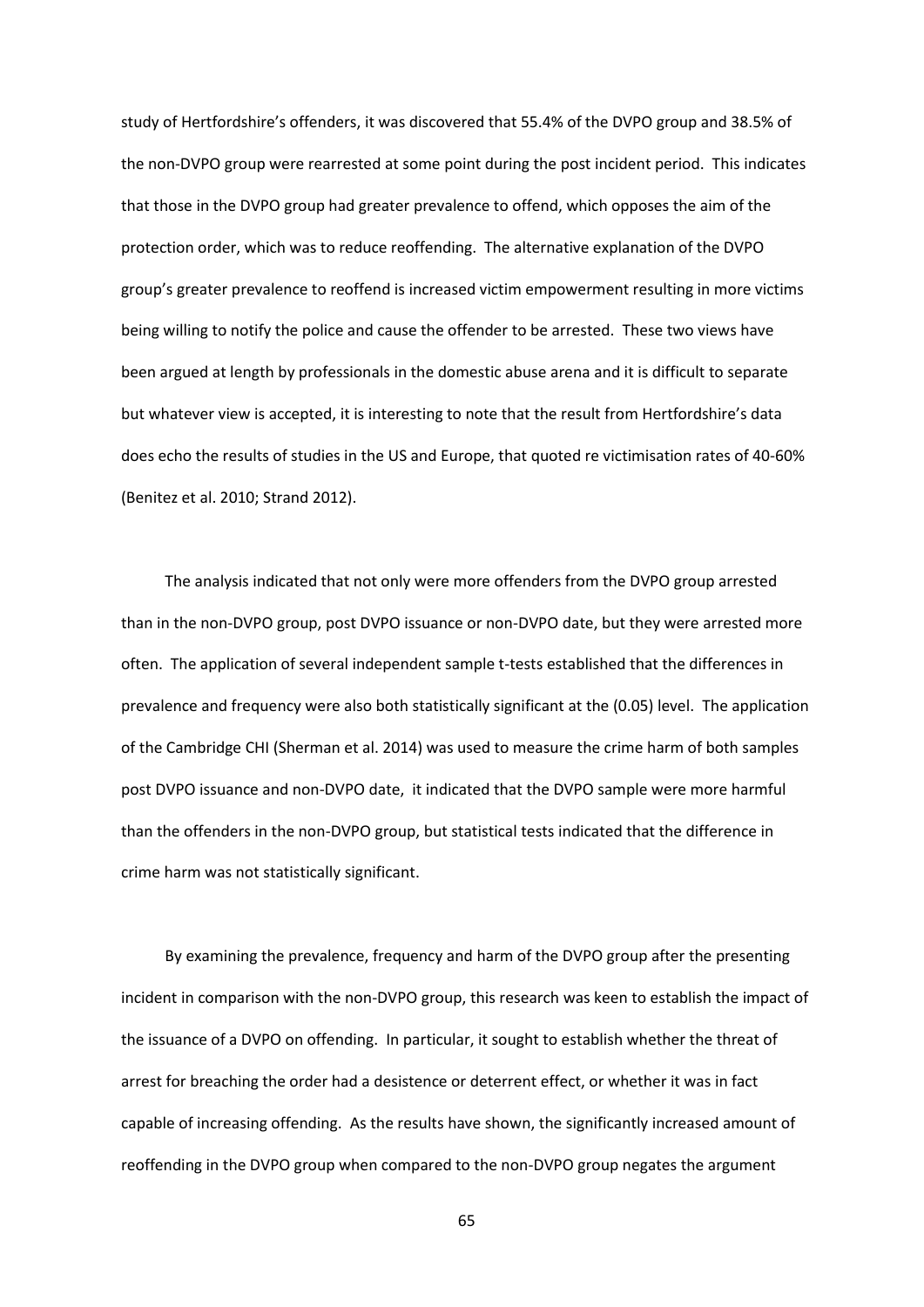study of Hertfordshire's offenders, it was discovered that 55.4% of the DVPO group and 38.5% of the non-DVPO group were rearrested at some point during the post incident period. This indicates that those in the DVPO group had greater prevalence to offend, which opposes the aim of the protection order, which was to reduce reoffending. The alternative explanation of the DVPO group's greater prevalence to reoffend is increased victim empowerment resulting in more victims being willing to notify the police and cause the offender to be arrested. These two views have been argued at length by professionals in the domestic abuse arena and it is difficult to separate but whatever view is accepted, it is interesting to note that the result from Hertfordshire's data does echo the results of studies in the US and Europe, that quoted re victimisation rates of 40-60% (Benitez et al. 2010; Strand 2012).

The analysis indicated that not only were more offenders from the DVPO group arrested than in the non-DVPO group, post DVPO issuance or non-DVPO date, but they were arrested more often. The application of several independent sample t-tests established that the differences in prevalence and frequency were also both statistically significant at the (0.05) level. The application of the Cambridge CHI (Sherman et al. 2014) was used to measure the crime harm of both samples post DVPO issuance and non-DVPO date, it indicated that the DVPO sample were more harmful than the offenders in the non-DVPO group, but statistical tests indicated that the difference in crime harm was not statistically significant.

By examining the prevalence, frequency and harm of the DVPO group after the presenting incident in comparison with the non-DVPO group, this research was keen to establish the impact of the issuance of a DVPO on offending. In particular, it sought to establish whether the threat of arrest for breaching the order had a desistence or deterrent effect, or whether it was in fact capable of increasing offending. As the results have shown, the significantly increased amount of reoffending in the DVPO group when compared to the non-DVPO group negates the argument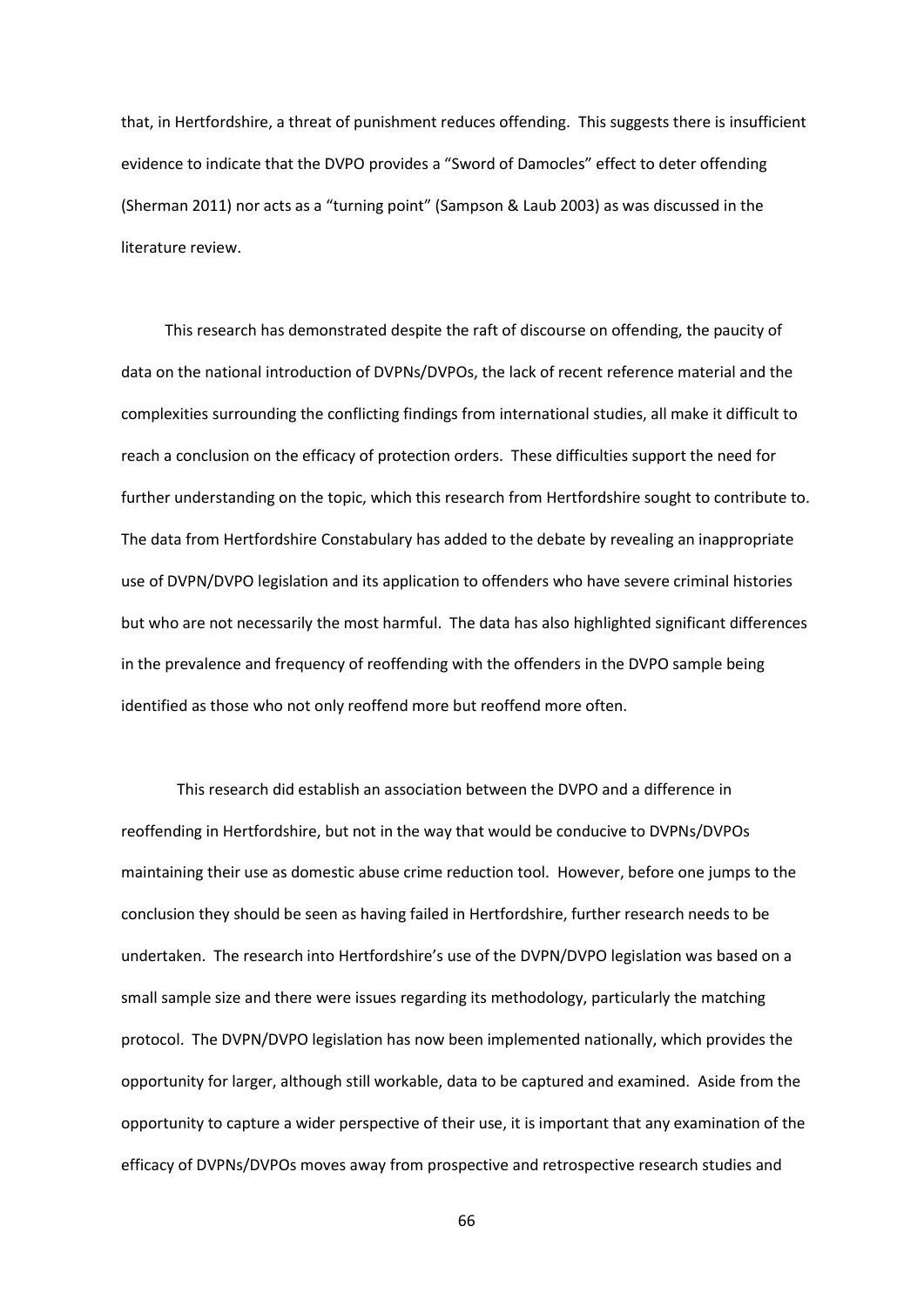that, in Hertfordshire, a threat of punishment reduces offending. This suggests there is insufficient evidence to indicate that the DVPO provides a "Sword of Damocles" effect to deter offending (Sherman 2011) nor acts as a "turning point" (Sampson & Laub 2003) as was discussed in the literature review.

This research has demonstrated despite the raft of discourse on offending, the paucity of data on the national introduction of DVPNs/DVPOs, the lack of recent reference material and the complexities surrounding the conflicting findings from international studies, all make it difficult to reach a conclusion on the efficacy of protection orders. These difficulties support the need for further understanding on the topic, which this research from Hertfordshire sought to contribute to. The data from Hertfordshire Constabulary has added to the debate by revealing an inappropriate use of DVPN/DVPO legislation and its application to offenders who have severe criminal histories but who are not necessarily the most harmful. The data has also highlighted significant differences in the prevalence and frequency of reoffending with the offenders in the DVPO sample being identified as those who not only reoffend more but reoffend more often.

This research did establish an association between the DVPO and a difference in reoffending in Hertfordshire, but not in the way that would be conducive to DVPNs/DVPOs maintaining their use as domestic abuse crime reduction tool. However, before one jumps to the conclusion they should be seen as having failed in Hertfordshire, further research needs to be undertaken. The research into Hertfordshire's use of the DVPN/DVPO legislation was based on a small sample size and there were issues regarding its methodology, particularly the matching protocol. The DVPN/DVPO legislation has now been implemented nationally, which provides the opportunity for larger, although still workable, data to be captured and examined. Aside from the opportunity to capture a wider perspective of their use, it is important that any examination of the efficacy of DVPNs/DVPOs moves away from prospective and retrospective research studies and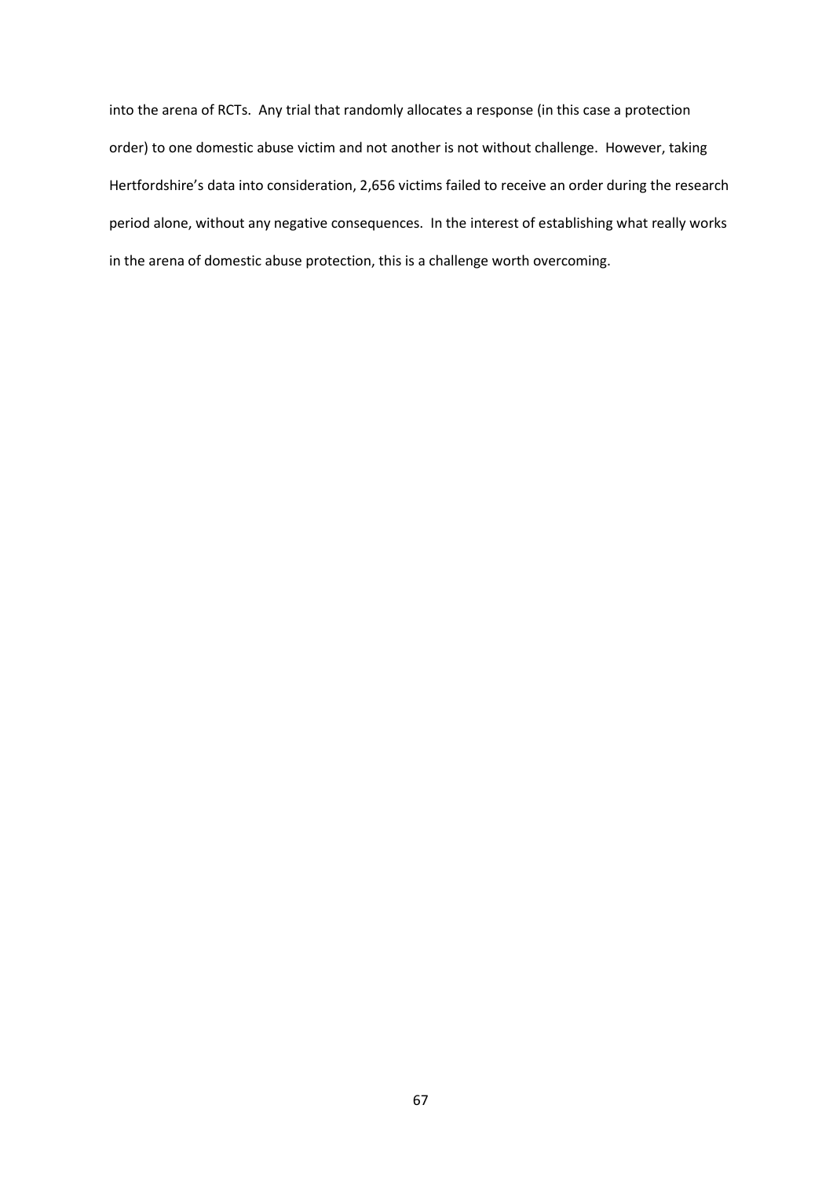into the arena of RCTs. Any trial that randomly allocates a response (in this case a protection order) to one domestic abuse victim and not another is not without challenge. However, taking Hertfordshire's data into consideration, 2,656 victims failed to receive an order during the research period alone, without any negative consequences. In the interest of establishing what really works in the arena of domestic abuse protection, this is a challenge worth overcoming.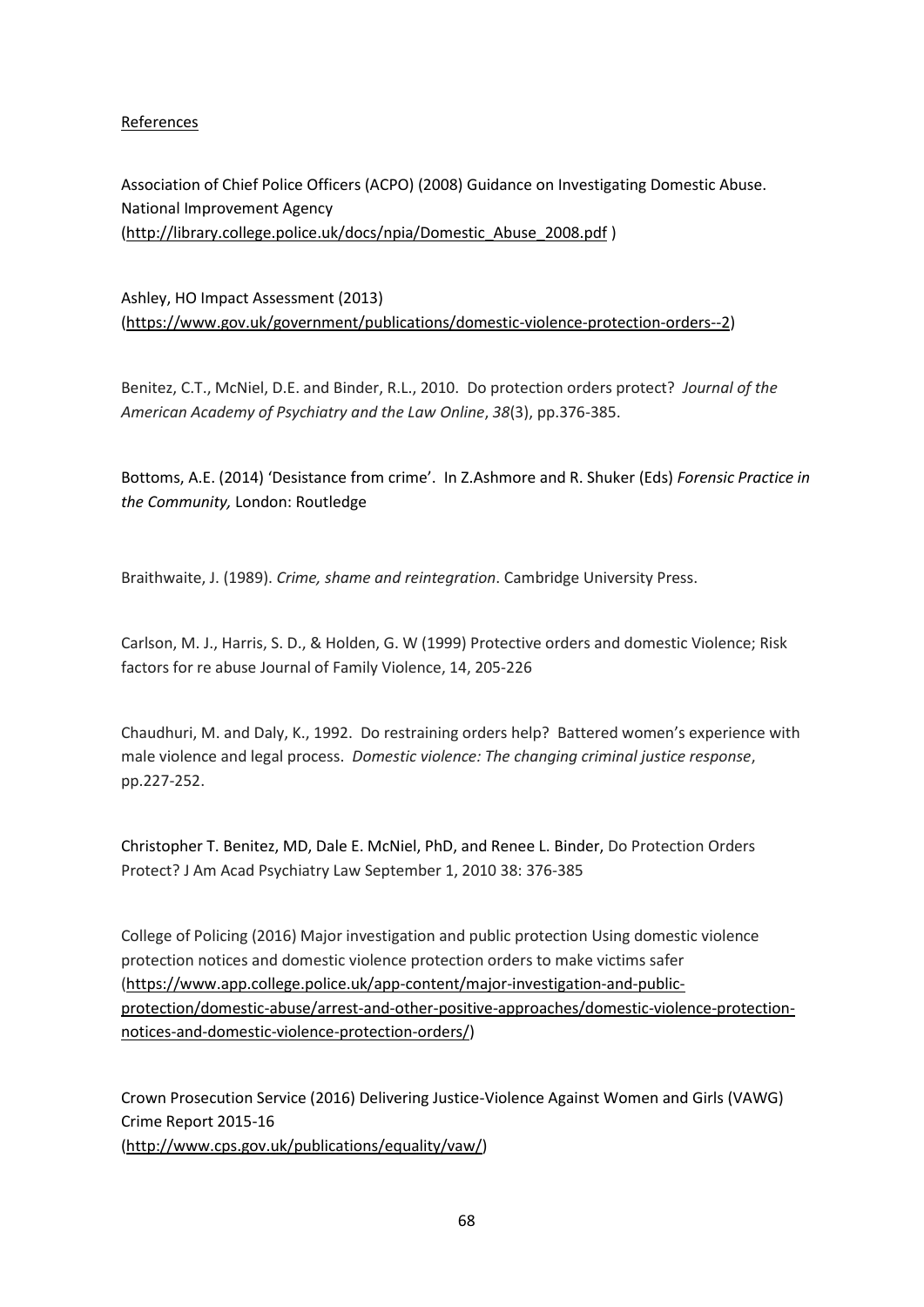References

Association of Chief Police Officers (ACPO) (2008) Guidance on Investigating Domestic Abuse. National Improvement Agency (http://library.college.police.uk/docs/npia/Domestic_Abuse_2008.pdf )

Ashley, HO Impact Assessment (2013) (https://www.gov.uk/government/publications/domestic-violence-protection-orders--2)

Benitez, C.T., McNiel, D.E. and Binder, R.L., 2010. Do protection orders protect? *Journal of the American Academy of Psychiatry and the Law Online*, *38*(3), pp.376-385.

Bottoms, A.E. (2014) 'Desistance from crime'. In Z.Ashmore and R. Shuker (Eds) *Forensic Practice in the Community,* London: Routledge

Braithwaite, J. (1989). *Crime, shame and reintegration*. Cambridge University Press.

Carlson, M. J., Harris, S. D., & Holden, G. W (1999) Protective orders and domestic Violence; Risk factors for re abuse Journal of Family Violence, 14, 205-226

Chaudhuri, M. and Daly, K., 1992. Do restraining orders help? Battered women's experience with male violence and legal process. *Domestic violence: The changing criminal justice response*, pp.227-252.

Christopher T. Benitez, MD, Dale E. McNiel, PhD, and Renee L. Binder, Do Protection Orders Protect? J Am Acad Psychiatry Law September 1, 2010 38: 376-385

College of Policing (2016) Major investigation and public protection Using domestic violence protection notices and domestic violence protection orders to make victims safer (https://www.app.college.police.uk/app-content/major-investigation-and-public-protection/domestic-abuse/arrest-and-other-positive-approaches/domestic-violence-protection-notices-and-domestic-violence-protection-orders/)

Crown Prosecution Service (2016) Delivering Justice-Violence Against Women and Girls (VAWG) Crime Report 2015-16 (http://www.cps.gov.uk/publications/equality/vaw/)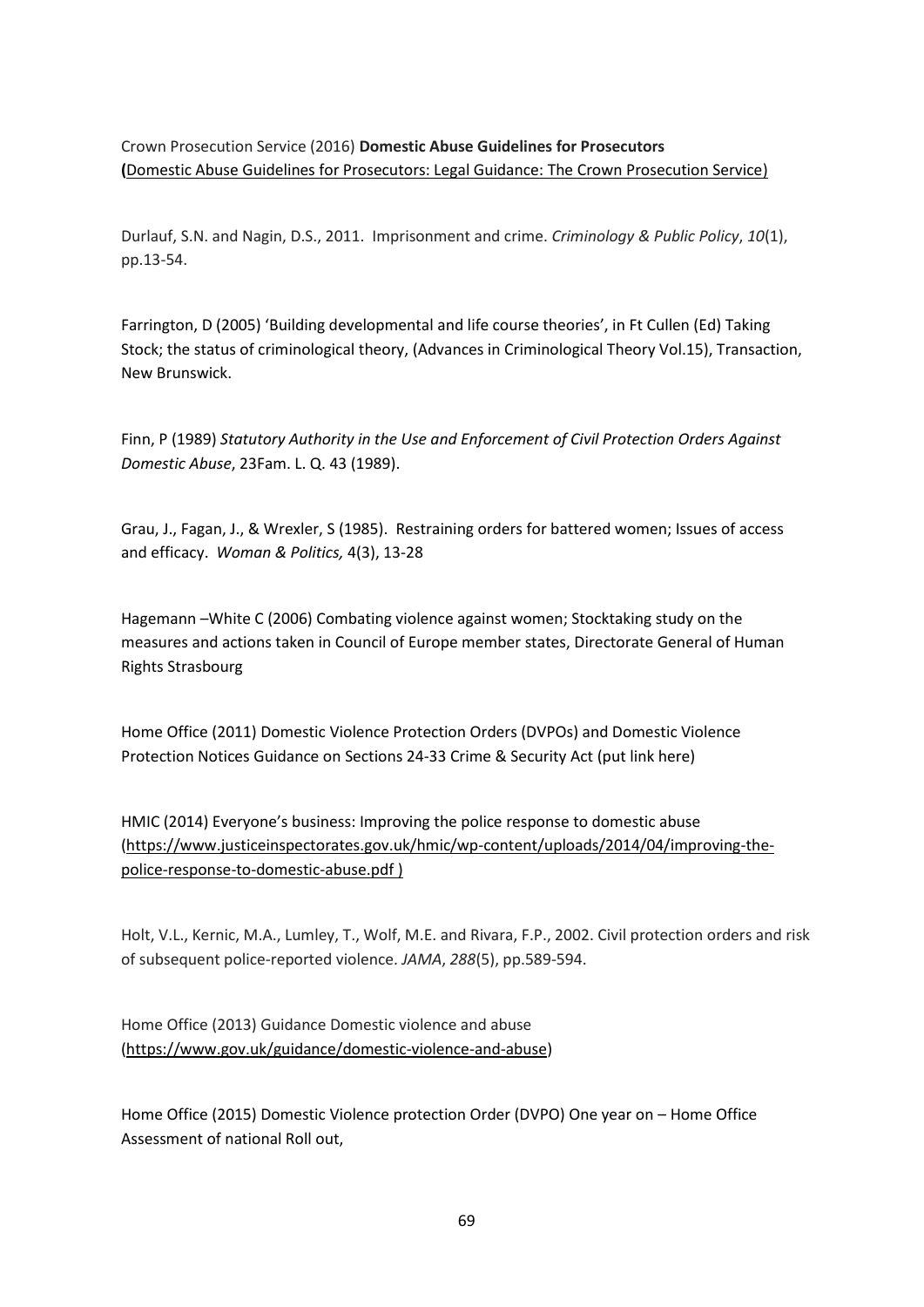Crown Prosecution Service (2016) **Domestic Abuse Guidelines for Prosecutors (**Domestic Abuse Guidelines for Prosecutors: Legal Guidance: The Crown Prosecution Service)

Durlauf, S.N. and Nagin, D.S., 2011. Imprisonment and crime. *Criminology & Public Policy*, *10*(1), pp.13-54.

Farrington, D (2005) 'Building developmental and life course theories', in Ft Cullen (Ed) Taking Stock; the status of criminological theory, (Advances in Criminological Theory Vol.15), Transaction, New Brunswick.

Finn, P (1989) *Statutory Authority in the Use and Enforcement of Civil Protection Orders Against Domestic Abuse*, 23Fam. L. Q. 43 (1989).

Grau, J., Fagan, J., & Wrexler, S (1985). Restraining orders for battered women; Issues of access and efficacy. *Woman & Politics,* 4(3), 13-28

Hagemann –White C (2006) Combating violence against women; Stocktaking study on the measures and actions taken in Council of Europe member states, Directorate General of Human Rights Strasbourg

Home Office (2011) Domestic Violence Protection Orders (DVPOs) and Domestic Violence Protection Notices Guidance on Sections 24-33 Crime & Security Act (put link here)

HMIC (2014) Everyone's business: Improving the police response to domestic abuse (https://www.justiceinspectorates.gov.uk/hmic/wp-content/uploads/2014/04/improving-the-police-response-to-domestic-abuse.pdf )

Holt, V.L., Kernic, M.A., Lumley, T., Wolf, M.E. and Rivara, F.P., 2002. Civil protection orders and risk of subsequent police-reported violence. *JAMA*, *288*(5), pp.589-594.

Home Office (2013) Guidance Domestic violence and abuse (https://www.gov.uk/guidance/domestic-violence-and-abuse)

Home Office (2015) Domestic Violence protection Order (DVPO) One year on – Home Office Assessment of national Roll out,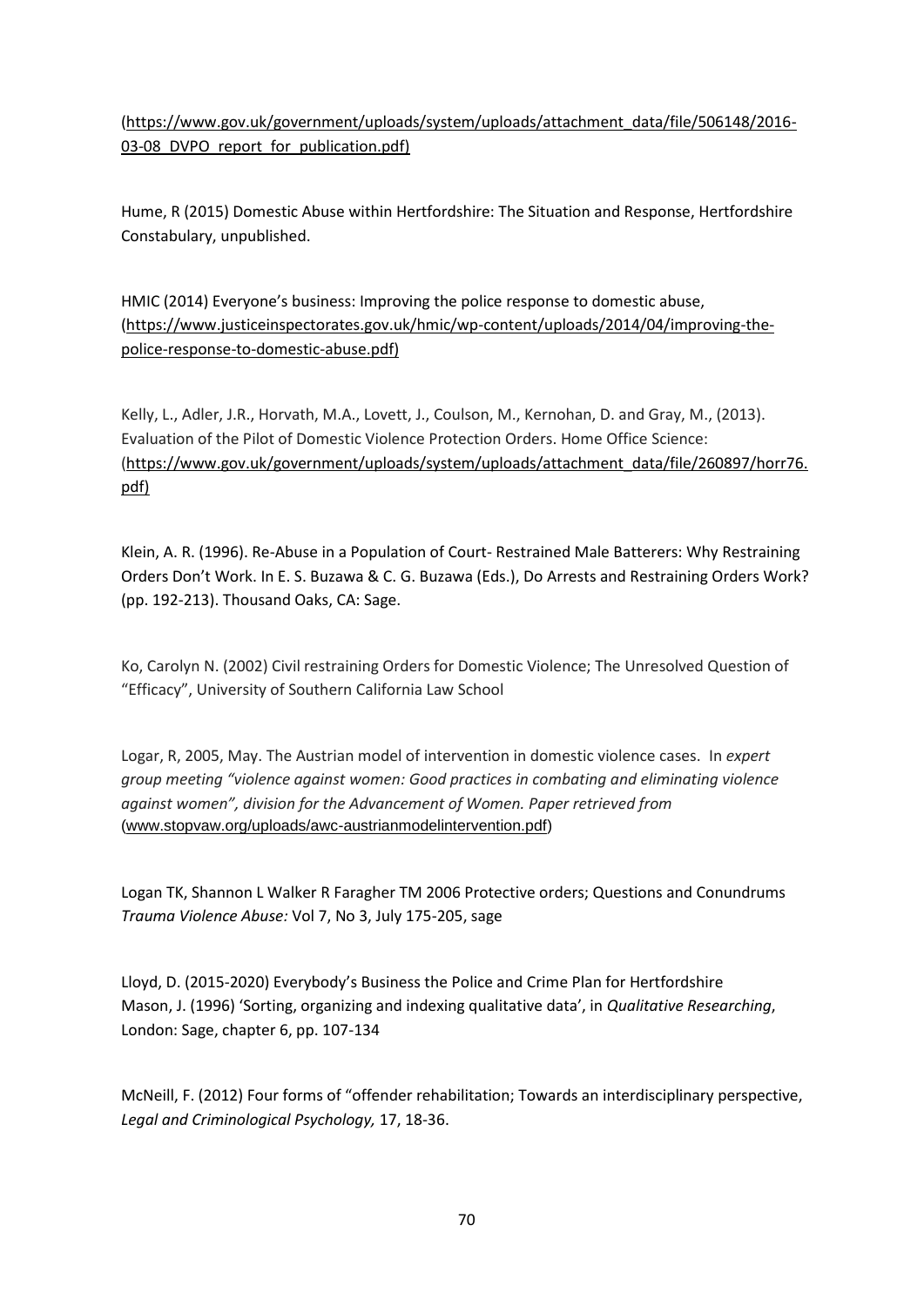(https://www.gov.uk/government/uploads/system/uploads/attachment_data/file/506148/2016-03-08_DVPO_report_for_publication.pdf)

Hume, R (2015) Domestic Abuse within Hertfordshire: The Situation and Response, Hertfordshire Constabulary, unpublished.

HMIC (2014) Everyone's business: Improving the police response to domestic abuse, (https://www.justiceinspectorates.gov.uk/hmic/wp-content/uploads/2014/04/improving-the-police-response-to-domestic-abuse.pdf)

Kelly, L., Adler, J.R., Horvath, M.A., Lovett, J., Coulson, M., Kernohan, D. and Gray, M., (2013). Evaluation of the Pilot of Domestic Violence Protection Orders. Home Office Science: (https://www.gov.uk/government/uploads/system/uploads/attachment_data/file/260897/horr76.pdf)

Klein, A. R. (1996). Re-Abuse in a Population of Court- Restrained Male Batterers: Why Restraining Orders Don't Work. In E. S. Buzawa & C. G. Buzawa (Eds.), Do Arrests and Restraining Orders Work? (pp. 192-213). Thousand Oaks, CA: Sage.

Ko, Carolyn N. (2002) Civil restraining Orders for Domestic Violence; The Unresolved Question of "Efficacy", University of Southern California Law School

Logar, R, 2005, May. The Austrian model of intervention in domestic violence cases. In *expert group meeting "violence against women: Good practices in combating and eliminating violence against women", division for the Advancement of Women. Paper retrieved from* (www.stopvaw.org/uploads/awc-austrianmodelintervention.pdf)

Logan TK, Shannon L Walker R Faragher TM 2006 Protective orders; Questions and Conundrums *Trauma Violence Abuse:* Vol 7, No 3, July 175-205, sage

Lloyd, D. (2015-2020) Everybody's Business the Police and Crime Plan for Hertfordshire
Mason, J. (1996) 'Sorting, organizing and indexing qualitative data', in *Qualitative Researching*, London: Sage, chapter 6, pp. 107-134

McNeill, F. (2012) Four forms of "offender rehabilitation; Towards an interdisciplinary perspective, *Legal and Criminological Psychology,* 17, 18-36.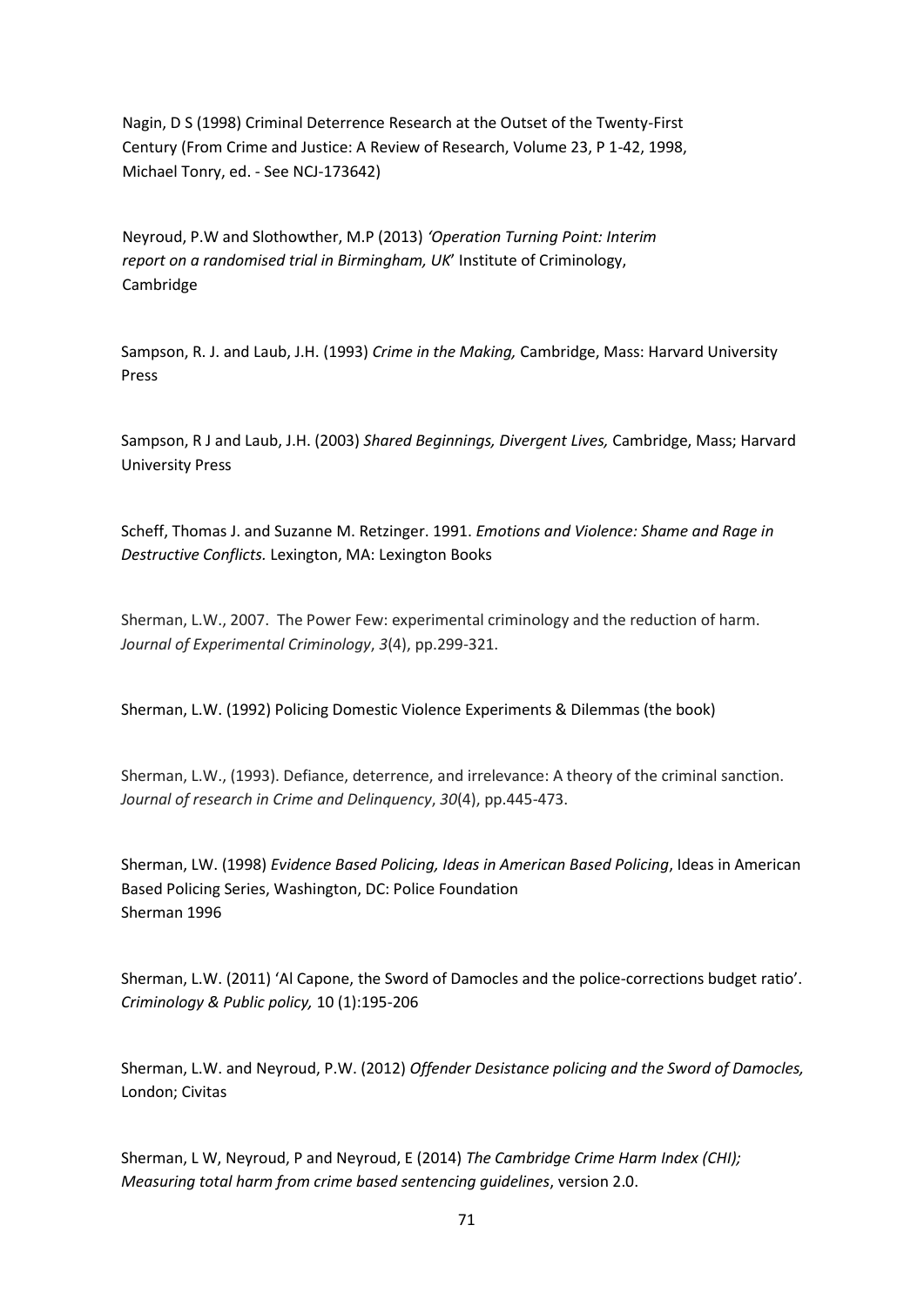Nagin, D S (1998) Criminal Deterrence Research at the Outset of the Twenty-First Century (From Crime and Justice: A Review of Research, Volume 23, P 1-42, 1998, Michael Tonry, ed. - See NCJ-173642)

Neyroud, P.W and Slothowther, M.P (2013) *'Operation Turning Point: Interim report on a randomised trial in Birmingham, UK*' Institute of Criminology, Cambridge

Sampson, R. J. and Laub, J.H. (1993) *Crime in the Making,* Cambridge, Mass: Harvard University Press

Sampson, R J and Laub, J.H. (2003) *Shared Beginnings, Divergent Lives,* Cambridge, Mass; Harvard University Press

Scheff, Thomas J. and Suzanne M. Retzinger. 1991. *Emotions and Violence: Shame and Rage in Destructive Conflicts.* Lexington, MA: Lexington Books

Sherman, L.W., 2007. The Power Few: experimental criminology and the reduction of harm. *Journal of Experimental Criminology*, *3*(4), pp.299-321.

Sherman, L.W. (1992) Policing Domestic Violence Experiments & Dilemmas (the book)

Sherman, L.W., (1993). Defiance, deterrence, and irrelevance: A theory of the criminal sanction. *Journal of research in Crime and Delinquency*, *30*(4), pp.445-473.

Sherman, LW. (1998) *Evidence Based Policing, Ideas in American Based Policing*, Ideas in American Based Policing Series, Washington, DC: Police Foundation
Sherman 1996

Sherman, L.W. (2011) 'Al Capone, the Sword of Damocles and the police-corrections budget ratio'. *Criminology & Public policy,* 10 (1):195-206

Sherman, L.W. and Neyroud, P.W. (2012) *Offender Desistance policing and the Sword of Damocles,* London; Civitas

Sherman, L W, Neyroud, P and Neyroud, E (2014) *The Cambridge Crime Harm Index (CHI); Measuring total harm from crime based sentencing guidelines*, version 2.0.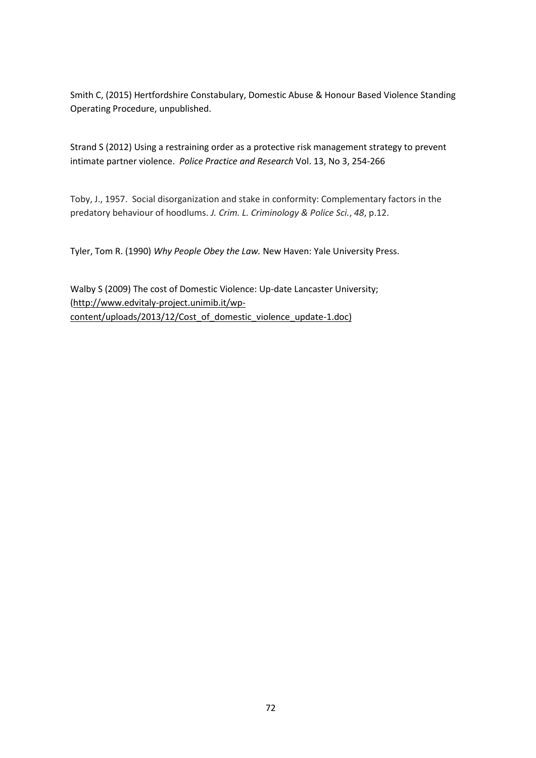Smith C, (2015) Hertfordshire Constabulary, Domestic Abuse & Honour Based Violence Standing Operating Procedure, unpublished.

Strand S (2012) Using a restraining order as a protective risk management strategy to prevent intimate partner violence. *Police Practice and Research* Vol. 13, No 3, 254-266

Toby, J., 1957. Social disorganization and stake in conformity: Complementary factors in the predatory behaviour of hoodlums. *J. Crim. L. Criminology & Police Sci.*, *48*, p.12.

Tyler, Tom R. (1990) *Why People Obey the Law.* New Haven: Yale University Press.

Walby S (2009) The cost of Domestic Violence: Up-date Lancaster University; (http://www.edvitaly-project.unimib.it/wp-content/uploads/2013/12/Cost_of_domestic_violence_update-1.doc)